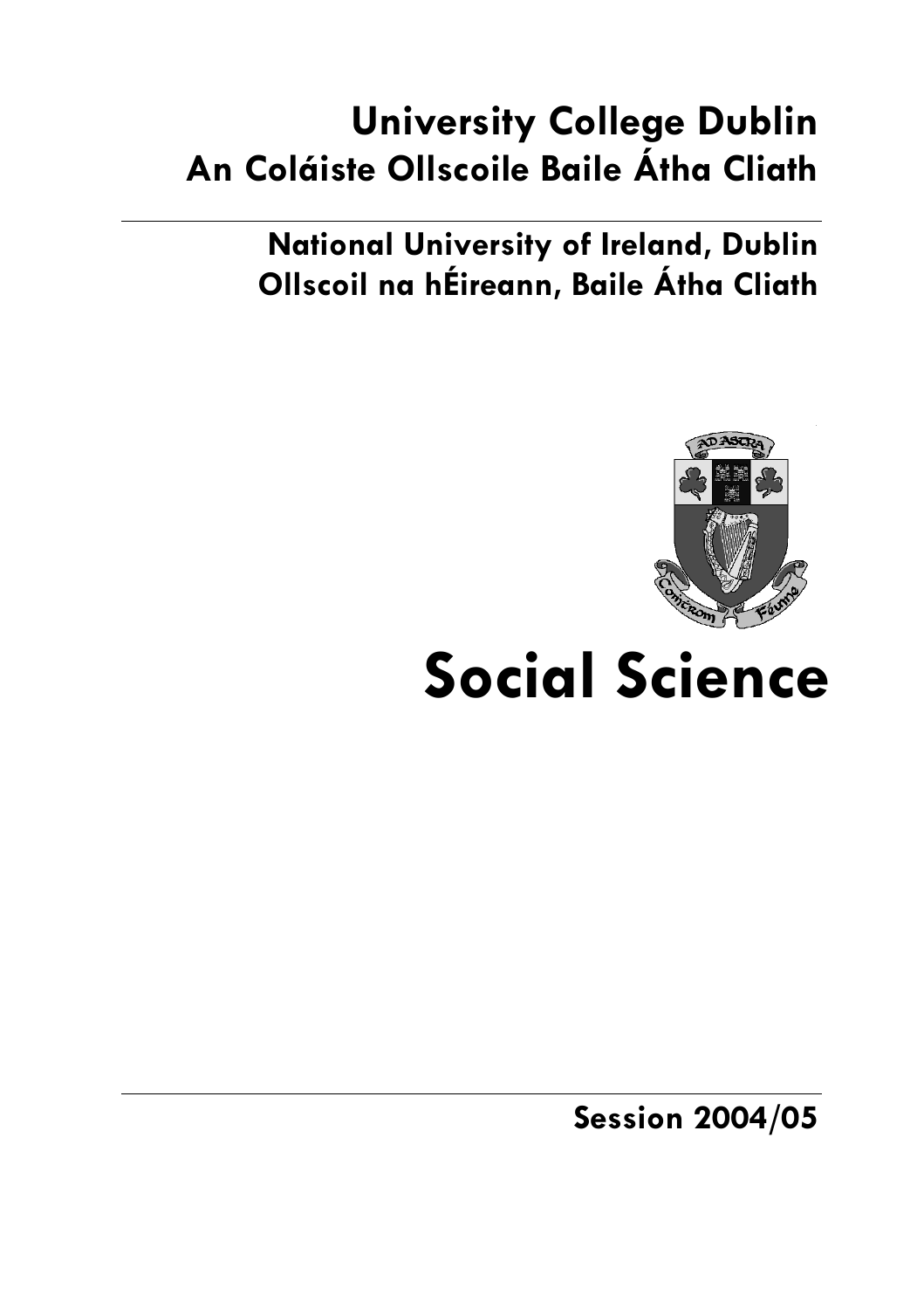# University College Dublin
# An Coláiste Ollscoile Baile Átha Cliath

## National University of Ireland, Dublin
## Ollscoil na hÉireann, Baile Átha Cliath

# Social Science

**Session 2004/05**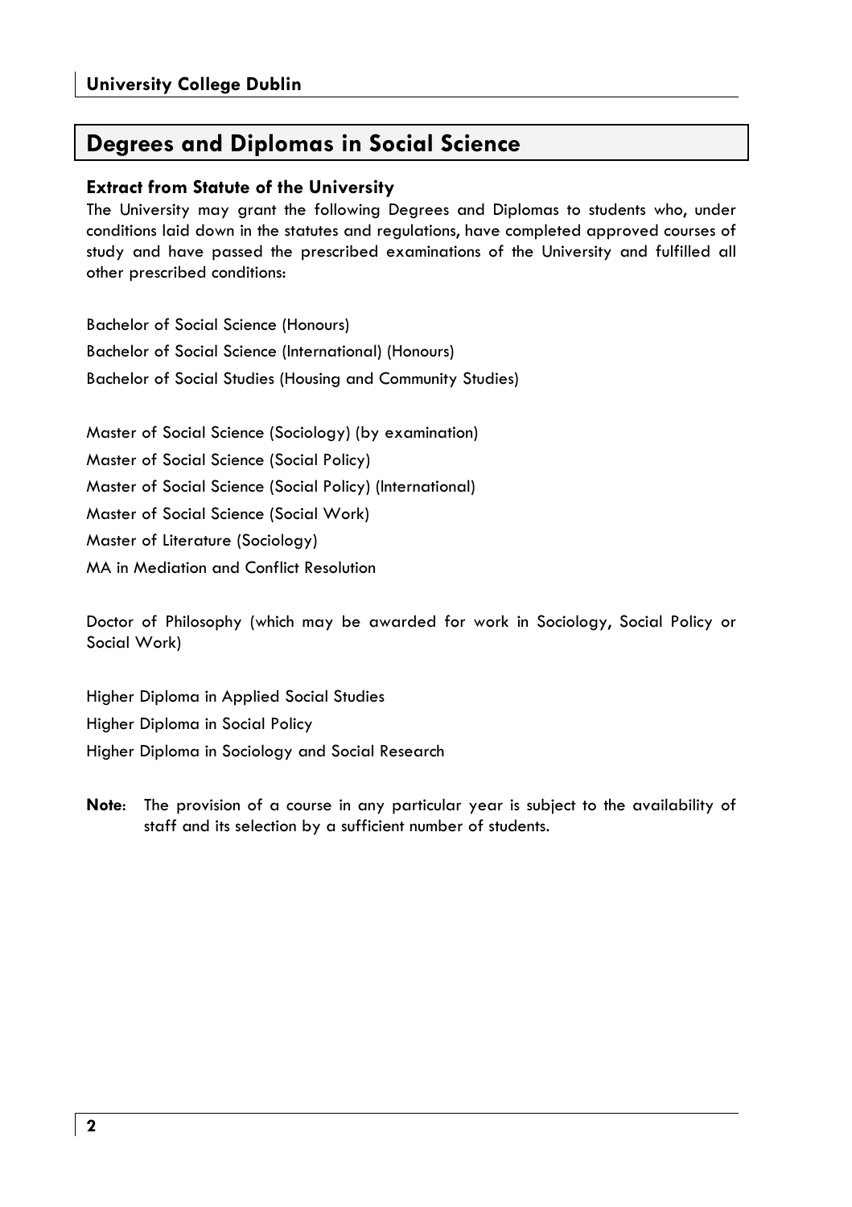# Degrees and Diplomas in Social Science

### Extract from Statute of the University

The University may grant the following Degrees and Diplomas to students who, under conditions laid down in the statutes and regulations, have completed approved courses of study and have passed the prescribed examinations of the University and fulfilled all other prescribed conditions:

Bachelor of Social Science (Honours)
Bachelor of Social Science (International) (Honours)
Bachelor of Social Studies (Housing and Community Studies)

Master of Social Science (Sociology) (by examination)
Master of Social Science (Social Policy)
Master of Social Science (Social Policy) (International)
Master of Social Science (Social Work)
Master of Literature (Sociology)
MA in Mediation and Conflict Resolution

Doctor of Philosophy (which may be awarded for work in Sociology, Social Policy or Social Work)

Higher Diploma in Applied Social Studies
Higher Diploma in Social Policy
Higher Diploma in Sociology and Social Research

**Note**: The provision of a course in any particular year is subject to the availability of staff and its selection by a sufficient number of students.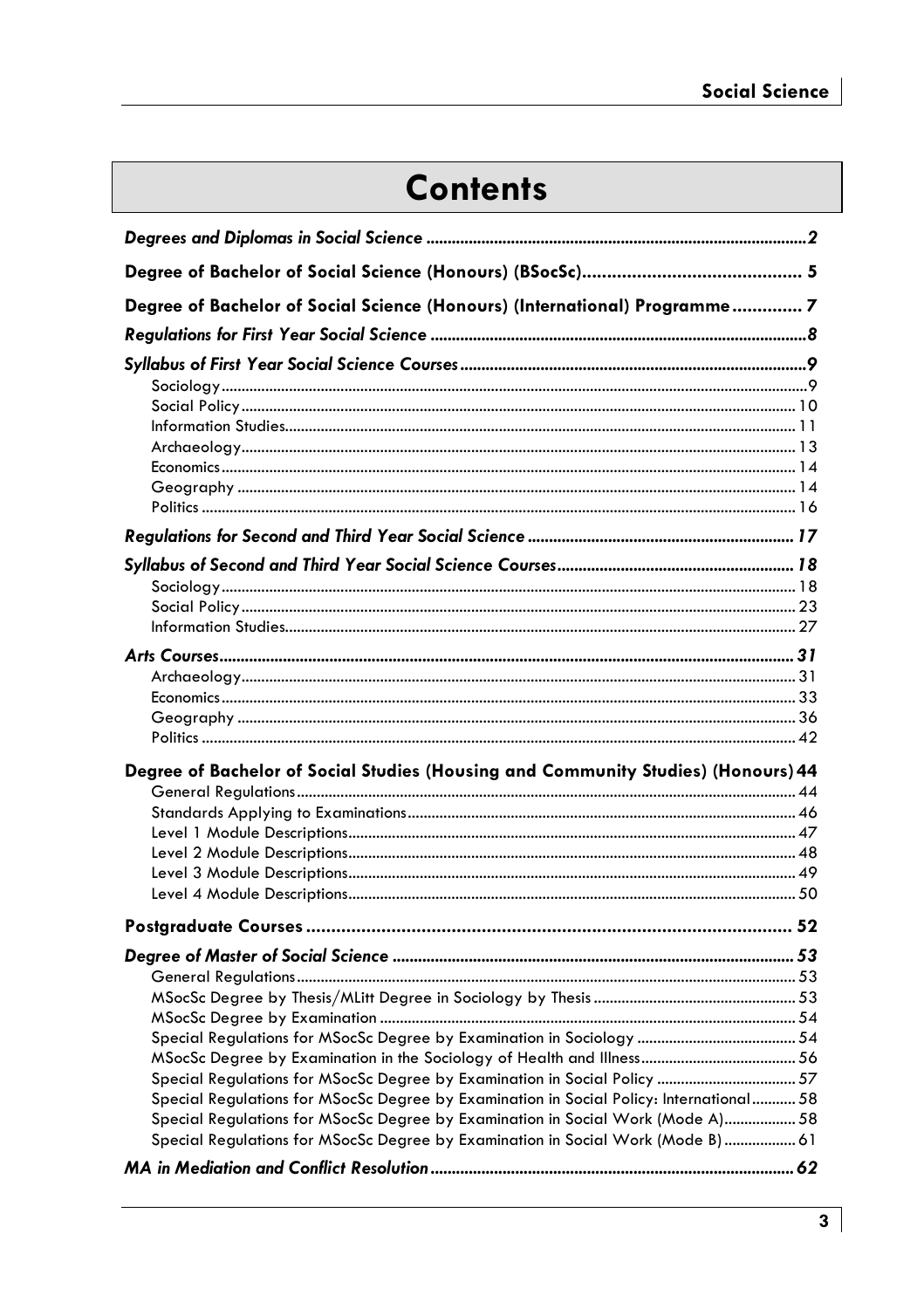# Contents

| | |
|---|---|
| ***Degrees and Diplomas in Social Science*** | ***2*** |
| **Degree of Bachelor of Social Science (Honours) (BSocSc)** | **5** |
| **Degree of Bachelor of Social Science (Honours) (International) Programme** | **7** |
| ***Regulations for First Year Social Science*** | ***8*** |
| ***Syllabus of First Year Social Science Courses*** | ***9*** |
| Sociology | 9 |
| Social Policy | 10 |
| Information Studies | 11 |
| Archaeology | 13 |
| Economics | 14 |
| Geography | 14 |
| Politics | 16 |
| ***Regulations for Second and Third Year Social Science*** | ***17*** |
| ***Syllabus of Second and Third Year Social Science Courses*** | ***18*** |
| Sociology | 18 |
| Social Policy | 23 |
| Information Studies | 27 |
| ***Arts Courses*** | ***31*** |
| Archaeology | 31 |
| Economics | 33 |
| Geography | 36 |
| Politics | 42 |
| **Degree of Bachelor of Social Studies (Housing and Community Studies) (Honours)** | **44** |
| General Regulations | 44 |
| Standards Applying to Examinations | 46 |
| Level 1 Module Descriptions | 47 |
| Level 2 Module Descriptions | 48 |
| Level 3 Module Descriptions | 49 |
| Level 4 Module Descriptions | 50 |
| **Postgraduate Courses** | **52** |
| ***Degree of Master of Social Science*** | ***53*** |
| General Regulations | 53 |
| MSocSc Degree by Thesis/MLitt Degree in Sociology by Thesis | 53 |
| MSocSc Degree by Examination | 54 |
| Special Regulations for MSocSc Degree by Examination in Sociology | 54 |
| MSocSc Degree by Examination in the Sociology of Health and Illness | 56 |
| Special Regulations for MSocSc Degree by Examination in Social Policy | 57 |
| Special Regulations for MSocSc Degree by Examination in Social Policy: International | 58 |
| Special Regulations for MSocSc Degree by Examination in Social Work (Mode A) | 58 |
| Special Regulations for MSocSc Degree by Examination in Social Work (Mode B) | 61 |
| ***MA in Mediation and Conflict Resolution*** | ***62*** |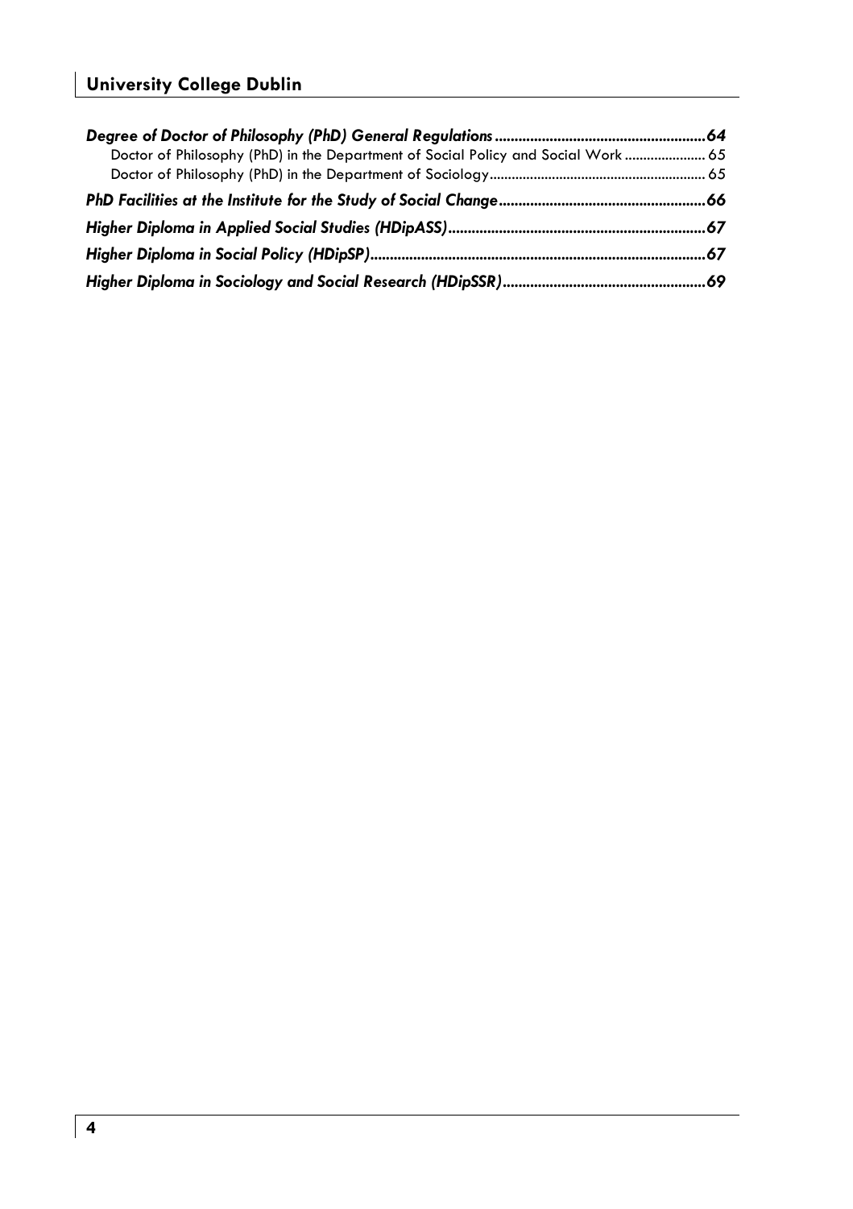***Degree of Doctor of Philosophy (PhD) General Regulations*** ....................................................**64**

Doctor of Philosophy (PhD) in the Department of Social Policy and Social Work ...................... 65

Doctor of Philosophy (PhD) in the Department of Sociology.......................................................... 65

***PhD Facilities at the Institute for the Study of Social Change*** ....................................................**66**

***Higher Diploma in Applied Social Studies (HDipASS)*** ................................................................**67**

***Higher Diploma in Social Policy (HDipSP)*** .....................................................................................**67**

***Higher Diploma in Sociology and Social Research (HDipSSR)*** ...................................................**69**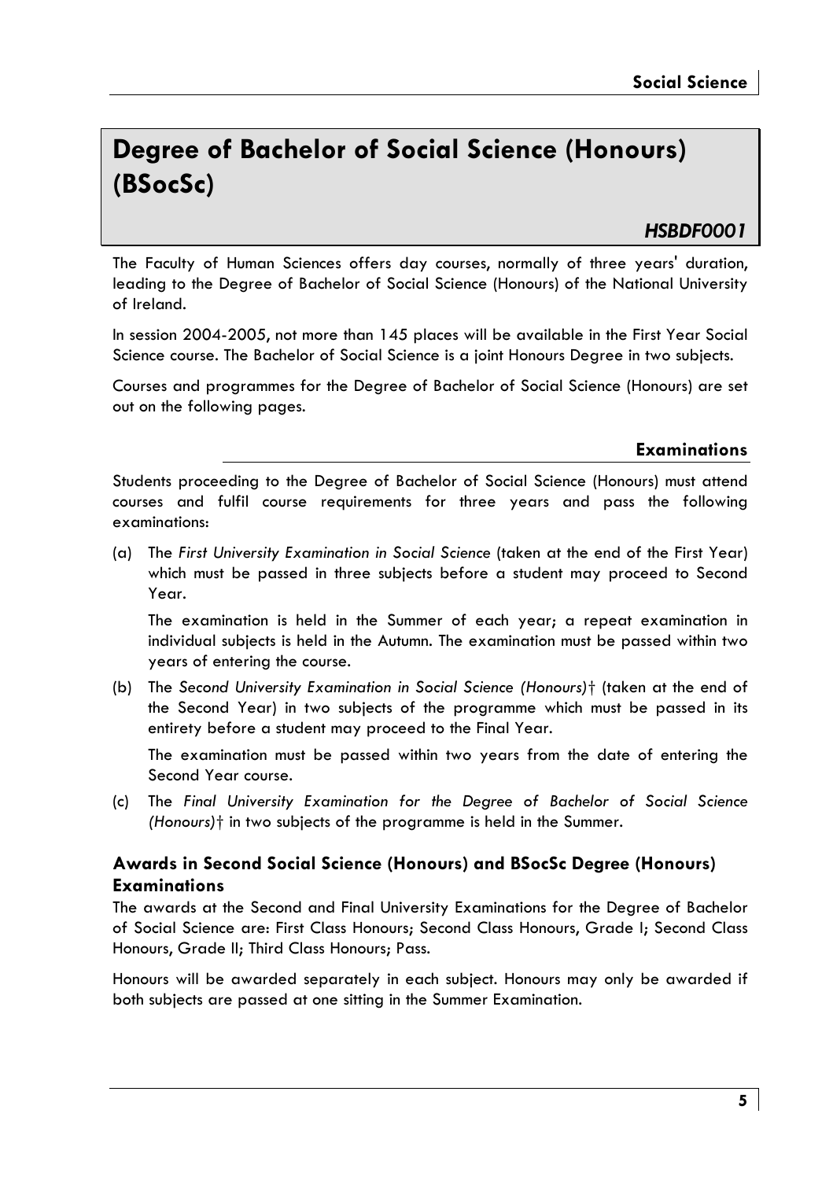# Degree of Bachelor of Social Science (Honours) (BSocSc)

***HSBDF0001***

The Faculty of Human Sciences offers day courses, normally of three years' duration, leading to the Degree of Bachelor of Social Science (Honours) of the National University of Ireland.

In session 2004-2005, not more than 145 places will be available in the First Year Social Science course. The Bachelor of Social Science is a joint Honours Degree in two subjects.

Courses and programmes for the Degree of Bachelor of Social Science (Honours) are set out on the following pages.

## Examinations

Students proceeding to the Degree of Bachelor of Social Science (Honours) must attend courses and fulfil course requirements for three years and pass the following examinations:

(a) The *First University Examination in Social Science* (taken at the end of the First Year) which must be passed in three subjects before a student may proceed to Second Year.

The examination is held in the Summer of each year; a repeat examination in individual subjects is held in the Autumn. The examination must be passed within two years of entering the course.

(b) The *Second University Examination in Social Science (Honours)*† (taken at the end of the Second Year) in two subjects of the programme which must be passed in its entirety before a student may proceed to the Final Year.

The examination must be passed within two years from the date of entering the Second Year course.

(c) The *Final University Examination for the Degree of Bachelor of Social Science (Honours)*† in two subjects of the programme is held in the Summer.

### Awards in Second Social Science (Honours) and BSocSc Degree (Honours) Examinations

The awards at the Second and Final University Examinations for the Degree of Bachelor of Social Science are: First Class Honours; Second Class Honours, Grade I; Second Class Honours, Grade II; Third Class Honours; Pass.

Honours will be awarded separately in each subject. Honours may only be awarded if both subjects are passed at one sitting in the Summer Examination.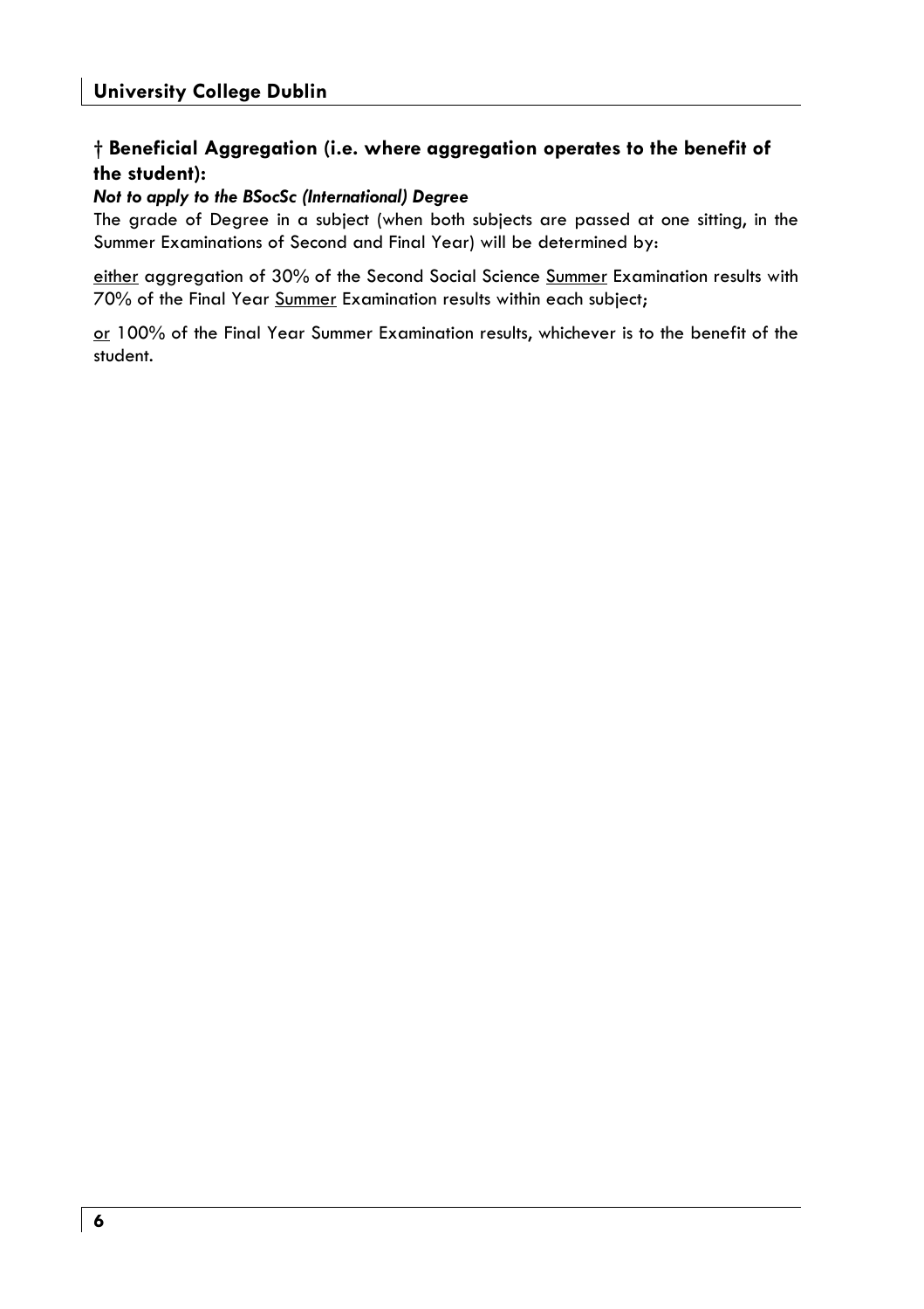## † Beneficial Aggregation (i.e. where aggregation operates to the benefit of the student):

***Not to apply to the BSocSc (International) Degree***

The grade of Degree in a subject (when both subjects are passed at one sitting, in the Summer Examinations of Second and Final Year) will be determined by:

<u>either</u> aggregation of 30% of the Second Social Science <u>Summer</u> Examination results with 70% of the Final Year <u>Summer</u> Examination results within each subject;

<u>or</u> 100% of the Final Year Summer Examination results, whichever is to the benefit of the student.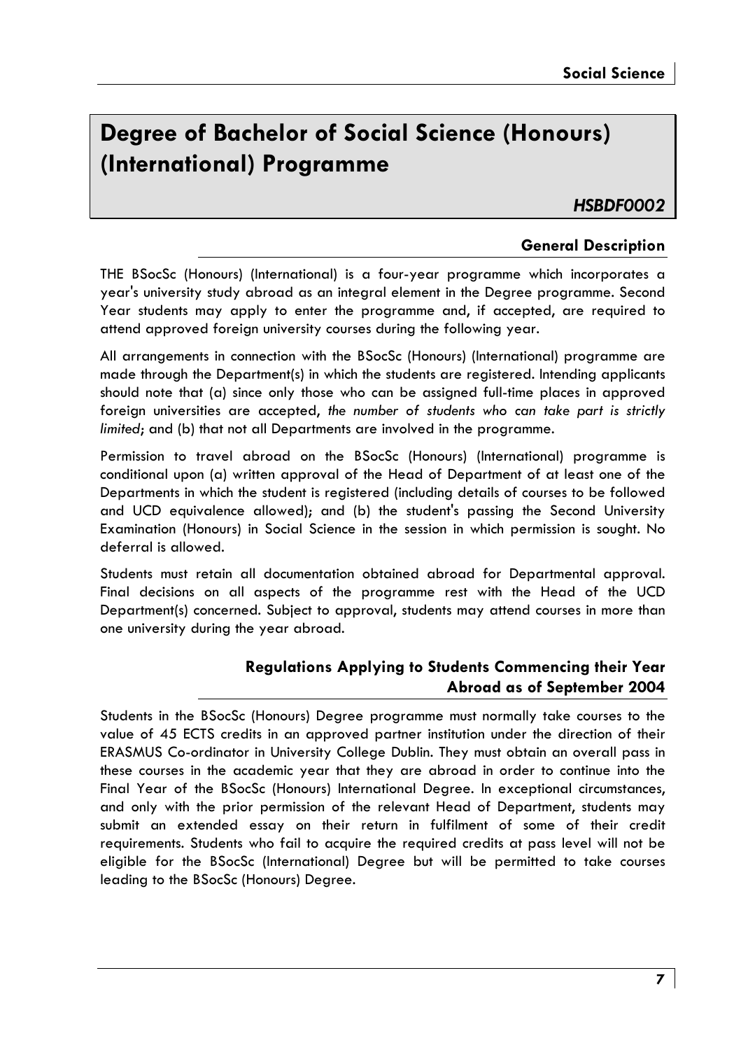# Degree of Bachelor of Social Science (Honours) (International) Programme

***HSBDF0002***

## General Description

THE BSocSc (Honours) (International) is a four-year programme which incorporates a year's university study abroad as an integral element in the Degree programme. Second Year students may apply to enter the programme and, if accepted, are required to attend approved foreign university courses during the following year.

All arrangements in connection with the BSocSc (Honours) (International) programme are made through the Department(s) in which the students are registered. Intending applicants should note that (a) since only those who can be assigned full-time places in approved foreign universities are accepted, *the number of students who can take part is strictly limited*; and (b) that not all Departments are involved in the programme.

Permission to travel abroad on the BSocSc (Honours) (International) programme is conditional upon (a) written approval of the Head of Department of at least one of the Departments in which the student is registered (including details of courses to be followed and UCD equivalence allowed); and (b) the student's passing the Second University Examination (Honours) in Social Science in the session in which permission is sought. No deferral is allowed.

Students must retain all documentation obtained abroad for Departmental approval. Final decisions on all aspects of the programme rest with the Head of the UCD Department(s) concerned. Subject to approval, students may attend courses in more than one university during the year abroad.

## Regulations Applying to Students Commencing their Year Abroad as of September 2004

Students in the BSocSc (Honours) Degree programme must normally take courses to the value of 45 ECTS credits in an approved partner institution under the direction of their ERASMUS Co-ordinator in University College Dublin. They must obtain an overall pass in these courses in the academic year that they are abroad in order to continue into the Final Year of the BSocSc (Honours) International Degree. In exceptional circumstances, and only with the prior permission of the relevant Head of Department, students may submit an extended essay on their return in fulfilment of some of their credit requirements. Students who fail to acquire the required credits at pass level will not be eligible for the BSocSc (International) Degree but will be permitted to take courses leading to the BSocSc (Honours) Degree.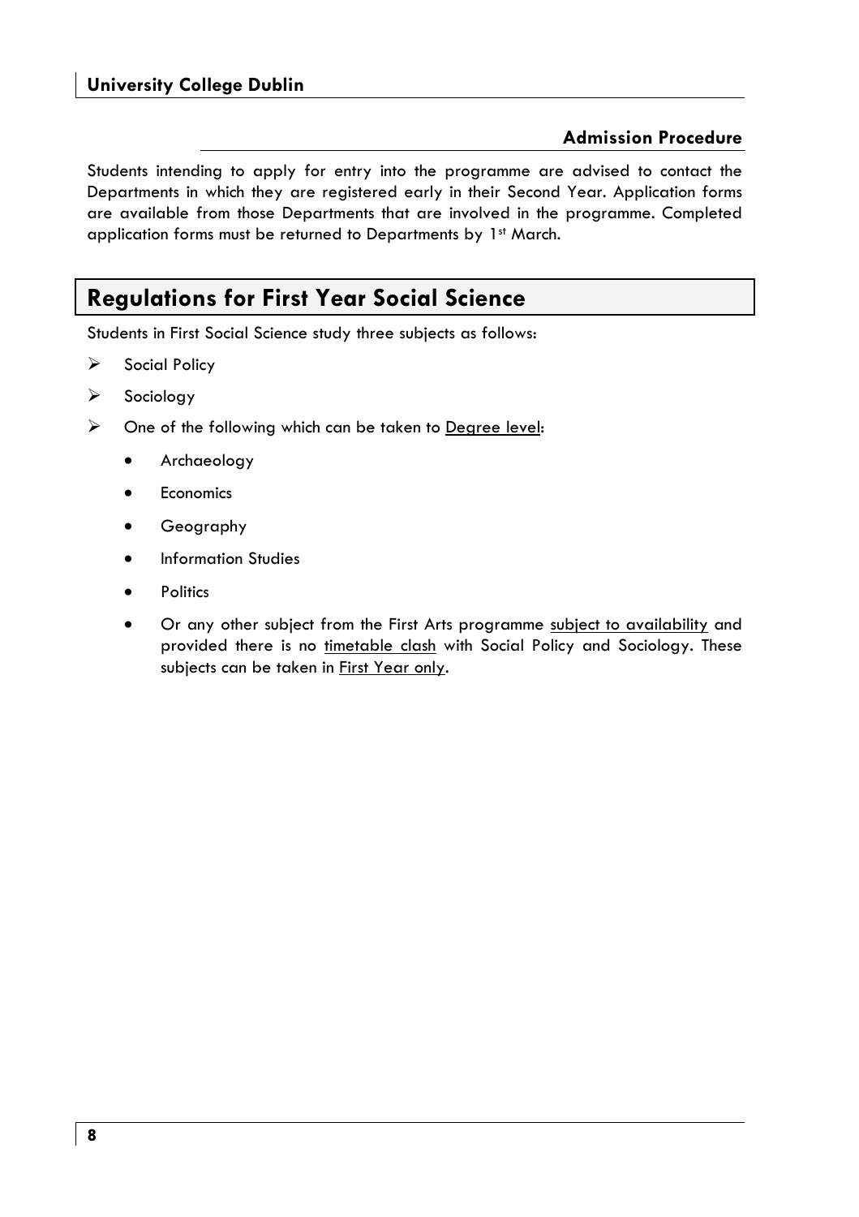### Admission Procedure

Students intending to apply for entry into the programme are advised to contact the Departments in which they are registered early in their Second Year. Application forms are available from those Departments that are involved in the programme. Completed application forms must be returned to Departments by 1st March.

## Regulations for First Year Social Science

Students in First Social Science study three subjects as follows:

- Social Policy
- Sociology
- One of the following which can be taken to <u>Degree level</u>:
  - Archaeology
  - Economics
  - Geography
  - Information Studies
  - Politics
  - Or any other subject from the First Arts programme <u>subject to availability</u> and provided there is no <u>timetable clash</u> with Social Policy and Sociology. These subjects can be taken in <u>First Year only</u>.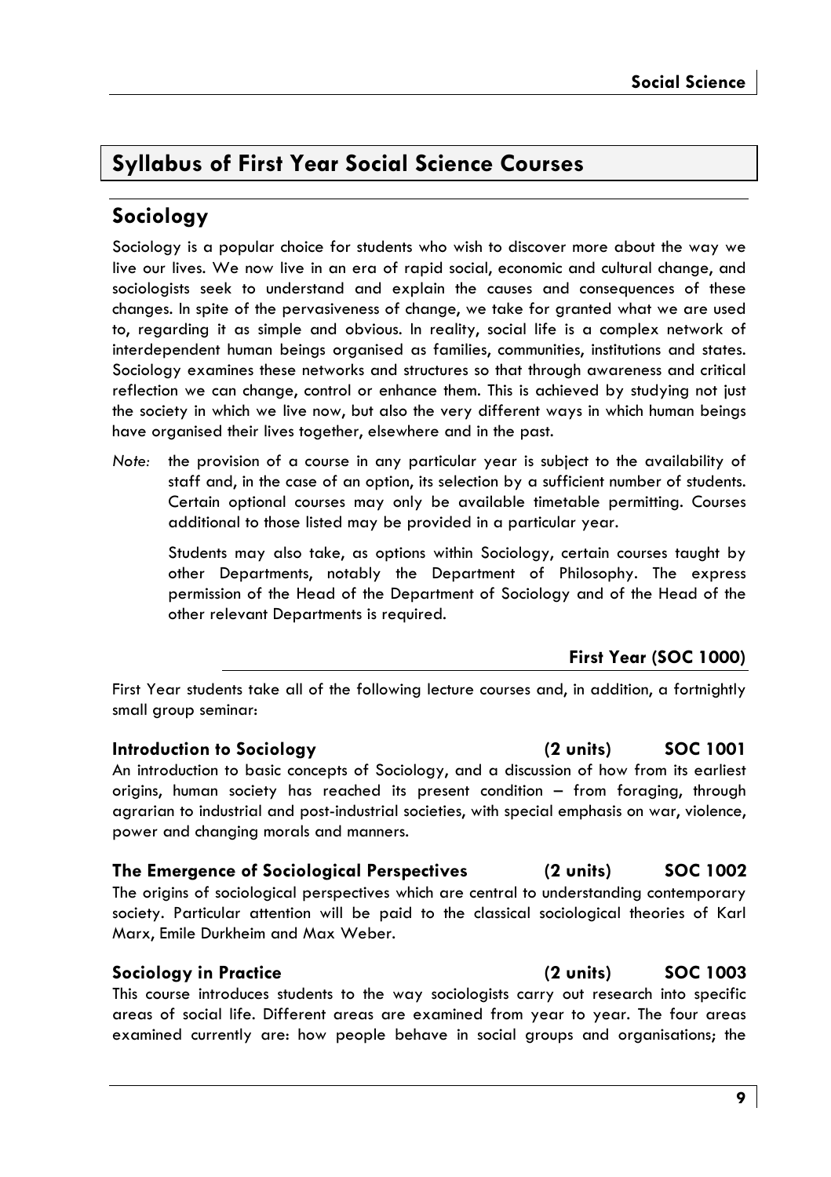## Syllabus of First Year Social Science Courses

## Sociology

Sociology is a popular choice for students who wish to discover more about the way we live our lives. We now live in an era of rapid social, economic and cultural change, and sociologists seek to understand and explain the causes and consequences of these changes. In spite of the pervasiveness of change, we take for granted what we are used to, regarding it as simple and obvious. In reality, social life is a complex network of interdependent human beings organised as families, communities, institutions and states. Sociology examines these networks and structures so that through awareness and critical reflection we can change, control or enhance them. This is achieved by studying not just the society in which we live now, but also the very different ways in which human beings have organised their lives together, elsewhere and in the past.

*Note:* the provision of a course in any particular year is subject to the availability of staff and, in the case of an option, its selection by a sufficient number of students. Certain optional courses may only be available timetable permitting. Courses additional to those listed may be provided in a particular year.

Students may also take, as options within Sociology, certain courses taught by other Departments, notably the Department of Philosophy. The express permission of the Head of the Department of Sociology and of the Head of the other relevant Departments is required.

### First Year (SOC 1000)

First Year students take all of the following lecture courses and, in addition, a fortnightly small group seminar:

**Introduction to Sociology (2 units) SOC 1001**

An introduction to basic concepts of Sociology, and a discussion of how from its earliest origins, human society has reached its present condition – from foraging, through agrarian to industrial and post-industrial societies, with special emphasis on war, violence, power and changing morals and manners.

**The Emergence of Sociological Perspectives (2 units) SOC 1002**

The origins of sociological perspectives which are central to understanding contemporary society. Particular attention will be paid to the classical sociological theories of Karl Marx, Emile Durkheim and Max Weber.

**Sociology in Practice (2 units) SOC 1003**

This course introduces students to the way sociologists carry out research into specific areas of social life. Different areas are examined from year to year. The four areas examined currently are: how people behave in social groups and organisations; the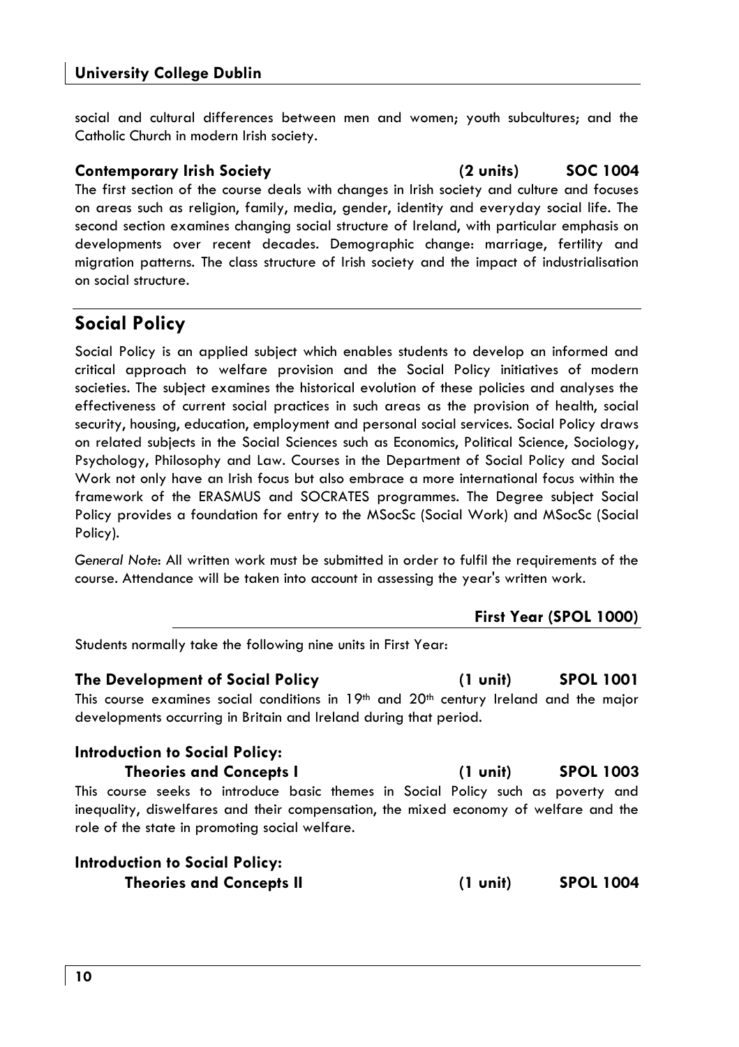social and cultural differences between men and women; youth subcultures; and the Catholic Church in modern Irish society.

### Contemporary Irish Society (2 units) SOC 1004

The first section of the course deals with changes in Irish society and culture and focuses on areas such as religion, family, media, gender, identity and everyday social life. The second section examines changing social structure of Ireland, with particular emphasis on developments over recent decades. Demographic change: marriage, fertility and migration patterns. The class structure of Irish society and the impact of industrialisation on social structure.

## Social Policy

Social Policy is an applied subject which enables students to develop an informed and critical approach to welfare provision and the Social Policy initiatives of modern societies. The subject examines the historical evolution of these policies and analyses the effectiveness of current social practices in such areas as the provision of health, social security, housing, education, employment and personal social services. Social Policy draws on related subjects in the Social Sciences such as Economics, Political Science, Sociology, Psychology, Philosophy and Law. Courses in the Department of Social Policy and Social Work not only have an Irish focus but also embrace a more international focus within the framework of the ERASMUS and SOCRATES programmes. The Degree subject Social Policy provides a foundation for entry to the MSocSc (Social Work) and MSocSc (Social Policy).

*General Note*: All written work must be submitted in order to fulfil the requirements of the course. Attendance will be taken into account in assessing the year's written work.

### First Year (SPOL 1000)

Students normally take the following nine units in First Year:

### The Development of Social Policy (1 unit) SPOL 1001

This course examines social conditions in 19th and 20th century Ireland and the major developments occurring in Britain and Ireland during that period.

### Introduction to Social Policy: Theories and Concepts I (1 unit) SPOL 1003

This course seeks to introduce basic themes in Social Policy such as poverty and inequality, diswelfares and their compensation, the mixed economy of welfare and the role of the state in promoting social welfare.

### Introduction to Social Policy: Theories and Concepts II (1 unit) SPOL 1004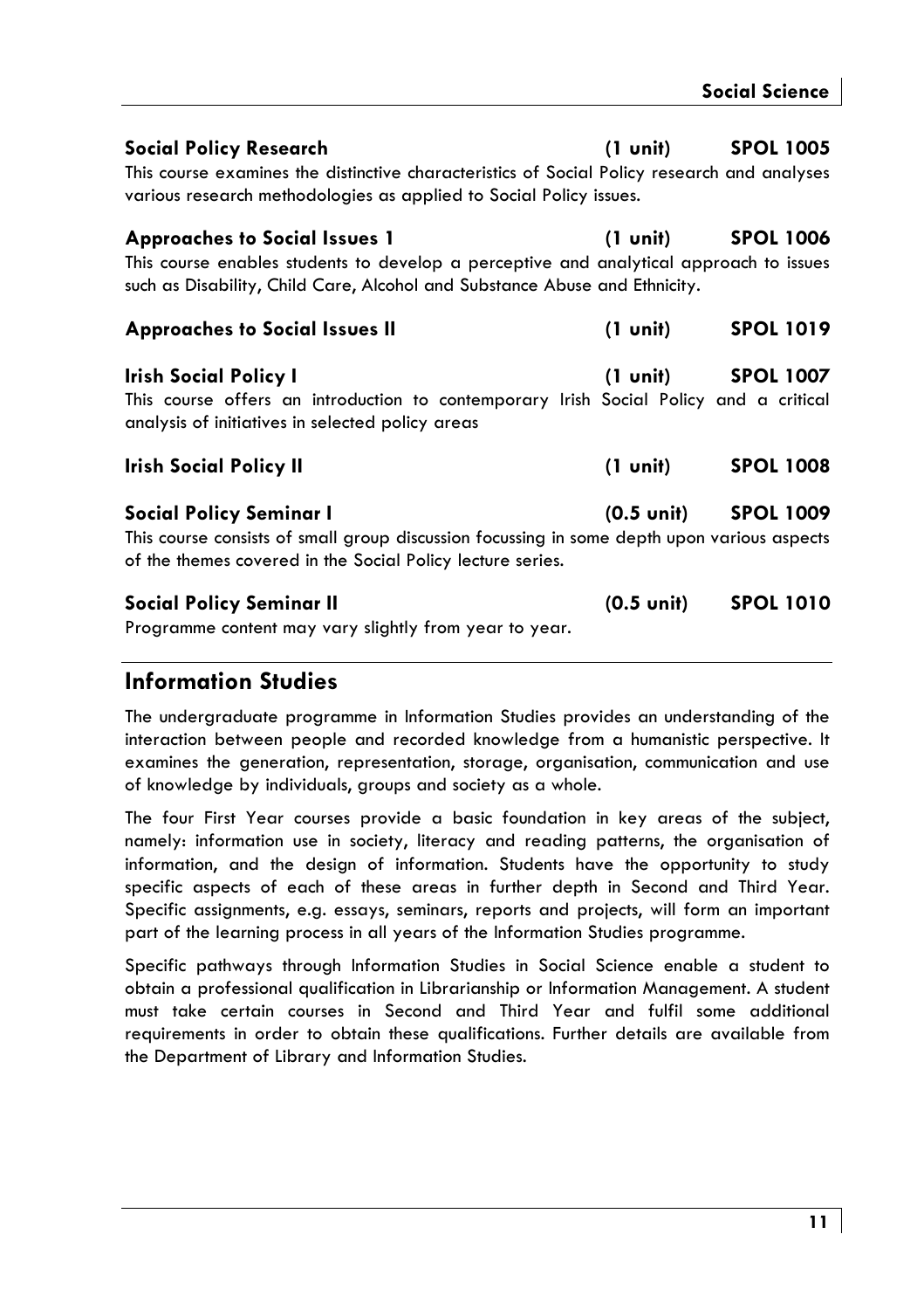**Social Policy Research** (1 unit) **SPOL 1005**

This course examines the distinctive characteristics of Social Policy research and analyses various research methodologies as applied to Social Policy issues.

**Approaches to Social Issues 1** (1 unit) **SPOL 1006**

This course enables students to develop a perceptive and analytical approach to issues such as Disability, Child Care, Alcohol and Substance Abuse and Ethnicity.

**Approaches to Social Issues II** (1 unit) **SPOL 1019**

**Irish Social Policy I** (1 unit) **SPOL 1007**

This course offers an introduction to contemporary Irish Social Policy and a critical analysis of initiatives in selected policy areas

**Irish Social Policy II** (1 unit) **SPOL 1008**

**Social Policy Seminar I** (0.5 unit) **SPOL 1009**

This course consists of small group discussion focussing in some depth upon various aspects of the themes covered in the Social Policy lecture series.

**Social Policy Seminar II** (0.5 unit) **SPOL 1010**

Programme content may vary slightly from year to year.

## Information Studies

The undergraduate programme in Information Studies provides an understanding of the interaction between people and recorded knowledge from a humanistic perspective. It examines the generation, representation, storage, organisation, communication and use of knowledge by individuals, groups and society as a whole.

The four First Year courses provide a basic foundation in key areas of the subject, namely: information use in society, literacy and reading patterns, the organisation of information, and the design of information. Students have the opportunity to study specific aspects of each of these areas in further depth in Second and Third Year. Specific assignments, e.g. essays, seminars, reports and projects, will form an important part of the learning process in all years of the Information Studies programme.

Specific pathways through Information Studies in Social Science enable a student to obtain a professional qualification in Librarianship or Information Management. A student must take certain courses in Second and Third Year and fulfil some additional requirements in order to obtain these qualifications. Further details are available from the Department of Library and Information Studies.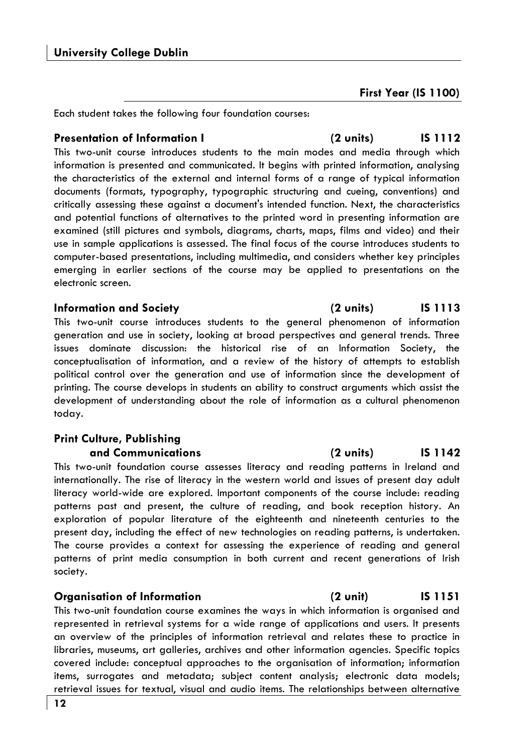## First Year (IS 1100)

Each student takes the following four foundation courses:

### Presentation of Information I (2 units) IS 1112

This two-unit course introduces students to the main modes and media through which information is presented and communicated. It begins with printed information, analysing the characteristics of the external and internal forms of a range of typical information documents (formats, typography, typographic structuring and cueing, conventions) and critically assessing these against a document's intended function. Next, the characteristics and potential functions of alternatives to the printed word in presenting information are examined (still pictures and symbols, diagrams, charts, maps, films and video) and their use in sample applications is assessed. The final focus of the course introduces students to computer-based presentations, including multimedia, and considers whether key principles emerging in earlier sections of the course may be applied to presentations on the electronic screen.

### Information and Society (2 units) IS 1113

This two-unit course introduces students to the general phenomenon of information generation and use in society, looking at broad perspectives and general trends. Three issues dominate discussion: the historical rise of an Information Society, the conceptualisation of information, and a review of the history of attempts to establish political control over the generation and use of information since the development of printing. The course develops in students an ability to construct arguments which assist the development of understanding about the role of information as a cultural phenomenon today.

### Print Culture, Publishing and Communications (2 units) IS 1142

This two-unit foundation course assesses literacy and reading patterns in Ireland and internationally. The rise of literacy in the western world and issues of present day adult literacy world-wide are explored. Important components of the course include: reading patterns past and present, the culture of reading, and book reception history. An exploration of popular literature of the eighteenth and nineteenth centuries to the present day, including the effect of new technologies on reading patterns, is undertaken. The course provides a context for assessing the experience of reading and general patterns of print media consumption in both current and recent generations of Irish society.

### Organisation of Information (2 unit) IS 1151

This two-unit foundation course examines the ways in which information is organised and represented in retrieval systems for a wide range of applications and users. It presents an overview of the principles of information retrieval and relates these to practice in libraries, museums, art galleries, archives and other information agencies. Specific topics covered include: conceptual approaches to the organisation of information; information items, surrogates and metadata; subject content analysis; electronic data models; retrieval issues for textual, visual and audio items. The relationships between alternative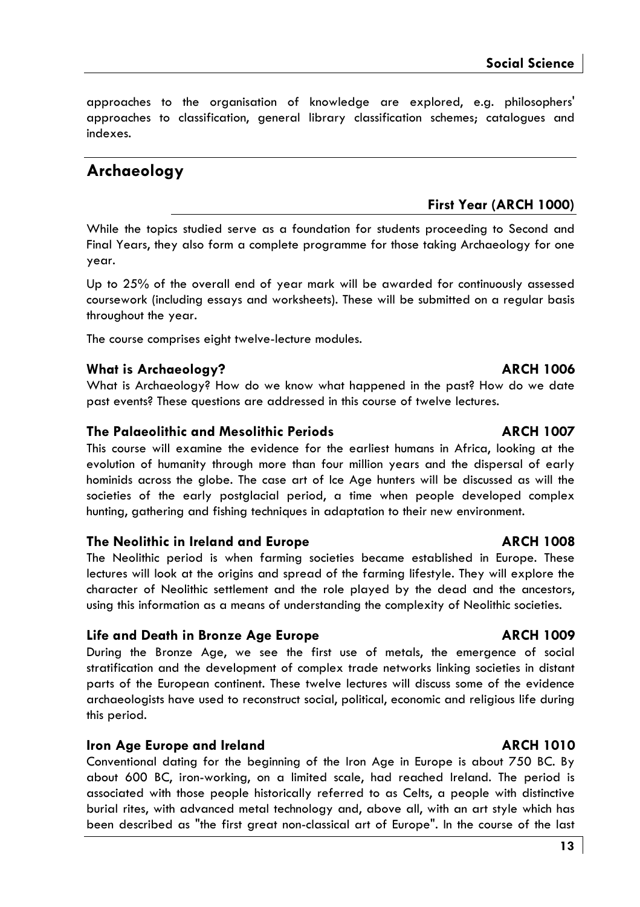approaches to the organisation of knowledge are explored, e.g. philosophers' approaches to classification, general library classification schemes; catalogues and indexes.

## Archaeology

### First Year (ARCH 1000)

While the topics studied serve as a foundation for students proceeding to Second and Final Years, they also form a complete programme for those taking Archaeology for one year.

Up to 25% of the overall end of year mark will be awarded for continuously assessed coursework (including essays and worksheets). These will be submitted on a regular basis throughout the year.

The course comprises eight twelve-lecture modules.

#### What is Archaeology? ARCH 1006

What is Archaeology? How do we know what happened in the past? How do we date past events? These questions are addressed in this course of twelve lectures.

#### The Palaeolithic and Mesolithic Periods ARCH 1007

This course will examine the evidence for the earliest humans in Africa, looking at the evolution of humanity through more than four million years and the dispersal of early hominids across the globe. The case art of Ice Age hunters will be discussed as will the societies of the early postglacial period, a time when people developed complex hunting, gathering and fishing techniques in adaptation to their new environment.

#### The Neolithic in Ireland and Europe ARCH 1008

The Neolithic period is when farming societies became established in Europe. These lectures will look at the origins and spread of the farming lifestyle. They will explore the character of Neolithic settlement and the role played by the dead and the ancestors, using this information as a means of understanding the complexity of Neolithic societies.

#### Life and Death in Bronze Age Europe ARCH 1009

During the Bronze Age, we see the first use of metals, the emergence of social stratification and the development of complex trade networks linking societies in distant parts of the European continent. These twelve lectures will discuss some of the evidence archaeologists have used to reconstruct social, political, economic and religious life during this period.

#### Iron Age Europe and Ireland ARCH 1010

Conventional dating for the beginning of the Iron Age in Europe is about 750 BC. By about 600 BC, iron-working, on a limited scale, had reached Ireland. The period is associated with those people historically referred to as Celts, a people with distinctive burial rites, with advanced metal technology and, above all, with an art style which has been described as "the first great non-classical art of Europe". In the course of the last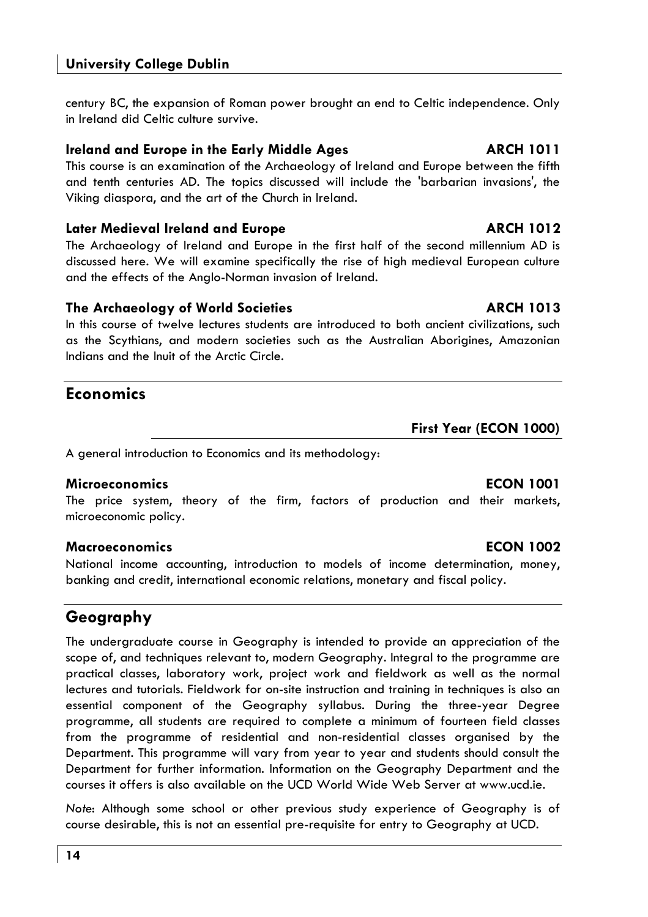century BC, the expansion of Roman power brought an end to Celtic independence. Only in Ireland did Celtic culture survive.

### Ireland and Europe in the Early Middle Ages — ARCH 1011

This course is an examination of the Archaeology of Ireland and Europe between the fifth and tenth centuries AD. The topics discussed will include the 'barbarian invasions', the Viking diaspora, and the art of the Church in Ireland.

### Later Medieval Ireland and Europe — ARCH 1012

The Archaeology of Ireland and Europe in the first half of the second millennium AD is discussed here. We will examine specifically the rise of high medieval European culture and the effects of the Anglo-Norman invasion of Ireland.

### The Archaeology of World Societies — ARCH 1013

In this course of twelve lectures students are introduced to both ancient civilizations, such as the Scythians, and modern societies such as the Australian Aborigines, Amazonian Indians and the Inuit of the Arctic Circle.

## Economics

**First Year (ECON 1000)**

A general introduction to Economics and its methodology:

### Microeconomics — ECON 1001

The price system, theory of the firm, factors of production and their markets, microeconomic policy.

### Macroeconomics — ECON 1002

National income accounting, introduction to models of income determination, money, banking and credit, international economic relations, monetary and fiscal policy.

## Geography

The undergraduate course in Geography is intended to provide an appreciation of the scope of, and techniques relevant to, modern Geography. Integral to the programme are practical classes, laboratory work, project work and fieldwork as well as the normal lectures and tutorials. Fieldwork for on-site instruction and training in techniques is also an essential component of the Geography syllabus. During the three-year Degree programme, all students are required to complete a minimum of fourteen field classes from the programme of residential and non-residential classes organised by the Department. This programme will vary from year to year and students should consult the Department for further information. Information on the Geography Department and the courses it offers is also available on the UCD World Wide Web Server at www.ucd.ie.

*Note*: Although some school or other previous study experience of Geography is of course desirable, this is not an essential pre-requisite for entry to Geography at UCD.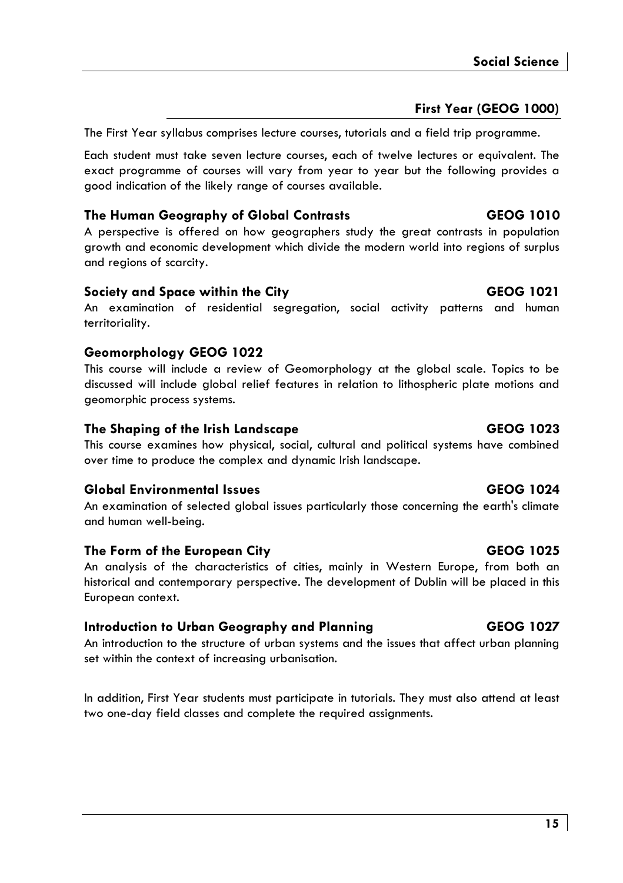## First Year (GEOG 1000)

The First Year syllabus comprises lecture courses, tutorials and a field trip programme.

Each student must take seven lecture courses, each of twelve lectures or equivalent. The exact programme of courses will vary from year to year but the following provides a good indication of the likely range of courses available.

### The Human Geography of Global Contrasts GEOG 1010

A perspective is offered on how geographers study the great contrasts in population growth and economic development which divide the modern world into regions of surplus and regions of scarcity.

### Society and Space within the City GEOG 1021

An examination of residential segregation, social activity patterns and human territoriality.

### Geomorphology GEOG 1022

This course will include a review of Geomorphology at the global scale. Topics to be discussed will include global relief features in relation to lithospheric plate motions and geomorphic process systems.

### The Shaping of the Irish Landscape GEOG 1023

This course examines how physical, social, cultural and political systems have combined over time to produce the complex and dynamic Irish landscape.

### Global Environmental Issues GEOG 1024

An examination of selected global issues particularly those concerning the earth's climate and human well-being.

### The Form of the European City GEOG 1025

An analysis of the characteristics of cities, mainly in Western Europe, from both an historical and contemporary perspective. The development of Dublin will be placed in this European context.

### Introduction to Urban Geography and Planning GEOG 1027

An introduction to the structure of urban systems and the issues that affect urban planning set within the context of increasing urbanisation.

In addition, First Year students must participate in tutorials. They must also attend at least two one-day field classes and complete the required assignments.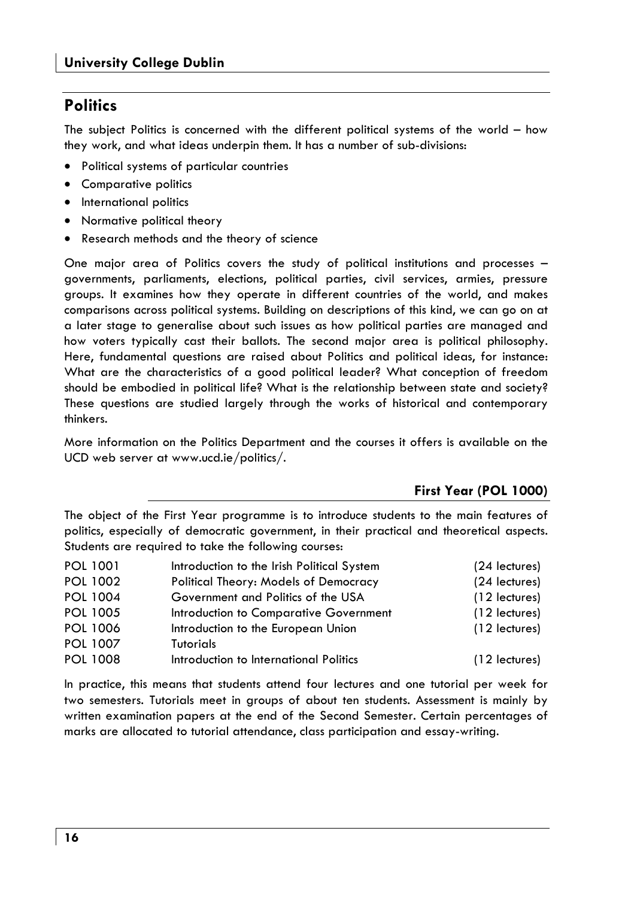## Politics

The subject Politics is concerned with the different political systems of the world – how they work, and what ideas underpin them. It has a number of sub-divisions:

- Political systems of particular countries
- Comparative politics
- International politics
- Normative political theory
- Research methods and the theory of science

One major area of Politics covers the study of political institutions and processes – governments, parliaments, elections, political parties, civil services, armies, pressure groups. It examines how they operate in different countries of the world, and makes comparisons across political systems. Building on descriptions of this kind, we can go on at a later stage to generalise about such issues as how political parties are managed and how voters typically cast their ballots. The second major area is political philosophy. Here, fundamental questions are raised about Politics and political ideas, for instance: What are the characteristics of a good political leader? What conception of freedom should be embodied in political life? What is the relationship between state and society? These questions are studied largely through the works of historical and contemporary thinkers.

More information on the Politics Department and the courses it offers is available on the UCD web server at www.ucd.ie/politics/.

### First Year (POL 1000)

The object of the First Year programme is to introduce students to the main features of politics, especially of democratic government, in their practical and theoretical aspects. Students are required to take the following courses:

| | | |
|---|---|---|
| POL 1001 | Introduction to the Irish Political System | (24 lectures) |
| POL 1002 | Political Theory: Models of Democracy | (24 lectures) |
| POL 1004 | Government and Politics of the USA | (12 lectures) |
| POL 1005 | Introduction to Comparative Government | (12 lectures) |
| POL 1006 | Introduction to the European Union | (12 lectures) |
| POL 1007 | Tutorials | |
| POL 1008 | Introduction to International Politics | (12 lectures) |

In practice, this means that students attend four lectures and one tutorial per week for two semesters. Tutorials meet in groups of about ten students. Assessment is mainly by written examination papers at the end of the Second Semester. Certain percentages of marks are allocated to tutorial attendance, class participation and essay-writing.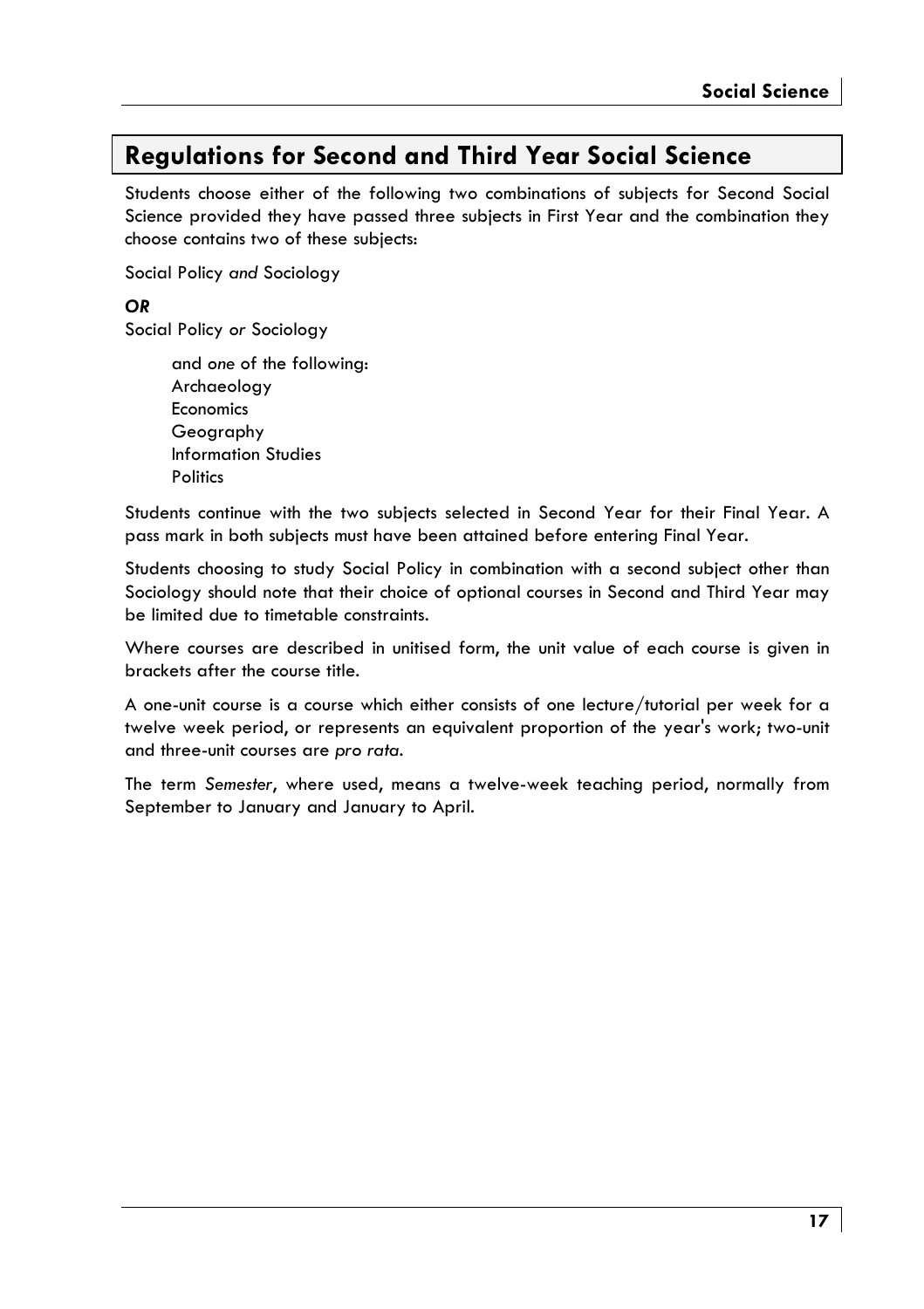## Regulations for Second and Third Year Social Science

Students choose either of the following two combinations of subjects for Second Social Science provided they have passed three subjects in First Year and the combination they choose contains two of these subjects:

Social Policy *and* Sociology

***OR***

Social Policy *or* Sociology

and *one* of the following:
- Archaeology
- Economics
- Geography
- Information Studies
- Politics

Students continue with the two subjects selected in Second Year for their Final Year. A pass mark in both subjects must have been attained before entering Final Year.

Students choosing to study Social Policy in combination with a second subject other than Sociology should note that their choice of optional courses in Second and Third Year may be limited due to timetable constraints.

Where courses are described in unitised form, the unit value of each course is given in brackets after the course title.

A one-unit course is a course which either consists of one lecture/tutorial per week for a twelve week period, or represents an equivalent proportion of the year's work; two-unit and three-unit courses are *pro rata*.

The term *Semester*, where used, means a twelve-week teaching period, normally from September to January and January to April.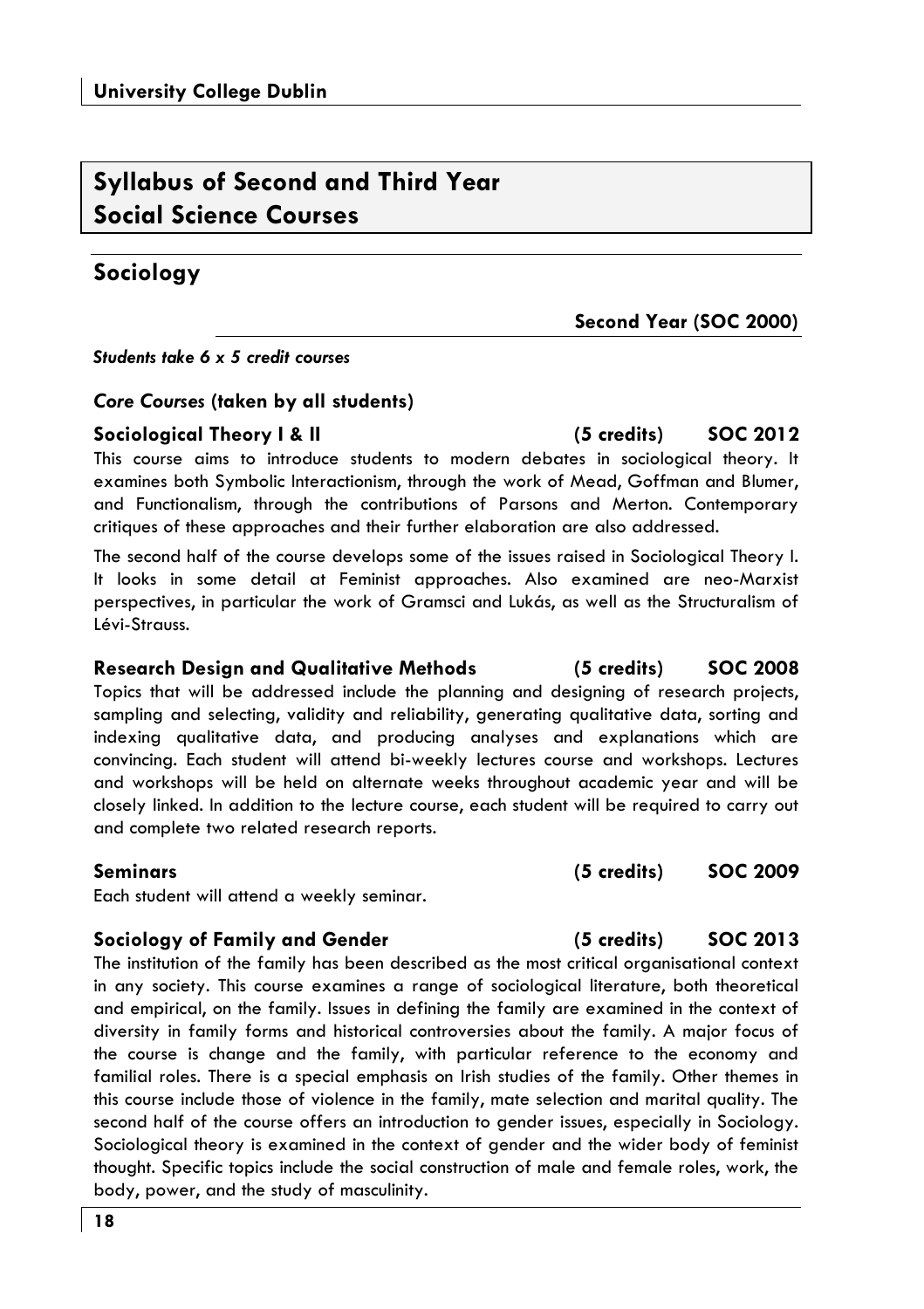# Syllabus of Second and Third Year Social Science Courses

## Sociology

**Second Year (SOC 2000)**

***Students take 6 x 5 credit courses***

### *Core Courses* (taken by all students)

**Sociological Theory I & II (5 credits) SOC 2012**

This course aims to introduce students to modern debates in sociological theory. It examines both Symbolic Interactionism, through the work of Mead, Goffman and Blumer, and Functionalism, through the contributions of Parsons and Merton. Contemporary critiques of these approaches and their further elaboration are also addressed.

The second half of the course develops some of the issues raised in Sociological Theory I. It looks in some detail at Feminist approaches. Also examined are neo-Marxist perspectives, in particular the work of Gramsci and Lukás, as well as the Structuralism of Lévi-Strauss.

**Research Design and Qualitative Methods (5 credits) SOC 2008**

Topics that will be addressed include the planning and designing of research projects, sampling and selecting, validity and reliability, generating qualitative data, sorting and indexing qualitative data, and producing analyses and explanations which are convincing. Each student will attend bi-weekly lectures course and workshops. Lectures and workshops will be held on alternate weeks throughout academic year and will be closely linked. In addition to the lecture course, each student will be required to carry out and complete two related research reports.

**Seminars (5 credits) SOC 2009**

Each student will attend a weekly seminar.

**Sociology of Family and Gender (5 credits) SOC 2013**

The institution of the family has been described as the most critical organisational context in any society. This course examines a range of sociological literature, both theoretical and empirical, on the family. Issues in defining the family are examined in the context of diversity in family forms and historical controversies about the family. A major focus of the course is change and the family, with particular reference to the economy and familial roles. There is a special emphasis on Irish studies of the family. Other themes in this course include those of violence in the family, mate selection and marital quality. The second half of the course offers an introduction to gender issues, especially in Sociology. Sociological theory is examined in the context of gender and the wider body of feminist thought. Specific topics include the social construction of male and female roles, work, the body, power, and the study of masculinity.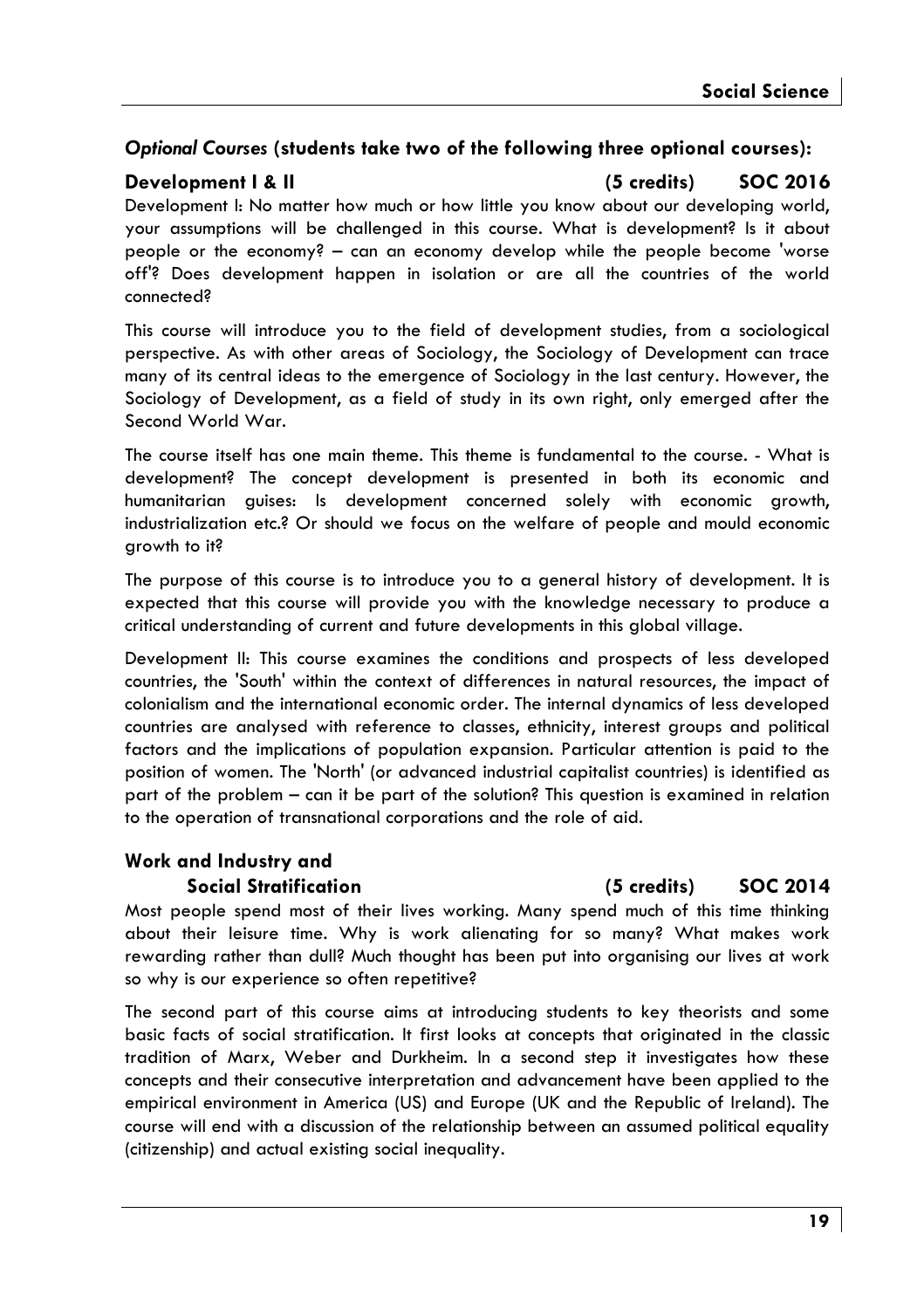### *Optional Courses* (students take two of the following three optional courses):

**Development I & II (5 credits) SOC 2016**

Development I: No matter how much or how little you know about our developing world, your assumptions will be challenged in this course. What is development? Is it about people or the economy? – can an economy develop while the people become 'worse off'? Does development happen in isolation or are all the countries of the world connected?

This course will introduce you to the field of development studies, from a sociological perspective. As with other areas of Sociology, the Sociology of Development can trace many of its central ideas to the emergence of Sociology in the last century. However, the Sociology of Development, as a field of study in its own right, only emerged after the Second World War.

The course itself has one main theme. This theme is fundamental to the course. - What is development? The concept development is presented in both its economic and humanitarian guises: Is development concerned solely with economic growth, industrialization etc.? Or should we focus on the welfare of people and mould economic growth to it?

The purpose of this course is to introduce you to a general history of development. It is expected that this course will provide you with the knowledge necessary to produce a critical understanding of current and future developments in this global village.

Development II: This course examines the conditions and prospects of less developed countries, the 'South' within the context of differences in natural resources, the impact of colonialism and the international economic order. The internal dynamics of less developed countries are analysed with reference to classes, ethnicity, interest groups and political factors and the implications of population expansion. Particular attention is paid to the position of women. The 'North' (or advanced industrial capitalist countries) is identified as part of the problem – can it be part of the solution? This question is examined in relation to the operation of transnational corporations and the role of aid.

**Work and Industry and Social Stratification (5 credits) SOC 2014**

Most people spend most of their lives working. Many spend much of this time thinking about their leisure time. Why is work alienating for so many? What makes work rewarding rather than dull? Much thought has been put into organising our lives at work so why is our experience so often repetitive?

The second part of this course aims at introducing students to key theorists and some basic facts of social stratification. It first looks at concepts that originated in the classic tradition of Marx, Weber and Durkheim. In a second step it investigates how these concepts and their consecutive interpretation and advancement have been applied to the empirical environment in America (US) and Europe (UK and the Republic of Ireland). The course will end with a discussion of the relationship between an assumed political equality (citizenship) and actual existing social inequality.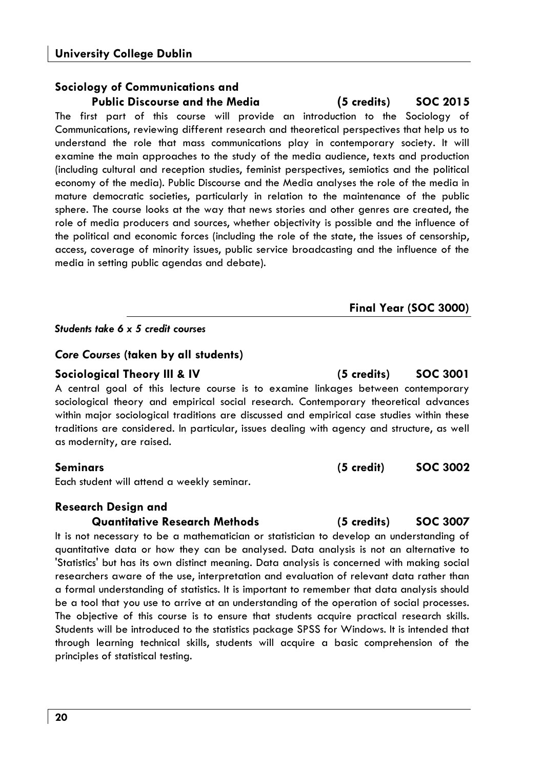### Sociology of Communications and Public Discourse and the Media (5 credits) SOC 2015

The first part of this course will provide an introduction to the Sociology of Communications, reviewing different research and theoretical perspectives that help us to understand the role that mass communications play in contemporary society. It will examine the main approaches to the study of the media audience, texts and production (including cultural and reception studies, feminist perspectives, semiotics and the political economy of the media). Public Discourse and the Media analyses the role of the media in mature democratic societies, particularly in relation to the maintenance of the public sphere. The course looks at the way that news stories and other genres are created, the role of media producers and sources, whether objectivity is possible and the influence of the political and economic forces (including the role of the state, the issues of censorship, access, coverage of minority issues, public service broadcasting and the influence of the media in setting public agendas and debate).

## Final Year (SOC 3000)

***Students take 6 x 5 credit courses***

### *Core Courses* (taken by all students)

### Sociological Theory III & IV (5 credits) SOC 3001

A central goal of this lecture course is to examine linkages between contemporary sociological theory and empirical social research. Contemporary theoretical advances within major sociological traditions are discussed and empirical case studies within these traditions are considered. In particular, issues dealing with agency and structure, as well as modernity, are raised.

### Seminars (5 credit) SOC 3002

Each student will attend a weekly seminar.

### Research Design and Quantitative Research Methods (5 credits) SOC 3007

It is not necessary to be a mathematician or statistician to develop an understanding of quantitative data or how they can be analysed. Data analysis is not an alternative to 'Statistics' but has its own distinct meaning. Data analysis is concerned with making social researchers aware of the use, interpretation and evaluation of relevant data rather than a formal understanding of statistics. It is important to remember that data analysis should be a tool that you use to arrive at an understanding of the operation of social processes. The objective of this course is to ensure that students acquire practical research skills. Students will be introduced to the statistics package SPSS for Windows. It is intended that through learning technical skills, students will acquire a basic comprehension of the principles of statistical testing.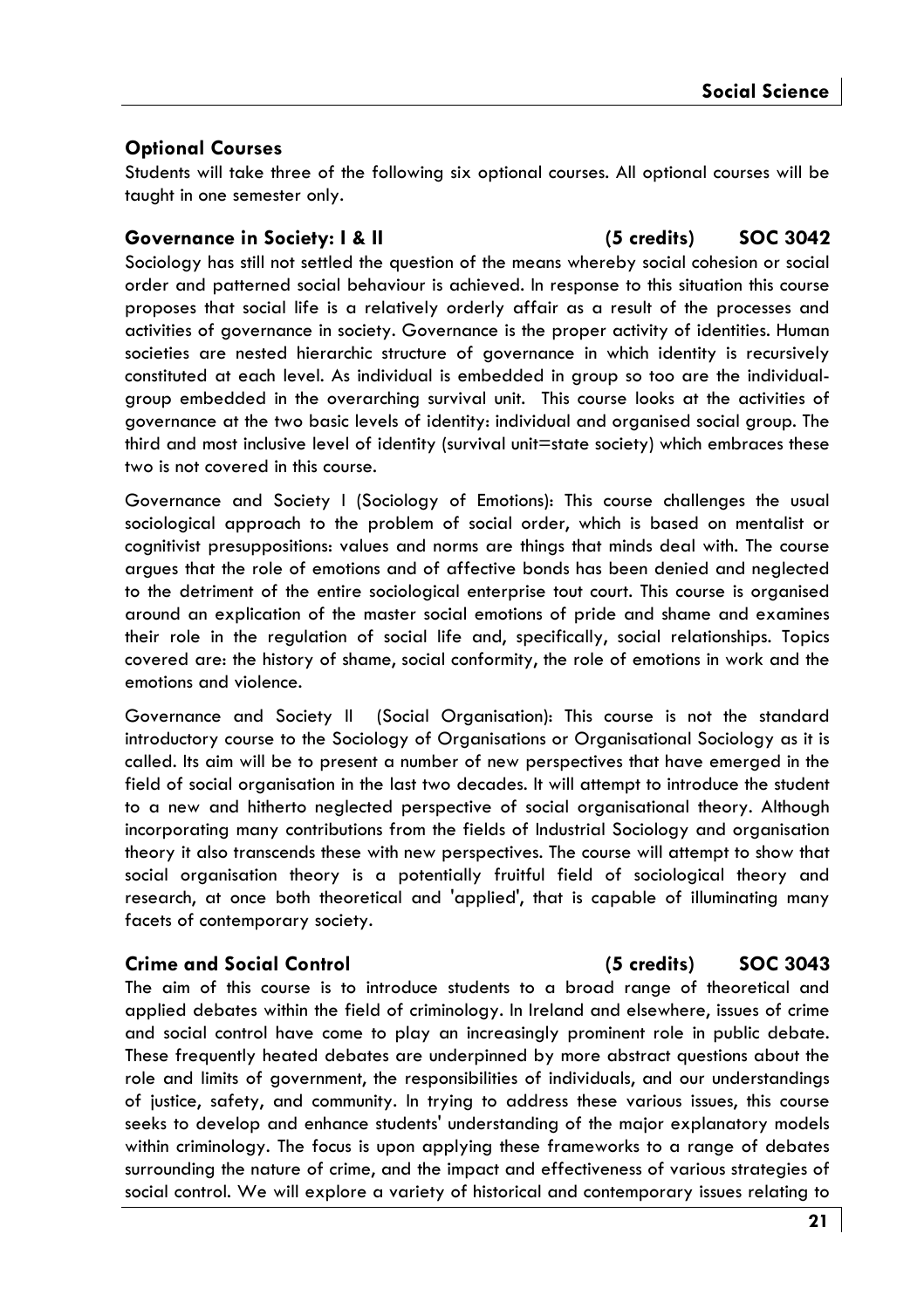## Optional Courses

Students will take three of the following six optional courses. All optional courses will be taught in one semester only.

### Governance in Society: I & II (5 credits) SOC 3042

Sociology has still not settled the question of the means whereby social cohesion or social order and patterned social behaviour is achieved. In response to this situation this course proposes that social life is a relatively orderly affair as a result of the processes and activities of governance in society. Governance is the proper activity of identities. Human societies are nested hierarchic structure of governance in which identity is recursively constituted at each level. As individual is embedded in group so too are the individual-group embedded in the overarching survival unit. This course looks at the activities of governance at the two basic levels of identity: individual and organised social group. The third and most inclusive level of identity (survival unit=state society) which embraces these two is not covered in this course.

Governance and Society I (Sociology of Emotions): This course challenges the usual sociological approach to the problem of social order, which is based on mentalist or cognitivist presuppositions: values and norms are things that minds deal with. The course argues that the role of emotions and of affective bonds has been denied and neglected to the detriment of the entire sociological enterprise tout court. This course is organised around an explication of the master social emotions of pride and shame and examines their role in the regulation of social life and, specifically, social relationships. Topics covered are: the history of shame, social conformity, the role of emotions in work and the emotions and violence.

Governance and Society II (Social Organisation): This course is not the standard introductory course to the Sociology of Organisations or Organisational Sociology as it is called. Its aim will be to present a number of new perspectives that have emerged in the field of social organisation in the last two decades. It will attempt to introduce the student to a new and hitherto neglected perspective of social organisational theory. Although incorporating many contributions from the fields of Industrial Sociology and organisation theory it also transcends these with new perspectives. The course will attempt to show that social organisation theory is a potentially fruitful field of sociological theory and research, at once both theoretical and 'applied', that is capable of illuminating many facets of contemporary society.

### Crime and Social Control (5 credits) SOC 3043

The aim of this course is to introduce students to a broad range of theoretical and applied debates within the field of criminology. In Ireland and elsewhere, issues of crime and social control have come to play an increasingly prominent role in public debate. These frequently heated debates are underpinned by more abstract questions about the role and limits of government, the responsibilities of individuals, and our understandings of justice, safety, and community. In trying to address these various issues, this course seeks to develop and enhance students' understanding of the major explanatory models within criminology. The focus is upon applying these frameworks to a range of debates surrounding the nature of crime, and the impact and effectiveness of various strategies of social control. We will explore a variety of historical and contemporary issues relating to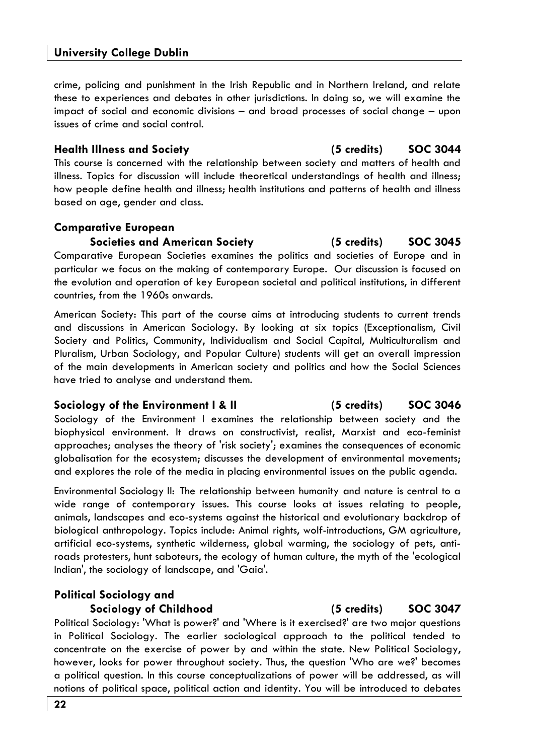crime, policing and punishment in the Irish Republic and in Northern Ireland, and relate these to experiences and debates in other jurisdictions. In doing so, we will examine the impact of social and economic divisions – and broad processes of social change – upon issues of crime and social control.

### Health Illness and Society (5 credits) SOC 3044

This course is concerned with the relationship between society and matters of health and illness. Topics for discussion will include theoretical understandings of health and illness; how people define health and illness; health institutions and patterns of health and illness based on age, gender and class.

### Comparative European Societies and American Society (5 credits) SOC 3045

Comparative European Societies examines the politics and societies of Europe and in particular we focus on the making of contemporary Europe. Our discussion is focused on the evolution and operation of key European societal and political institutions, in different countries, from the 1960s onwards.

American Society: This part of the course aims at introducing students to current trends and discussions in American Sociology. By looking at six topics (Exceptionalism, Civil Society and Politics, Community, Individualism and Social Capital, Multiculturalism and Pluralism, Urban Sociology, and Popular Culture) students will get an overall impression of the main developments in American society and politics and how the Social Sciences have tried to analyse and understand them.

### Sociology of the Environment I & II (5 credits) SOC 3046

Sociology of the Environment I examines the relationship between society and the biophysical environment. It draws on constructivist, realist, Marxist and eco-feminist approaches; analyses the theory of 'risk society'; examines the consequences of economic globalisation for the ecosystem; discusses the development of environmental movements; and explores the role of the media in placing environmental issues on the public agenda.

Environmental Sociology II: The relationship between humanity and nature is central to a wide range of contemporary issues. This course looks at issues relating to people, animals, landscapes and eco-systems against the historical and evolutionary backdrop of biological anthropology. Topics include: Animal rights, wolf-introductions, GM agriculture, artificial eco-systems, synthetic wilderness, global warming, the sociology of pets, anti-roads protesters, hunt saboteurs, the ecology of human culture, the myth of the 'ecological Indian', the sociology of landscape, and 'Gaia'.

### Political Sociology and Sociology of Childhood (5 credits) SOC 3047

Political Sociology: 'What is power?' and 'Where is it exercised?' are two major questions in Political Sociology. The earlier sociological approach to the political tended to concentrate on the exercise of power by and within the state. New Political Sociology, however, looks for power throughout society. Thus, the question 'Who are we?' becomes a political question. In this course conceptualizations of power will be addressed, as will notions of political space, political action and identity. You will be introduced to debates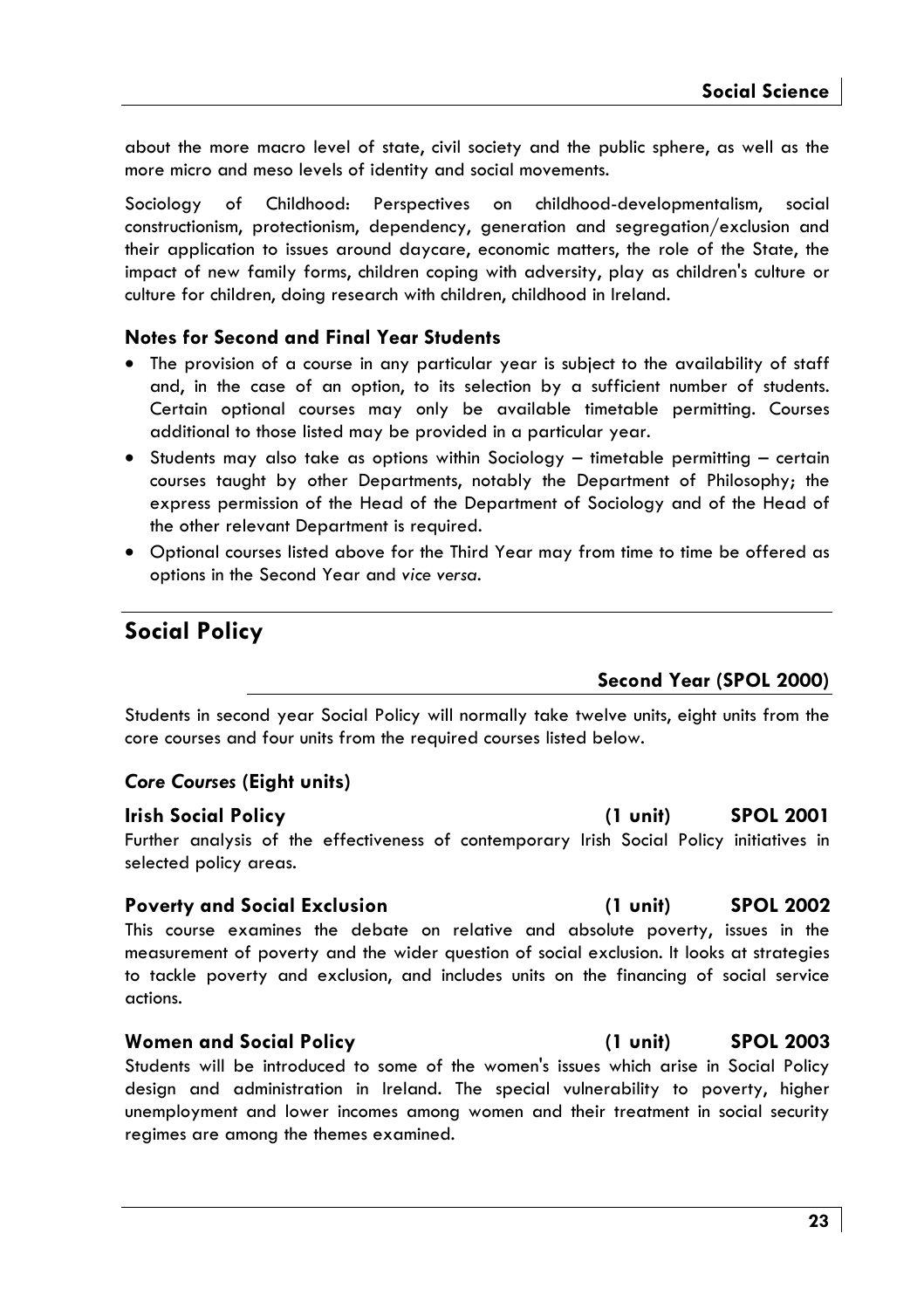about the more macro level of state, civil society and the public sphere, as well as the more micro and meso levels of identity and social movements.

Sociology of Childhood: Perspectives on childhood-developmentalism, social constructionism, protectionism, dependency, generation and segregation/exclusion and their application to issues around daycare, economic matters, the role of the State, the impact of new family forms, children coping with adversity, play as children's culture or culture for children, doing research with children, childhood in Ireland.

### Notes for Second and Final Year Students

- The provision of a course in any particular year is subject to the availability of staff and, in the case of an option, to its selection by a sufficient number of students. Certain optional courses may only be available timetable permitting. Courses additional to those listed may be provided in a particular year.
- Students may also take as options within Sociology – timetable permitting – certain courses taught by other Departments, notably the Department of Philosophy; the express permission of the Head of the Department of Sociology and of the Head of the other relevant Department is required.
- Optional courses listed above for the Third Year may from time to time be offered as options in the Second Year and *vice versa*.

## Social Policy

### Second Year (SPOL 2000)

Students in second year Social Policy will normally take twelve units, eight units from the core courses and four units from the required courses listed below.

### *Core Courses* (Eight units)

**Irish Social Policy (1 unit) SPOL 2001**

Further analysis of the effectiveness of contemporary Irish Social Policy initiatives in selected policy areas.

**Poverty and Social Exclusion (1 unit) SPOL 2002**

This course examines the debate on relative and absolute poverty, issues in the measurement of poverty and the wider question of social exclusion. It looks at strategies to tackle poverty and exclusion, and includes units on the financing of social service actions.

**Women and Social Policy (1 unit) SPOL 2003**

Students will be introduced to some of the women's issues which arise in Social Policy design and administration in Ireland. The special vulnerability to poverty, higher unemployment and lower incomes among women and their treatment in social security regimes are among the themes examined.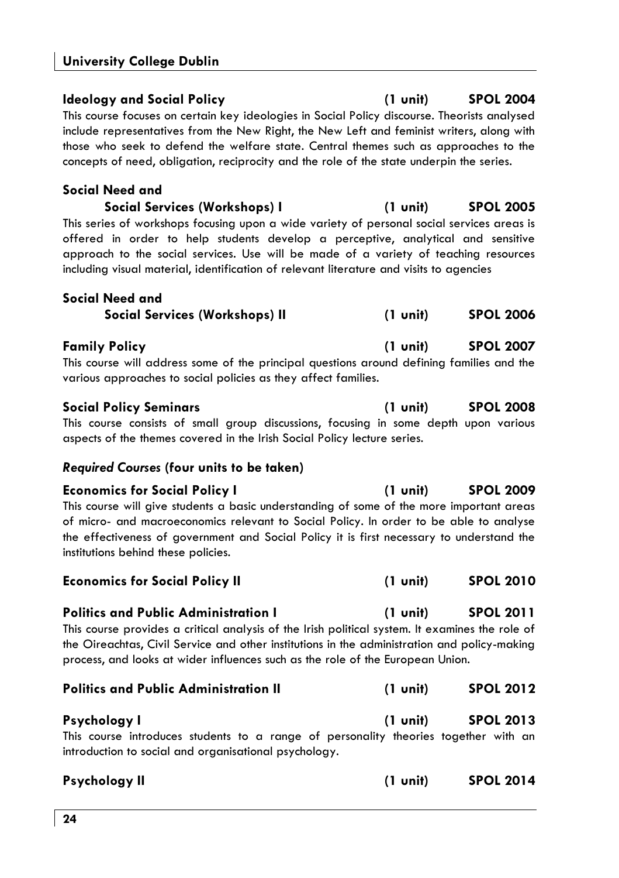### Ideology and Social Policy (1 unit) SPOL 2004

This course focuses on certain key ideologies in Social Policy discourse. Theorists analysed include representatives from the New Right, the New Left and feminist writers, along with those who seek to defend the welfare state. Central themes such as approaches to the concepts of need, obligation, reciprocity and the role of the state underpin the series.

### Social Need and Social Services (Workshops) I (1 unit) SPOL 2005

This series of workshops focusing upon a wide variety of personal social services areas is offered in order to help students develop a perceptive, analytical and sensitive approach to the social services. Use will be made of a variety of teaching resources including visual material, identification of relevant literature and visits to agencies

### Social Need and Social Services (Workshops) II (1 unit) SPOL 2006

### Family Policy (1 unit) SPOL 2007

This course will address some of the principal questions around defining families and the various approaches to social policies as they affect families.

### Social Policy Seminars (1 unit) SPOL 2008

This course consists of small group discussions, focusing in some depth upon various aspects of the themes covered in the Irish Social Policy lecture series.

## *Required Courses* (four units to be taken)

### Economics for Social Policy I (1 unit) SPOL 2009

This course will give students a basic understanding of some of the more important areas of micro- and macroeconomics relevant to Social Policy. In order to be able to analyse the effectiveness of government and Social Policy it is first necessary to understand the institutions behind these policies.

### Economics for Social Policy II (1 unit) SPOL 2010

### Politics and Public Administration I (1 unit) SPOL 2011

This course provides a critical analysis of the Irish political system. It examines the role of the Oireachtas, Civil Service and other institutions in the administration and policy-making process, and looks at wider influences such as the role of the European Union.

### Politics and Public Administration II (1 unit) SPOL 2012

### Psychology I (1 unit) SPOL 2013

This course introduces students to a range of personality theories together with an introduction to social and organisational psychology.

### Psychology II (1 unit) SPOL 2014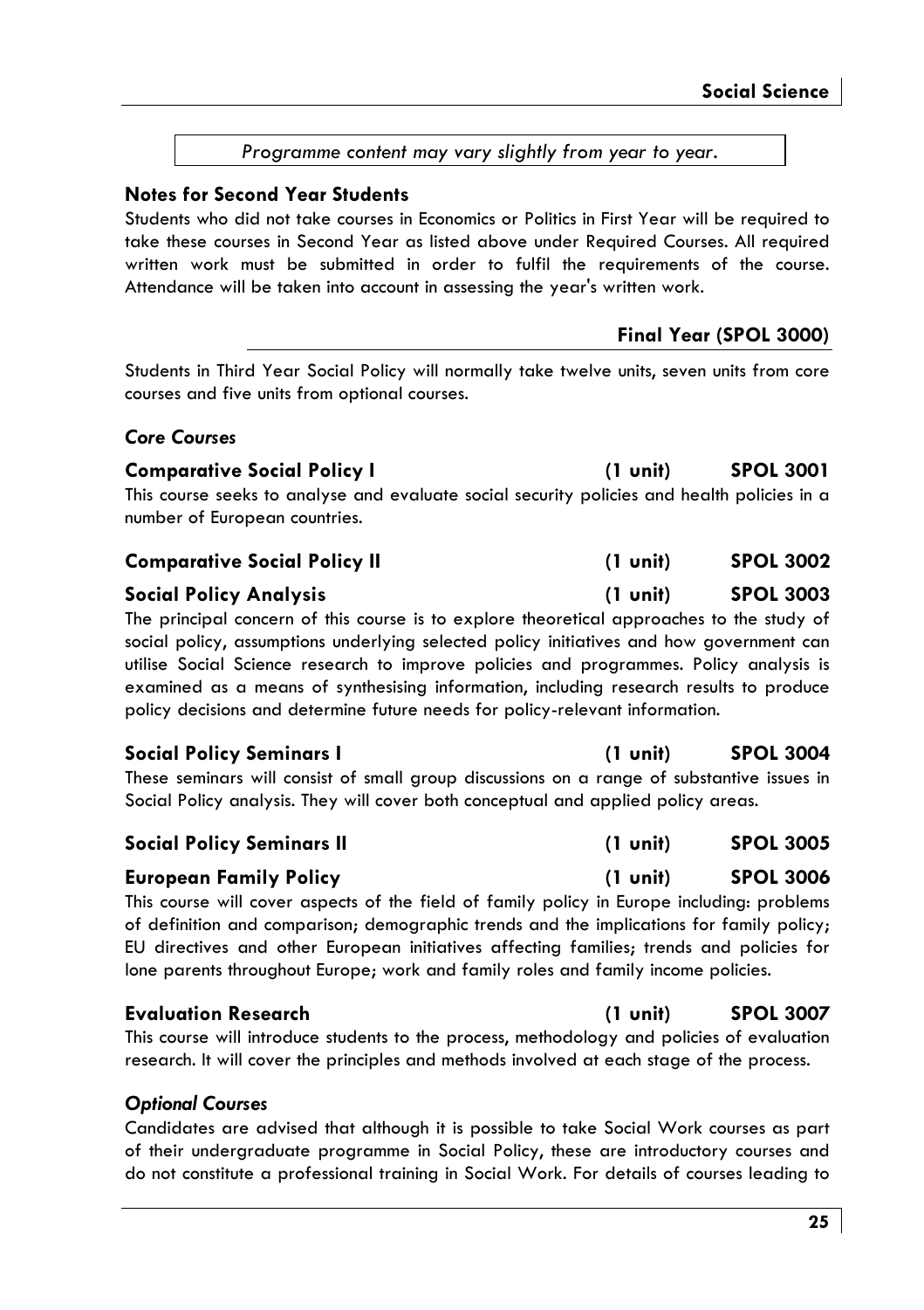*Programme content may vary slightly from year to year.*

### Notes for Second Year Students

Students who did not take courses in Economics or Politics in First Year will be required to take these courses in Second Year as listed above under Required Courses. All required written work must be submitted in order to fulfil the requirements of the course. Attendance will be taken into account in assessing the year's written work.

## Final Year (SPOL 3000)

Students in Third Year Social Policy will normally take twelve units, seven units from core courses and five units from optional courses.

### *Core Courses*

**Comparative Social Policy I** **(1 unit)** **SPOL 3001**

This course seeks to analyse and evaluate social security policies and health policies in a number of European countries.

**Comparative Social Policy II** **(1 unit)** **SPOL 3002**

**Social Policy Analysis** **(1 unit)** **SPOL 3003**

The principal concern of this course is to explore theoretical approaches to the study of social policy, assumptions underlying selected policy initiatives and how government can utilise Social Science research to improve policies and programmes. Policy analysis is examined as a means of synthesising information, including research results to produce policy decisions and determine future needs for policy-relevant information.

**Social Policy Seminars I** **(1 unit)** **SPOL 3004**

These seminars will consist of small group discussions on a range of substantive issues in Social Policy analysis. They will cover both conceptual and applied policy areas.

**Social Policy Seminars II** **(1 unit)** **SPOL 3005**

**European Family Policy** **(1 unit)** **SPOL 3006**

This course will cover aspects of the field of family policy in Europe including: problems of definition and comparison; demographic trends and the implications for family policy; EU directives and other European initiatives affecting families; trends and policies for lone parents throughout Europe; work and family roles and family income policies.

**Evaluation Research** **(1 unit)** **SPOL 3007**

This course will introduce students to the process, methodology and policies of evaluation research. It will cover the principles and methods involved at each stage of the process.

### *Optional Courses*

Candidates are advised that although it is possible to take Social Work courses as part of their undergraduate programme in Social Policy, these are introductory courses and do not constitute a professional training in Social Work. For details of courses leading to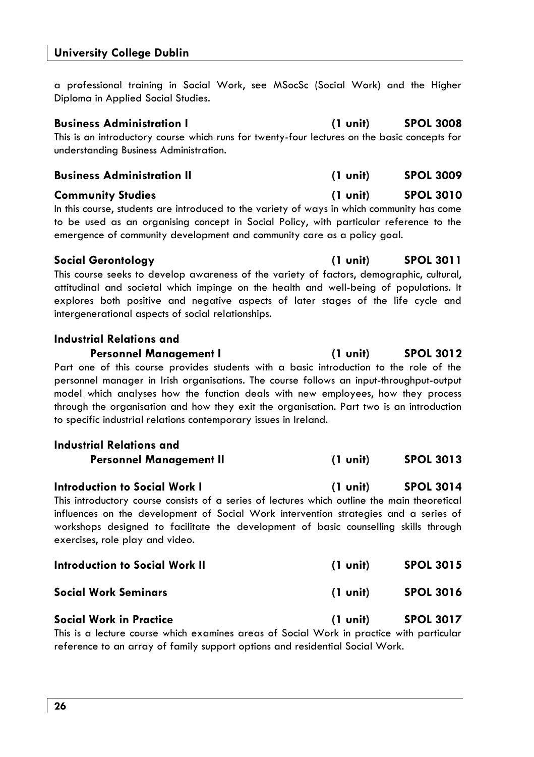a professional training in Social Work, see MSocSc (Social Work) and the Higher Diploma in Applied Social Studies.

**Business Administration I** **(1 unit)** **SPOL 3008**

This is an introductory course which runs for twenty-four lectures on the basic concepts for understanding Business Administration.

**Business Administration II** **(1 unit)** **SPOL 3009**

**Community Studies** **(1 unit)** **SPOL 3010**

In this course, students are introduced to the variety of ways in which community has come to be used as an organising concept in Social Policy, with particular reference to the emergence of community development and community care as a policy goal.

**Social Gerontology** **(1 unit)** **SPOL 3011**

This course seeks to develop awareness of the variety of factors, demographic, cultural, attitudinal and societal which impinge on the health and well-being of populations. It explores both positive and negative aspects of later stages of the life cycle and intergenerational aspects of social relationships.

**Industrial Relations and Personnel Management I** **(1 unit)** **SPOL 3012**

Part one of this course provides students with a basic introduction to the role of the personnel manager in Irish organisations. The course follows an input-throughput-output model which analyses how the function deals with new employees, how they process through the organisation and how they exit the organisation. Part two is an introduction to specific industrial relations contemporary issues in Ireland.

**Industrial Relations and Personnel Management II** **(1 unit)** **SPOL 3013**

**Introduction to Social Work I** **(1 unit)** **SPOL 3014**

This introductory course consists of a series of lectures which outline the main theoretical influences on the development of Social Work intervention strategies and a series of workshops designed to facilitate the development of basic counselling skills through exercises, role play and video.

**Introduction to Social Work II** **(1 unit)** **SPOL 3015**

**Social Work Seminars** **(1 unit)** **SPOL 3016**

**Social Work in Practice** **(1 unit)** **SPOL 3017**

This is a lecture course which examines areas of Social Work in practice with particular reference to an array of family support options and residential Social Work.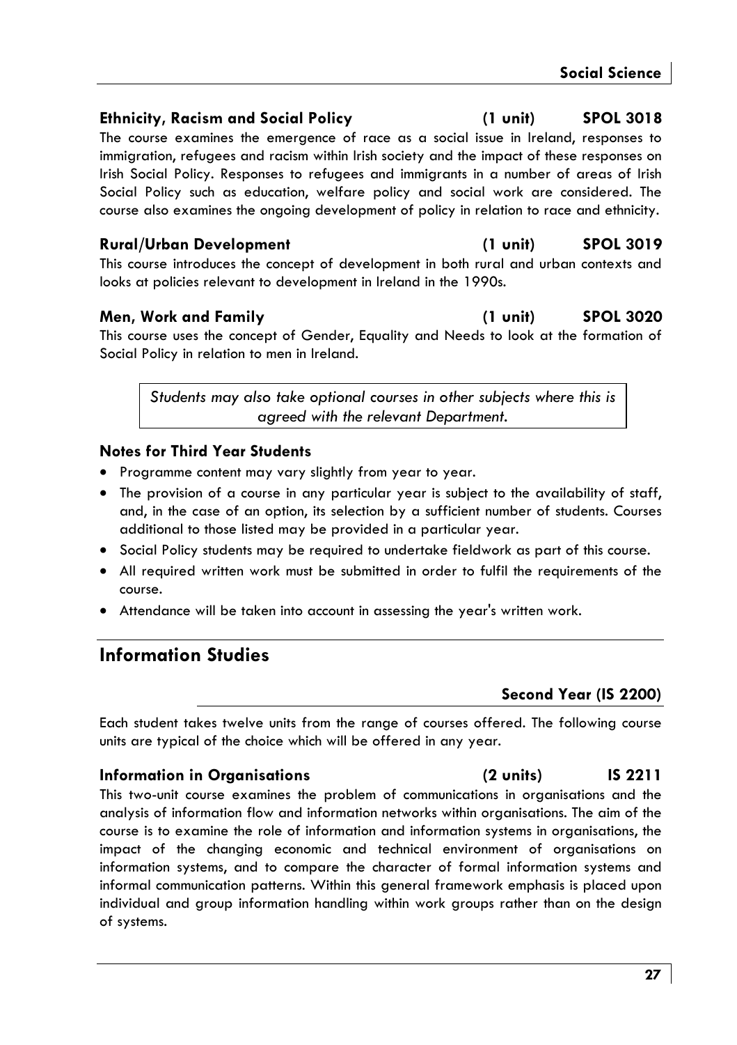### Ethnicity, Racism and Social Policy (1 unit) SPOL 3018

The course examines the emergence of race as a social issue in Ireland, responses to immigration, refugees and racism within Irish society and the impact of these responses on Irish Social Policy. Responses to refugees and immigrants in a number of areas of Irish Social Policy such as education, welfare policy and social work are considered. The course also examines the ongoing development of policy in relation to race and ethnicity.

### Rural/Urban Development (1 unit) SPOL 3019

This course introduces the concept of development in both rural and urban contexts and looks at policies relevant to development in Ireland in the 1990s.

### Men, Work and Family (1 unit) SPOL 3020

This course uses the concept of Gender, Equality and Needs to look at the formation of Social Policy in relation to men in Ireland.

*Students may also take optional courses in other subjects where this is agreed with the relevant Department.*

### Notes for Third Year Students

- Programme content may vary slightly from year to year.
- The provision of a course in any particular year is subject to the availability of staff, and, in the case of an option, its selection by a sufficient number of students. Courses additional to those listed may be provided in a particular year.
- Social Policy students may be required to undertake fieldwork as part of this course.
- All required written work must be submitted in order to fulfil the requirements of the course.
- Attendance will be taken into account in assessing the year's written work.

## Information Studies

### Second Year (IS 2200)

Each student takes twelve units from the range of courses offered. The following course units are typical of the choice which will be offered in any year.

### Information in Organisations (2 units) IS 2211

This two-unit course examines the problem of communications in organisations and the analysis of information flow and information networks within organisations. The aim of the course is to examine the role of information and information systems in organisations, the impact of the changing economic and technical environment of organisations on information systems, and to compare the character of formal information systems and informal communication patterns. Within this general framework emphasis is placed upon individual and group information handling within work groups rather than on the design of systems.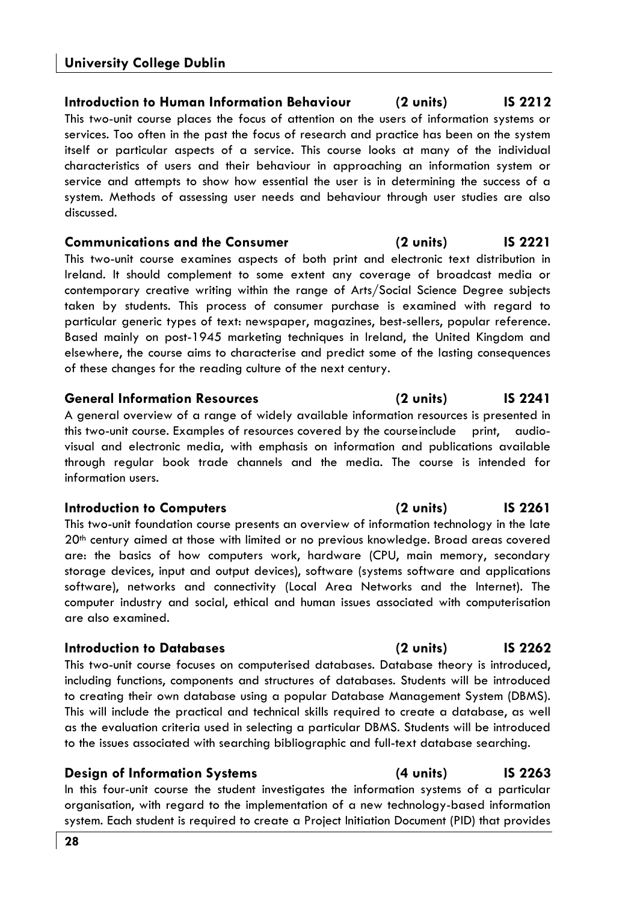### Introduction to Human Information Behaviour (2 units) IS 2212

This two-unit course places the focus of attention on the users of information systems or services. Too often in the past the focus of research and practice has been on the system itself or particular aspects of a service. This course looks at many of the individual characteristics of users and their behaviour in approaching an information system or service and attempts to show how essential the user is in determining the success of a system. Methods of assessing user needs and behaviour through user studies are also discussed.

### Communications and the Consumer (2 units) IS 2221

This two-unit course examines aspects of both print and electronic text distribution in Ireland. It should complement to some extent any coverage of broadcast media or contemporary creative writing within the range of Arts/Social Science Degree subjects taken by students. This process of consumer purchase is examined with regard to particular generic types of text: newspaper, magazines, best-sellers, popular reference. Based mainly on post-1945 marketing techniques in Ireland, the United Kingdom and elsewhere, the course aims to characterise and predict some of the lasting consequences of these changes for the reading culture of the next century.

### General Information Resources (2 units) IS 2241

A general overview of a range of widely available information resources is presented in this two-unit course. Examples of resources covered by the courseinclude print, audio-visual and electronic media, with emphasis on information and publications available through regular book trade channels and the media. The course is intended for information users.

### Introduction to Computers (2 units) IS 2261

This two-unit foundation course presents an overview of information technology in the late 20th century aimed at those with limited or no previous knowledge. Broad areas covered are: the basics of how computers work, hardware (CPU, main memory, secondary storage devices, input and output devices), software (systems software and applications software), networks and connectivity (Local Area Networks and the Internet). The computer industry and social, ethical and human issues associated with computerisation are also examined.

### Introduction to Databases (2 units) IS 2262

This two-unit course focuses on computerised databases. Database theory is introduced, including functions, components and structures of databases. Students will be introduced to creating their own database using a popular Database Management System (DBMS). This will include the practical and technical skills required to create a database, as well as the evaluation criteria used in selecting a particular DBMS. Students will be introduced to the issues associated with searching bibliographic and full-text database searching.

### Design of Information Systems (4 units) IS 2263

In this four-unit course the student investigates the information systems of a particular organisation, with regard to the implementation of a new technology-based information system. Each student is required to create a Project Initiation Document (PID) that provides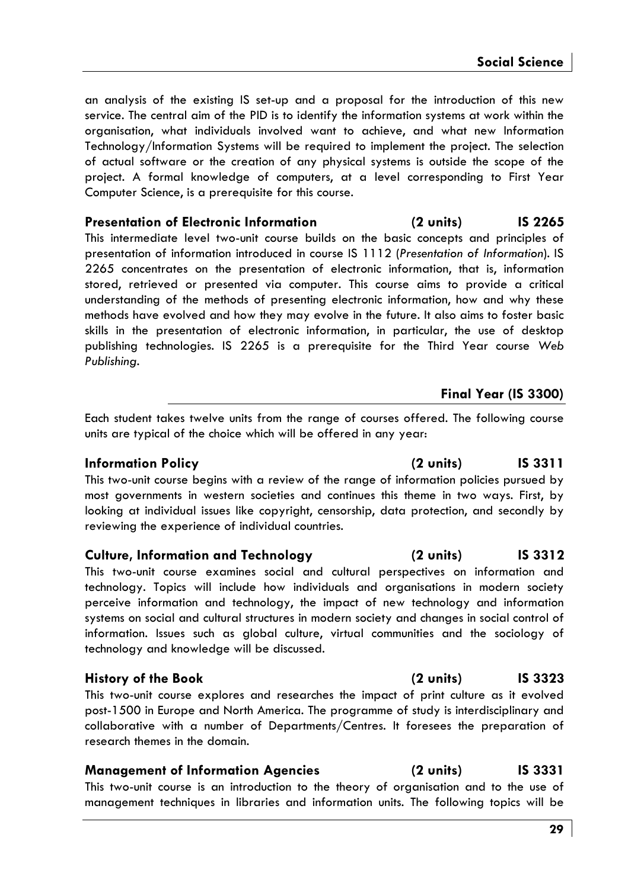an analysis of the existing IS set-up and a proposal for the introduction of this new service. The central aim of the PID is to identify the information systems at work within the organisation, what individuals involved want to achieve, and what new Information Technology/Information Systems will be required to implement the project. The selection of actual software or the creation of any physical systems is outside the scope of the project. A formal knowledge of computers, at a level corresponding to First Year Computer Science, is a prerequisite for this course.

### Presentation of Electronic Information (2 units) IS 2265

This intermediate level two-unit course builds on the basic concepts and principles of presentation of information introduced in course IS 1112 (*Presentation of Information*). IS 2265 concentrates on the presentation of electronic information, that is, information stored, retrieved or presented via computer. This course aims to provide a critical understanding of the methods of presenting electronic information, how and why these methods have evolved and how they may evolve in the future. It also aims to foster basic skills in the presentation of electronic information, in particular, the use of desktop publishing technologies. IS 2265 is a prerequisite for the Third Year course *Web Publishing*.

## Final Year (IS 3300)

Each student takes twelve units from the range of courses offered. The following course units are typical of the choice which will be offered in any year:

### Information Policy (2 units) IS 3311

This two-unit course begins with a review of the range of information policies pursued by most governments in western societies and continues this theme in two ways. First, by looking at individual issues like copyright, censorship, data protection, and secondly by reviewing the experience of individual countries.

### Culture, Information and Technology (2 units) IS 3312

This two-unit course examines social and cultural perspectives on information and technology. Topics will include how individuals and organisations in modern society perceive information and technology, the impact of new technology and information systems on social and cultural structures in modern society and changes in social control of information. Issues such as global culture, virtual communities and the sociology of technology and knowledge will be discussed.

### History of the Book (2 units) IS 3323

This two-unit course explores and researches the impact of print culture as it evolved post-1500 in Europe and North America. The programme of study is interdisciplinary and collaborative with a number of Departments/Centres. It foresees the preparation of research themes in the domain.

### Management of Information Agencies (2 units) IS 3331

This two-unit course is an introduction to the theory of organisation and to the use of management techniques in libraries and information units. The following topics will be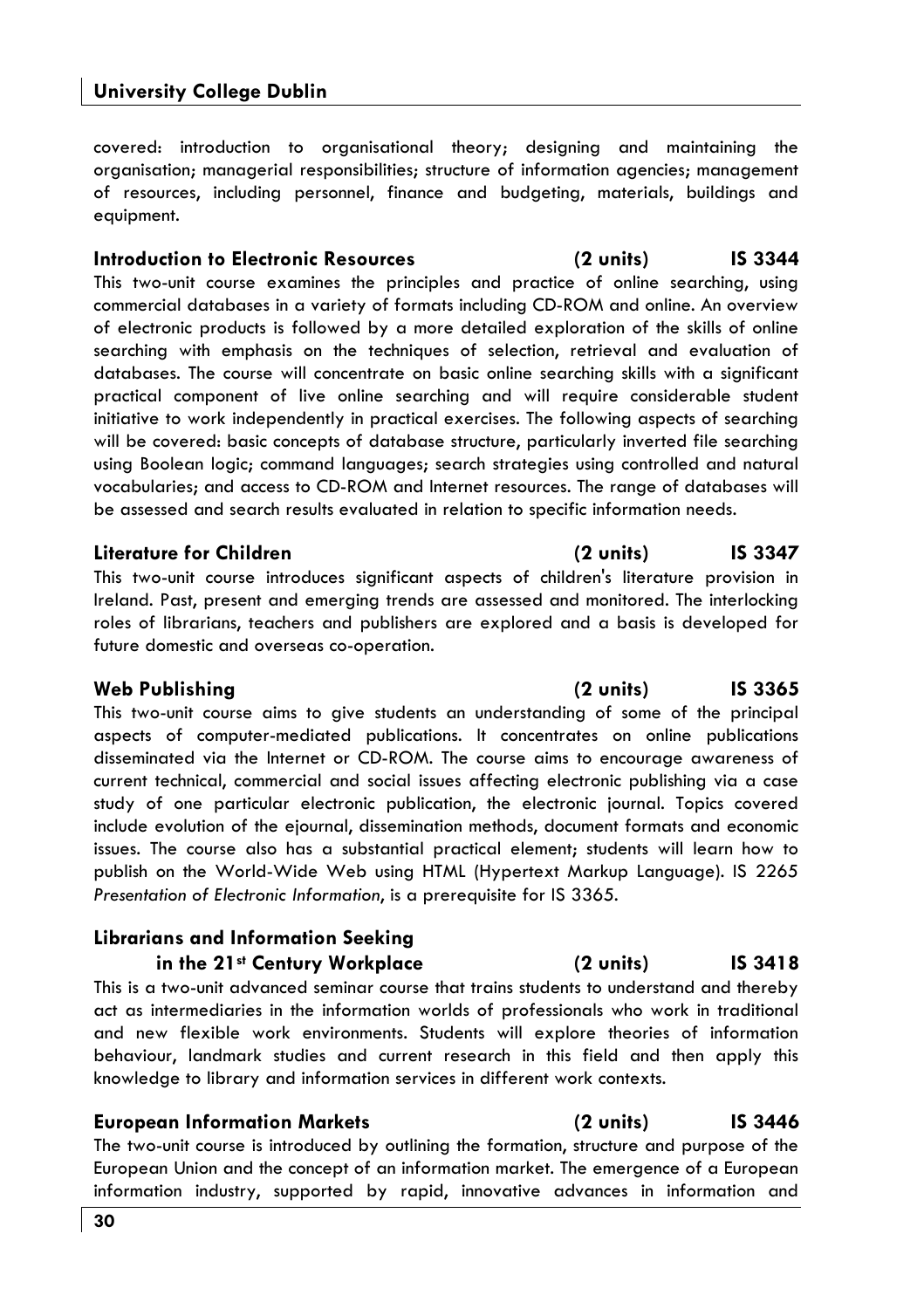covered: introduction to organisational theory; designing and maintaining the organisation; managerial responsibilities; structure of information agencies; management of resources, including personnel, finance and budgeting, materials, buildings and equipment.

### Introduction to Electronic Resources (2 units) IS 3344

This two-unit course examines the principles and practice of online searching, using commercial databases in a variety of formats including CD-ROM and online. An overview of electronic products is followed by a more detailed exploration of the skills of online searching with emphasis on the techniques of selection, retrieval and evaluation of databases. The course will concentrate on basic online searching skills with a significant practical component of live online searching and will require considerable student initiative to work independently in practical exercises. The following aspects of searching will be covered: basic concepts of database structure, particularly inverted file searching using Boolean logic; command languages; search strategies using controlled and natural vocabularies; and access to CD-ROM and Internet resources. The range of databases will be assessed and search results evaluated in relation to specific information needs.

### Literature for Children (2 units) IS 3347

This two-unit course introduces significant aspects of children's literature provision in Ireland. Past, present and emerging trends are assessed and monitored. The interlocking roles of librarians, teachers and publishers are explored and a basis is developed for future domestic and overseas co-operation.

### Web Publishing (2 units) IS 3365

This two-unit course aims to give students an understanding of some of the principal aspects of computer-mediated publications. It concentrates on online publications disseminated via the Internet or CD-ROM. The course aims to encourage awareness of current technical, commercial and social issues affecting electronic publishing via a case study of one particular electronic publication, the electronic journal. Topics covered include evolution of the ejournal, dissemination methods, document formats and economic issues. The course also has a substantial practical element; students will learn how to publish on the World-Wide Web using HTML (Hypertext Markup Language). IS 2265 *Presentation of Electronic Information*, is a prerequisite for IS 3365.

### Librarians and Information Seeking in the 21st Century Workplace (2 units) IS 3418

This is a two-unit advanced seminar course that trains students to understand and thereby act as intermediaries in the information worlds of professionals who work in traditional and new flexible work environments. Students will explore theories of information behaviour, landmark studies and current research in this field and then apply this knowledge to library and information services in different work contexts.

### European Information Markets (2 units) IS 3446

The two-unit course is introduced by outlining the formation, structure and purpose of the European Union and the concept of an information market. The emergence of a European information industry, supported by rapid, innovative advances in information and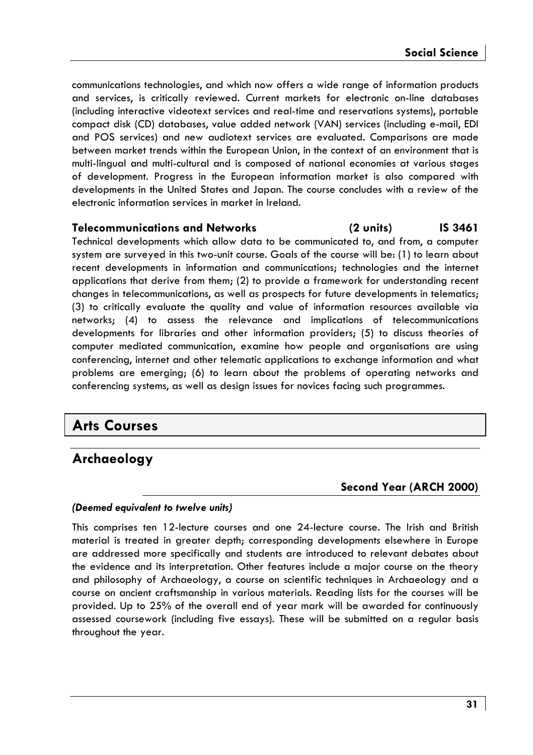communications technologies, and which now offers a wide range of information products and services, is critically reviewed. Current markets for electronic on-line databases (including interactive videotext services and real-time and reservations systems), portable compact disk (CD) databases, value added network (VAN) services (including e-mail, EDI and POS services) and new audiotext services are evaluated. Comparisons are made between market trends within the European Union, in the context of an environment that is multi-lingual and multi-cultural and is composed of national economies at various stages of development. Progress in the European information market is also compared with developments in the United States and Japan. The course concludes with a review of the electronic information services in market in Ireland.

**Telecommunications and Networks (2 units) IS 3461**

Technical developments which allow data to be communicated to, and from, a computer system are surveyed in this two-unit course. Goals of the course will be: (1) to learn about recent developments in information and communications; technologies and the internet applications that derive from them; (2) to provide a framework for understanding recent changes in telecommunications, as well as prospects for future developments in telematics; (3) to critically evaluate the quality and value of information resources available via networks; (4) to assess the relevance and implications of telecommunications developments for libraries and other information providers; (5) to discuss theories of computer mediated communication, examine how people and organisations are using conferencing, internet and other telematic applications to exchange information and what problems are emerging; (6) to learn about the problems of operating networks and conferencing systems, as well as design issues for novices facing such programmes.

# Arts Courses

## Archaeology

### Second Year (ARCH 2000)

***(Deemed equivalent to twelve units)***

This comprises ten 12-lecture courses and one 24-lecture course. The Irish and British material is treated in greater depth; corresponding developments elsewhere in Europe are addressed more specifically and students are introduced to relevant debates about the evidence and its interpretation. Other features include a major course on the theory and philosophy of Archaeology, a course on scientific techniques in Archaeology and a course on ancient craftsmanship in various materials. Reading lists for the courses will be provided. Up to 25% of the overall end of year mark will be awarded for continuously assessed coursework (including five essays). These will be submitted on a regular basis throughout the year.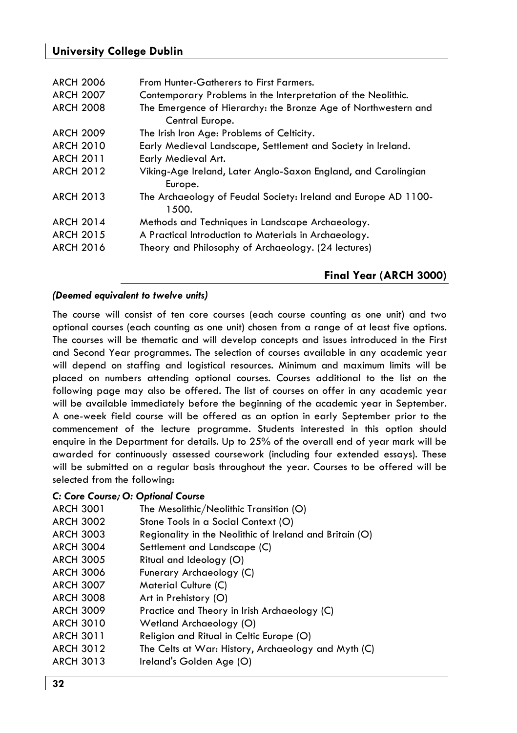| | |
|---|---|
| ARCH 2006 | From Hunter-Gatherers to First Farmers. |
| ARCH 2007 | Contemporary Problems in the Interpretation of the Neolithic. |
| ARCH 2008 | The Emergence of Hierarchy: the Bronze Age of Northwestern and Central Europe. |
| ARCH 2009 | The Irish Iron Age: Problems of Celticity. |
| ARCH 2010 | Early Medieval Landscape, Settlement and Society in Ireland. |
| ARCH 2011 | Early Medieval Art. |
| ARCH 2012 | Viking-Age Ireland, Later Anglo-Saxon England, and Carolingian Europe. |
| ARCH 2013 | The Archaeology of Feudal Society: Ireland and Europe AD 1100-1500. |
| ARCH 2014 | Methods and Techniques in Landscape Archaeology. |
| ARCH 2015 | A Practical Introduction to Materials in Archaeology. |
| ARCH 2016 | Theory and Philosophy of Archaeology. (24 lectures) |

## Final Year (ARCH 3000)

***(Deemed equivalent to twelve units)***

The course will consist of ten core courses (each course counting as one unit) and two optional courses (each counting as one unit) chosen from a range of at least five options. The courses will be thematic and will develop concepts and issues introduced in the First and Second Year programmes. The selection of courses available in any academic year will depend on staffing and logistical resources. Minimum and maximum limits will be placed on numbers attending optional courses. Courses additional to the list on the following page may also be offered. The list of courses on offer in any academic year will be available immediately before the beginning of the academic year in September. A one-week field course will be offered as an option in early September prior to the commencement of the lecture programme. Students interested in this option should enquire in the Department for details. Up to 25% of the overall end of year mark will be awarded for continuously assessed coursework (including four extended essays). These will be submitted on a regular basis throughout the year. Courses to be offered will be selected from the following:

***C: Core Course; O: Optional Course***

| | |
|---|---|
| ARCH 3001 | The Mesolithic/Neolithic Transition (O) |
| ARCH 3002 | Stone Tools in a Social Context (O) |
| ARCH 3003 | Regionality in the Neolithic of Ireland and Britain (O) |
| ARCH 3004 | Settlement and Landscape (C) |
| ARCH 3005 | Ritual and Ideology (O) |
| ARCH 3006 | Funerary Archaeology (C) |
| ARCH 3007 | Material Culture (C) |
| ARCH 3008 | Art in Prehistory (O) |
| ARCH 3009 | Practice and Theory in Irish Archaeology (C) |
| ARCH 3010 | Wetland Archaeology (O) |
| ARCH 3011 | Religion and Ritual in Celtic Europe (O) |
| ARCH 3012 | The Celts at War: History, Archaeology and Myth (C) |
| ARCH 3013 | Ireland's Golden Age (O) |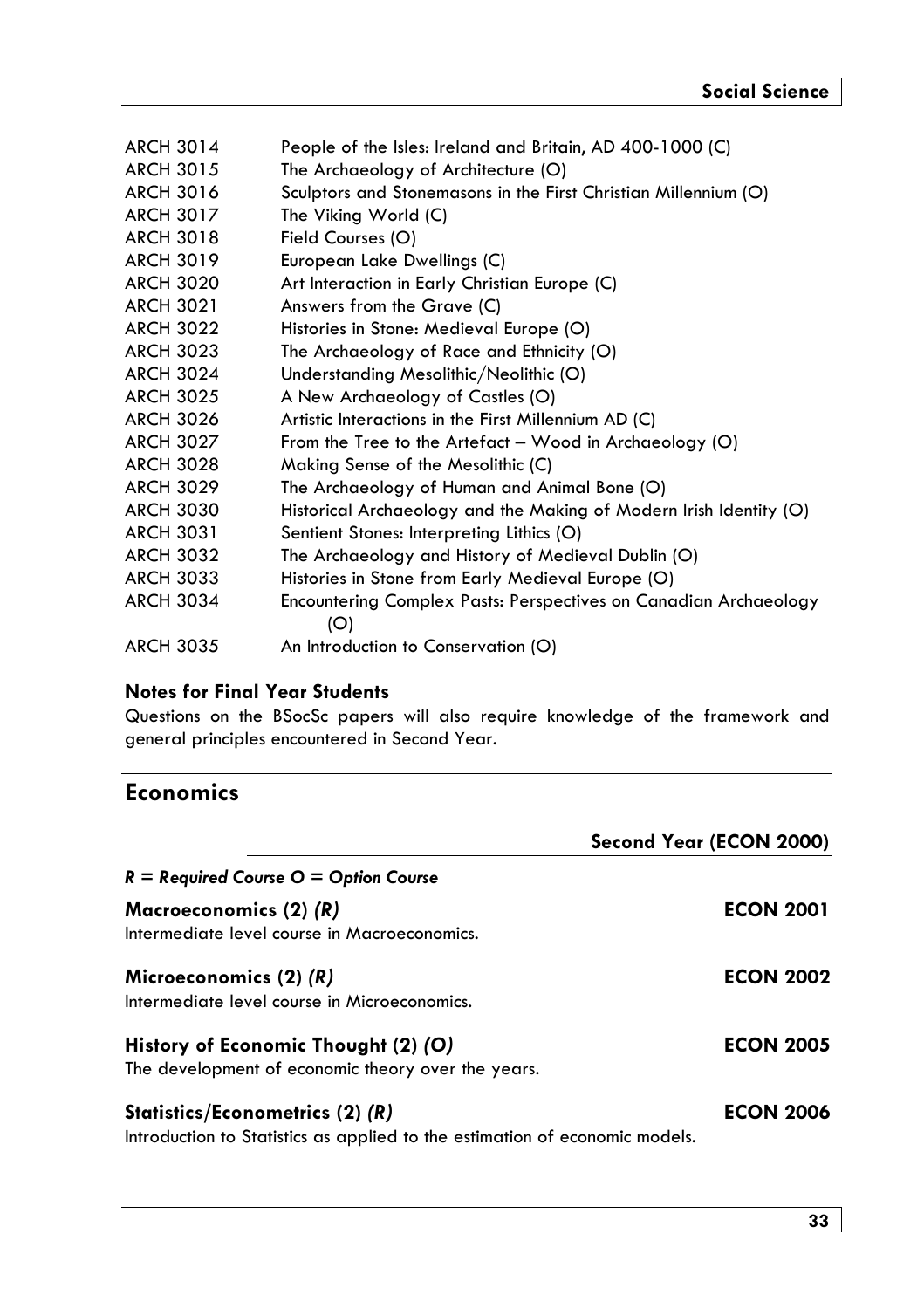| | |
|---|---|
| ARCH 3014 | People of the Isles: Ireland and Britain, AD 400-1000 (C) |
| ARCH 3015 | The Archaeology of Architecture (O) |
| ARCH 3016 | Sculptors and Stonemasons in the First Christian Millennium (O) |
| ARCH 3017 | The Viking World (C) |
| ARCH 3018 | Field Courses (O) |
| ARCH 3019 | European Lake Dwellings (C) |
| ARCH 3020 | Art Interaction in Early Christian Europe (C) |
| ARCH 3021 | Answers from the Grave (C) |
| ARCH 3022 | Histories in Stone: Medieval Europe (O) |
| ARCH 3023 | The Archaeology of Race and Ethnicity (O) |
| ARCH 3024 | Understanding Mesolithic/Neolithic (O) |
| ARCH 3025 | A New Archaeology of Castles (O) |
| ARCH 3026 | Artistic Interactions in the First Millennium AD (C) |
| ARCH 3027 | From the Tree to the Artefact – Wood in Archaeology (O) |
| ARCH 3028 | Making Sense of the Mesolithic (C) |
| ARCH 3029 | The Archaeology of Human and Animal Bone (O) |
| ARCH 3030 | Historical Archaeology and the Making of Modern Irish Identity (O) |
| ARCH 3031 | Sentient Stones: Interpreting Lithics (O) |
| ARCH 3032 | The Archaeology and History of Medieval Dublin (O) |
| ARCH 3033 | Histories in Stone from Early Medieval Europe (O) |
| ARCH 3034 | Encountering Complex Pasts: Perspectives on Canadian Archaeology (O) |
| ARCH 3035 | An Introduction to Conservation (O) |

### Notes for Final Year Students

Questions on the BSocSc papers will also require knowledge of the framework and general principles encountered in Second Year.

## Economics

### Second Year (ECON 2000)

***R = Required Course O = Option Course***

**Macroeconomics (2) *(R)*** — **ECON 2001**
Intermediate level course in Macroeconomics.

**Microeconomics (2) *(R)*** — **ECON 2002**
Intermediate level course in Microeconomics.

**History of Economic Thought (2) *(O)*** — **ECON 2005**
The development of economic theory over the years.

**Statistics/Econometrics (2) *(R)*** — **ECON 2006**
Introduction to Statistics as applied to the estimation of economic models.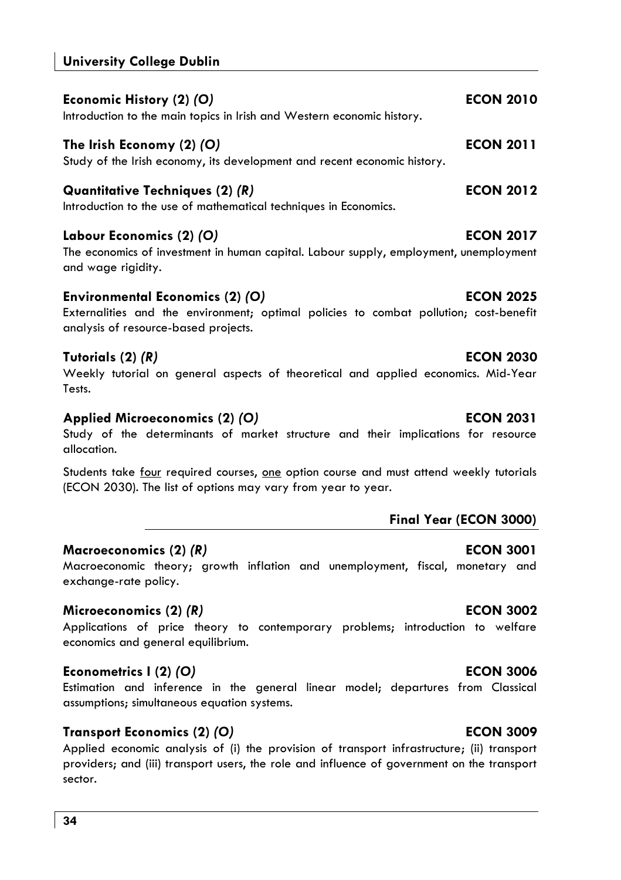**Economic History (2) *(O)*** **ECON 2010**

Introduction to the main topics in Irish and Western economic history.

**The Irish Economy (2) *(O)*** **ECON 2011**

Study of the Irish economy, its development and recent economic history.

**Quantitative Techniques (2) *(R)*** **ECON 2012**

Introduction to the use of mathematical techniques in Economics.

**Labour Economics (2) *(O)*** **ECON 2017**

The economics of investment in human capital. Labour supply, employment, unemployment and wage rigidity.

**Environmental Economics (2) *(O)*** **ECON 2025**

Externalities and the environment; optimal policies to combat pollution; cost-benefit analysis of resource-based projects.

**Tutorials (2) *(R)*** **ECON 2030**

Weekly tutorial on general aspects of theoretical and applied economics. Mid-Year Tests.

**Applied Microeconomics (2) *(O)*** **ECON 2031**

Study of the determinants of market structure and their implications for resource allocation.

Students take <u>four</u> required courses, <u>one</u> option course and must attend weekly tutorials (ECON 2030). The list of options may vary from year to year.

## Final Year (ECON 3000)

**Macroeconomics (2) *(R)*** **ECON 3001**

Macroeconomic theory; growth inflation and unemployment, fiscal, monetary and exchange-rate policy.

**Microeconomics (2) *(R)*** **ECON 3002**

Applications of price theory to contemporary problems; introduction to welfare economics and general equilibrium.

**Econometrics I (2) *(O)*** **ECON 3006**

Estimation and inference in the general linear model; departures from Classical assumptions; simultaneous equation systems.

**Transport Economics (2) *(O)*** **ECON 3009**

Applied economic analysis of (i) the provision of transport infrastructure; (ii) transport providers; and (iii) transport users, the role and influence of government on the transport sector.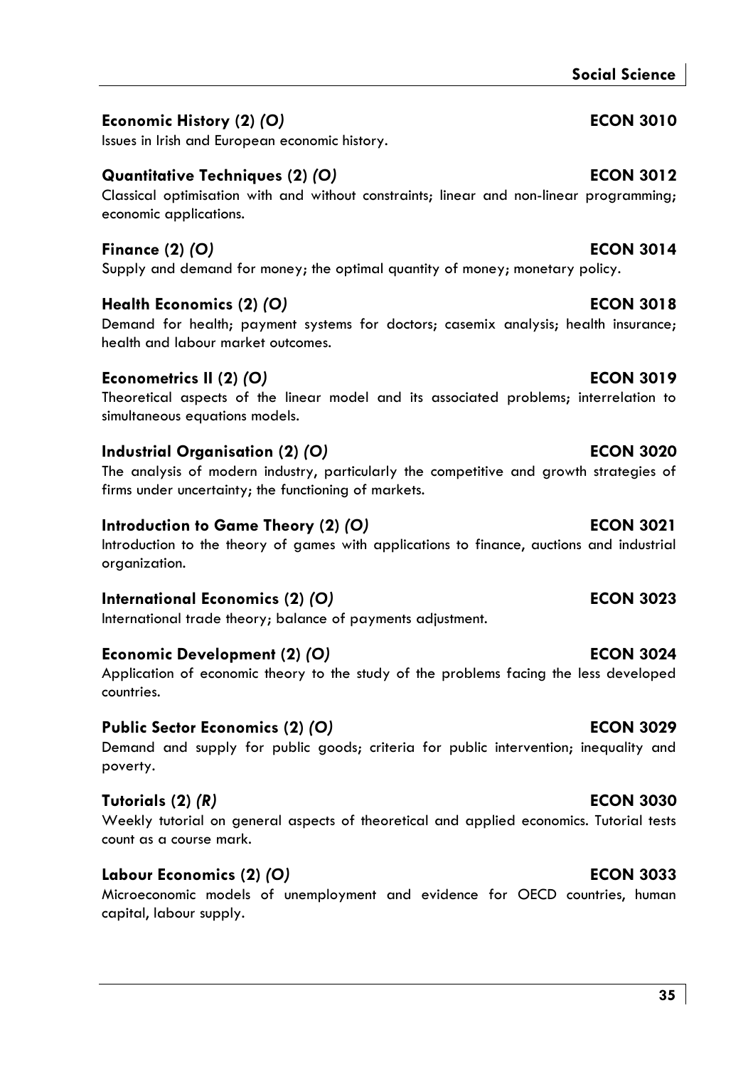**Economic History (2)** ***(O)*** **ECON 3010**

Issues in Irish and European economic history.

**Quantitative Techniques (2)** ***(O)*** **ECON 3012**

Classical optimisation with and without constraints; linear and non-linear programming; economic applications.

**Finance (2)** ***(O)*** **ECON 3014**

Supply and demand for money; the optimal quantity of money; monetary policy.

**Health Economics (2)** ***(O)*** **ECON 3018**

Demand for health; payment systems for doctors; casemix analysis; health insurance; health and labour market outcomes.

**Econometrics II (2)** ***(O)*** **ECON 3019**

Theoretical aspects of the linear model and its associated problems; interrelation to simultaneous equations models.

**Industrial Organisation (2)** ***(O)*** **ECON 3020**

The analysis of modern industry, particularly the competitive and growth strategies of firms under uncertainty; the functioning of markets.

**Introduction to Game Theory (2)** ***(O)*** **ECON 3021**

Introduction to the theory of games with applications to finance, auctions and industrial organization.

**International Economics (2)** ***(O)*** **ECON 3023**

International trade theory; balance of payments adjustment.

**Economic Development (2)** ***(O)*** **ECON 3024**

Application of economic theory to the study of the problems facing the less developed countries.

**Public Sector Economics (2)** ***(O)*** **ECON 3029**

Demand and supply for public goods; criteria for public intervention; inequality and poverty.

**Tutorials (2)** ***(R)*** **ECON 3030**

Weekly tutorial on general aspects of theoretical and applied economics. Tutorial tests count as a course mark.

**Labour Economics (2)** ***(O)*** **ECON 3033**

Microeconomic models of unemployment and evidence for OECD countries, human capital, labour supply.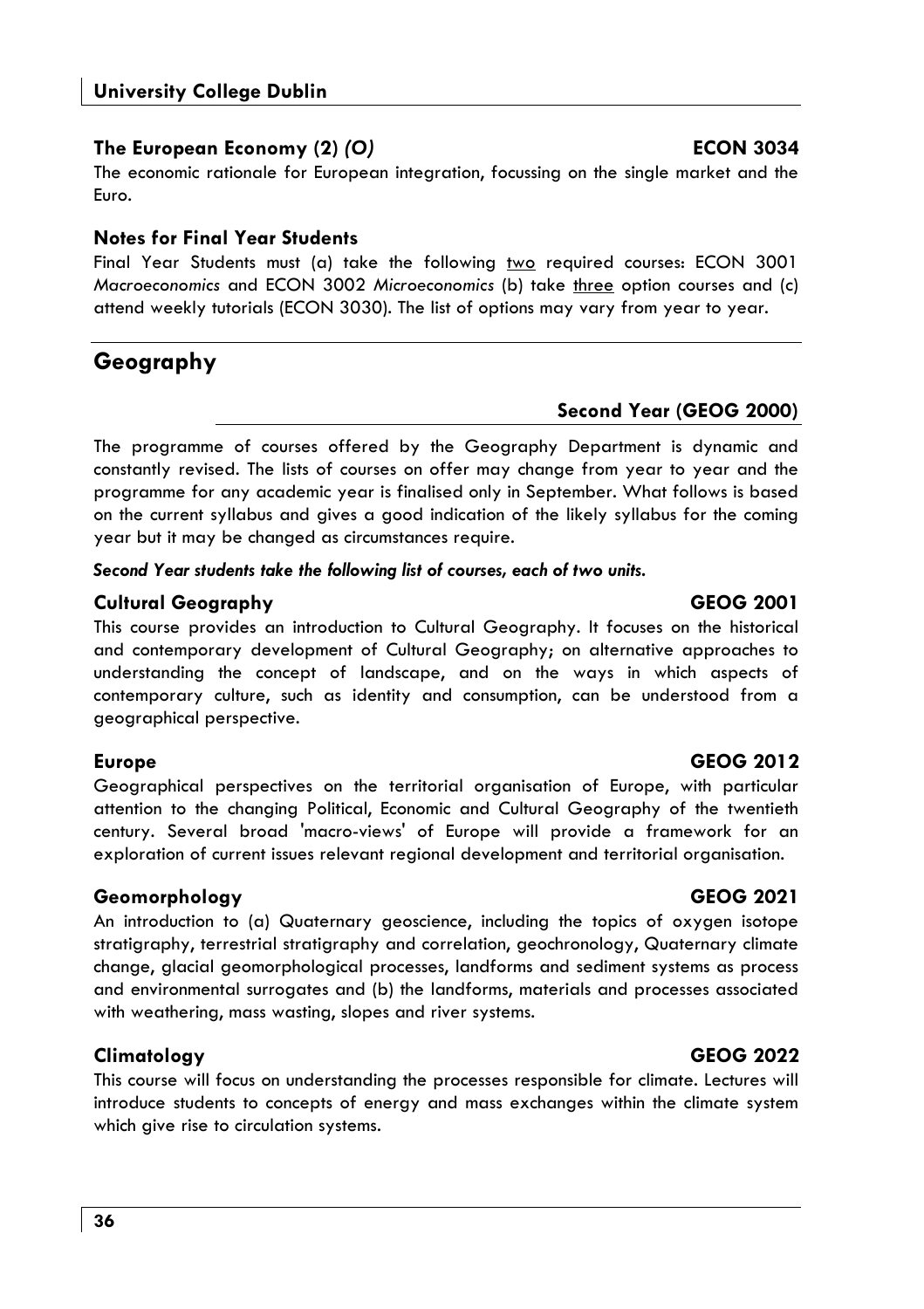### The European Economy (2) *(O)* ECON 3034

The economic rationale for European integration, focussing on the single market and the Euro.

### Notes for Final Year Students

Final Year Students must (a) take the following two required courses: ECON 3001 *Macroeconomics* and ECON 3002 *Microeconomics* (b) take three option courses and (c) attend weekly tutorials (ECON 3030). The list of options may vary from year to year.

## Geography

### Second Year (GEOG 2000)

The programme of courses offered by the Geography Department is dynamic and constantly revised. The lists of courses on offer may change from year to year and the programme for any academic year is finalised only in September. What follows is based on the current syllabus and gives a good indication of the likely syllabus for the coming year but it may be changed as circumstances require.

***Second Year students take the following list of courses, each of two units.***

### Cultural Geography GEOG 2001

This course provides an introduction to Cultural Geography. It focuses on the historical and contemporary development of Cultural Geography; on alternative approaches to understanding the concept of landscape, and on the ways in which aspects of contemporary culture, such as identity and consumption, can be understood from a geographical perspective.

### Europe GEOG 2012

Geographical perspectives on the territorial organisation of Europe, with particular attention to the changing Political, Economic and Cultural Geography of the twentieth century. Several broad 'macro-views' of Europe will provide a framework for an exploration of current issues relevant regional development and territorial organisation.

### Geomorphology GEOG 2021

An introduction to (a) Quaternary geoscience, including the topics of oxygen isotope stratigraphy, terrestrial stratigraphy and correlation, geochronology, Quaternary climate change, glacial geomorphological processes, landforms and sediment systems as process and environmental surrogates and (b) the landforms, materials and processes associated with weathering, mass wasting, slopes and river systems.

### Climatology GEOG 2022

This course will focus on understanding the processes responsible for climate. Lectures will introduce students to concepts of energy and mass exchanges within the climate system which give rise to circulation systems.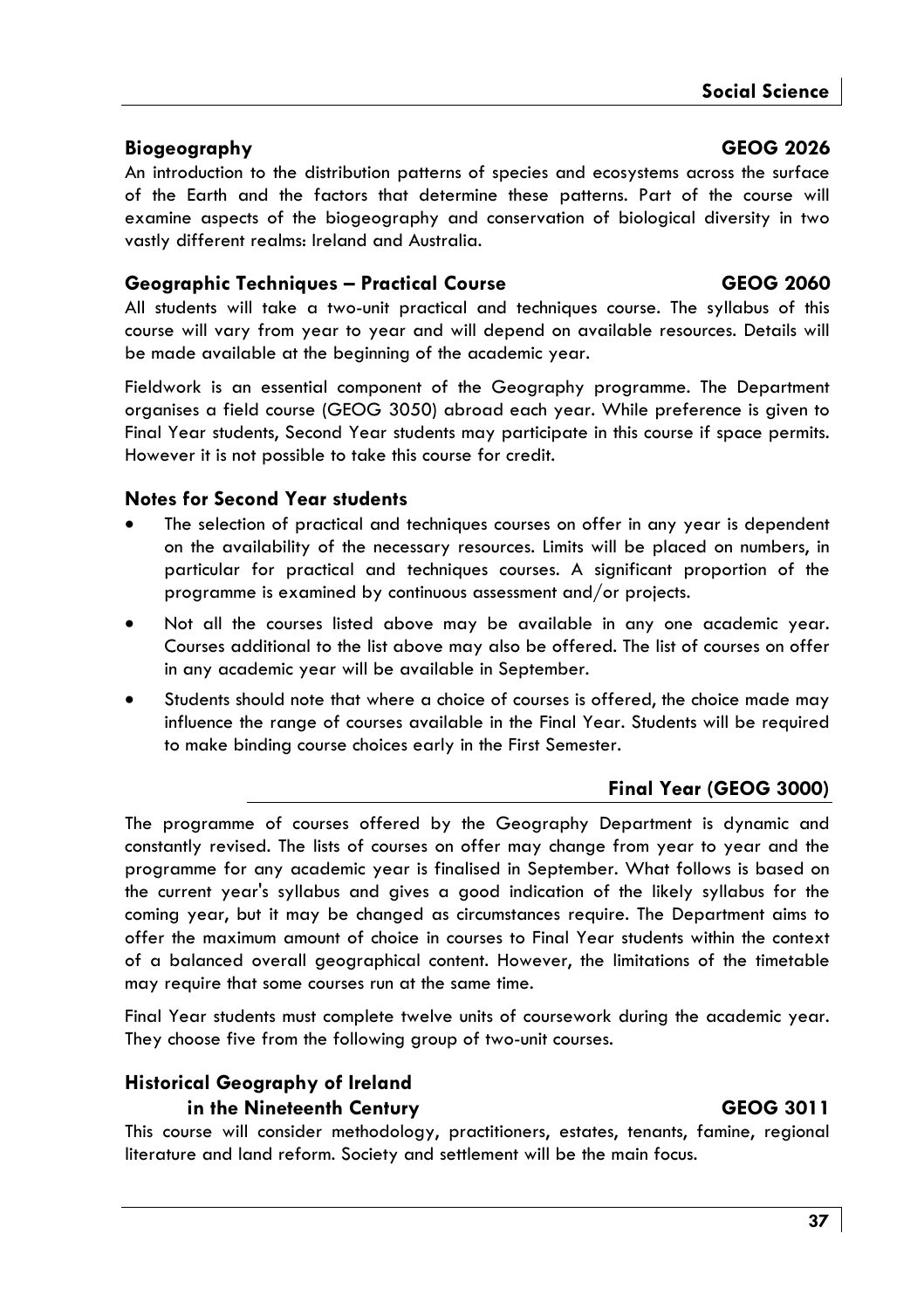### Biogeography — GEOG 2026

An introduction to the distribution patterns of species and ecosystems across the surface of the Earth and the factors that determine these patterns. Part of the course will examine aspects of the biogeography and conservation of biological diversity in two vastly different realms: Ireland and Australia.

### Geographic Techniques – Practical Course — GEOG 2060

All students will take a two-unit practical and techniques course. The syllabus of this course will vary from year to year and will depend on available resources. Details will be made available at the beginning of the academic year.

Fieldwork is an essential component of the Geography programme. The Department organises a field course (GEOG 3050) abroad each year. While preference is given to Final Year students, Second Year students may participate in this course if space permits. However it is not possible to take this course for credit.

### Notes for Second Year students

- The selection of practical and techniques courses on offer in any year is dependent on the availability of the necessary resources. Limits will be placed on numbers, in particular for practical and techniques courses. A significant proportion of the programme is examined by continuous assessment and/or projects.
- Not all the courses listed above may be available in any one academic year. Courses additional to the list above may also be offered. The list of courses on offer in any academic year will be available in September.
- Students should note that where a choice of courses is offered, the choice made may influence the range of courses available in the Final Year. Students will be required to make binding course choices early in the First Semester.

## Final Year (GEOG 3000)

The programme of courses offered by the Geography Department is dynamic and constantly revised. The lists of courses on offer may change from year to year and the programme for any academic year is finalised in September. What follows is based on the current year's syllabus and gives a good indication of the likely syllabus for the coming year, but it may be changed as circumstances require. The Department aims to offer the maximum amount of choice in courses to Final Year students within the context of a balanced overall geographical content. However, the limitations of the timetable may require that some courses run at the same time.

Final Year students must complete twelve units of coursework during the academic year. They choose five from the following group of two-unit courses.

### Historical Geography of Ireland in the Nineteenth Century — GEOG 3011

This course will consider methodology, practitioners, estates, tenants, famine, regional literature and land reform. Society and settlement will be the main focus.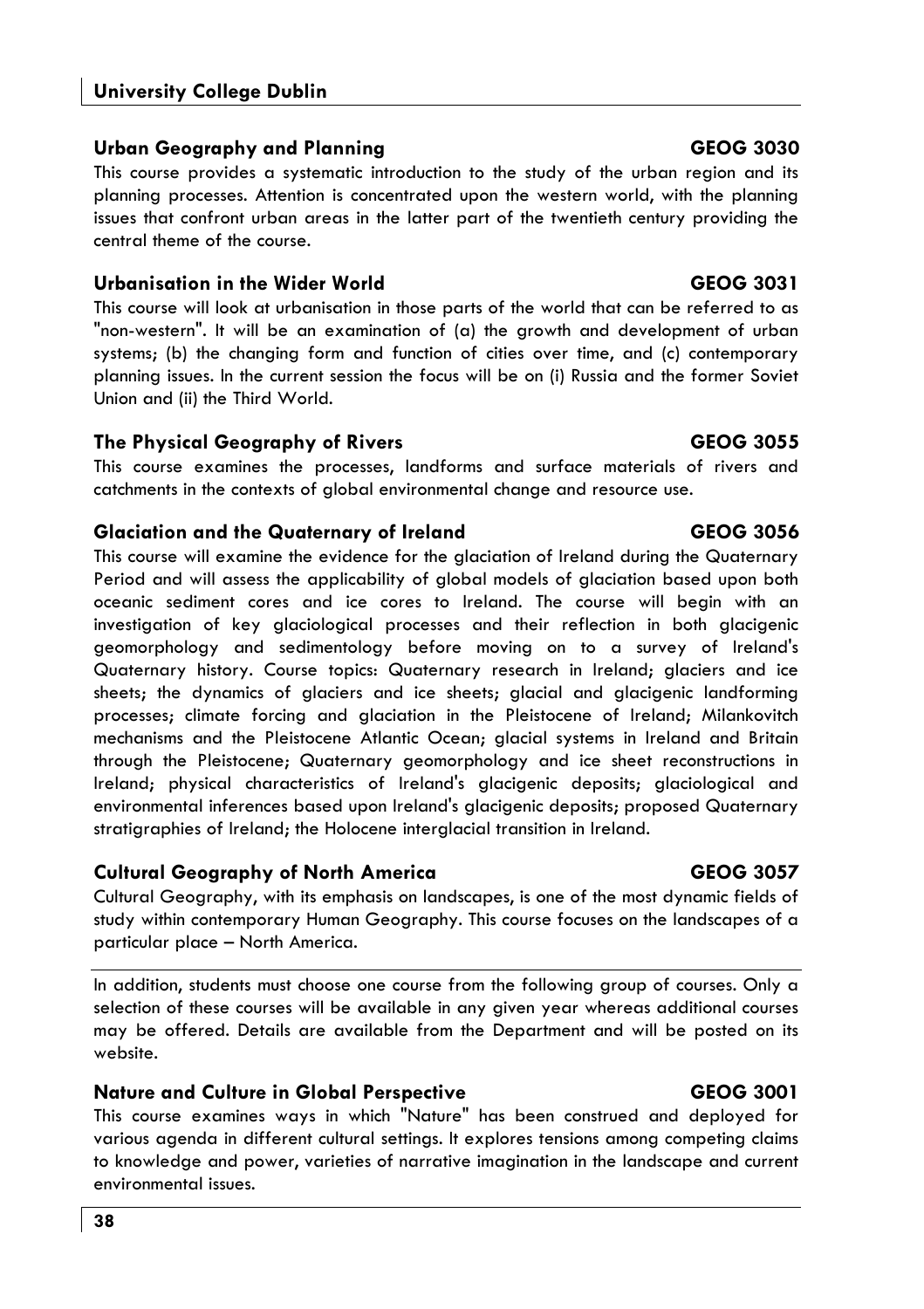### Urban Geography and Planning GEOG 3030

This course provides a systematic introduction to the study of the urban region and its planning processes. Attention is concentrated upon the western world, with the planning issues that confront urban areas in the latter part of the twentieth century providing the central theme of the course.

### Urbanisation in the Wider World GEOG 3031

This course will look at urbanisation in those parts of the world that can be referred to as "non-western". It will be an examination of (a) the growth and development of urban systems; (b) the changing form and function of cities over time, and (c) contemporary planning issues. In the current session the focus will be on (i) Russia and the former Soviet Union and (ii) the Third World.

### The Physical Geography of Rivers GEOG 3055

This course examines the processes, landforms and surface materials of rivers and catchments in the contexts of global environmental change and resource use.

### Glaciation and the Quaternary of Ireland GEOG 3056

This course will examine the evidence for the glaciation of Ireland during the Quaternary Period and will assess the applicability of global models of glaciation based upon both oceanic sediment cores and ice cores to Ireland. The course will begin with an investigation of key glaciological processes and their reflection in both glacigenic geomorphology and sedimentology before moving on to a survey of Ireland's Quaternary history. Course topics: Quaternary research in Ireland; glaciers and ice sheets; the dynamics of glaciers and ice sheets; glacial and glacigenic landforming processes; climate forcing and glaciation in the Pleistocene of Ireland; Milankovitch mechanisms and the Pleistocene Atlantic Ocean; glacial systems in Ireland and Britain through the Pleistocene; Quaternary geomorphology and ice sheet reconstructions in Ireland; physical characteristics of Ireland's glacigenic deposits; glaciological and environmental inferences based upon Ireland's glacigenic deposits; proposed Quaternary stratigraphies of Ireland; the Holocene interglacial transition in Ireland.

### Cultural Geography of North America GEOG 3057

Cultural Geography, with its emphasis on landscapes, is one of the most dynamic fields of study within contemporary Human Geography. This course focuses on the landscapes of a particular place – North America.

---

In addition, students must choose one course from the following group of courses. Only a selection of these courses will be available in any given year whereas additional courses may be offered. Details are available from the Department and will be posted on its website.

### Nature and Culture in Global Perspective GEOG 3001

This course examines ways in which "Nature" has been construed and deployed for various agenda in different cultural settings. It explores tensions among competing claims to knowledge and power, varieties of narrative imagination in the landscape and current environmental issues.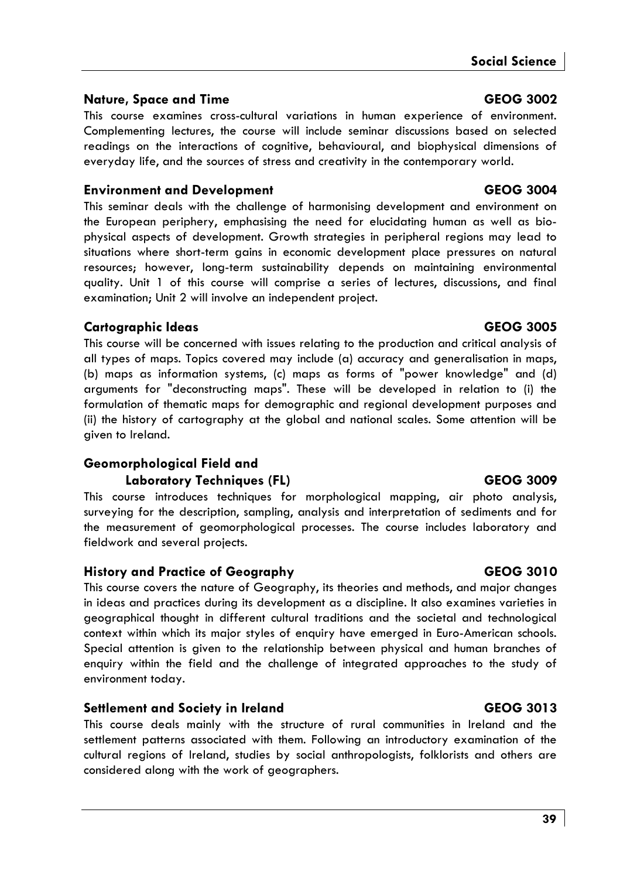### Nature, Space and Time — GEOG 3002

This course examines cross-cultural variations in human experience of environment. Complementing lectures, the course will include seminar discussions based on selected readings on the interactions of cognitive, behavioural, and biophysical dimensions of everyday life, and the sources of stress and creativity in the contemporary world.

### Environment and Development — GEOG 3004

This seminar deals with the challenge of harmonising development and environment on the European periphery, emphasising the need for elucidating human as well as bio-physical aspects of development. Growth strategies in peripheral regions may lead to situations where short-term gains in economic development place pressures on natural resources; however, long-term sustainability depends on maintaining environmental quality. Unit 1 of this course will comprise a series of lectures, discussions, and final examination; Unit 2 will involve an independent project.

### Cartographic Ideas — GEOG 3005

This course will be concerned with issues relating to the production and critical analysis of all types of maps. Topics covered may include (a) accuracy and generalisation in maps, (b) maps as information systems, (c) maps as forms of "power knowledge" and (d) arguments for "deconstructing maps". These will be developed in relation to (i) the formulation of thematic maps for demographic and regional development purposes and (ii) the history of cartography at the global and national scales. Some attention will be given to Ireland.

### Geomorphological Field and Laboratory Techniques (FL) — GEOG 3009

This course introduces techniques for morphological mapping, air photo analysis, surveying for the description, sampling, analysis and interpretation of sediments and for the measurement of geomorphological processes. The course includes laboratory and fieldwork and several projects.

### History and Practice of Geography — GEOG 3010

This course covers the nature of Geography, its theories and methods, and major changes in ideas and practices during its development as a discipline. It also examines varieties in geographical thought in different cultural traditions and the societal and technological context within which its major styles of enquiry have emerged in Euro-American schools. Special attention is given to the relationship between physical and human branches of enquiry within the field and the challenge of integrated approaches to the study of environment today.

### Settlement and Society in Ireland — GEOG 3013

This course deals mainly with the structure of rural communities in Ireland and the settlement patterns associated with them. Following an introductory examination of the cultural regions of Ireland, studies by social anthropologists, folklorists and others are considered along with the work of geographers.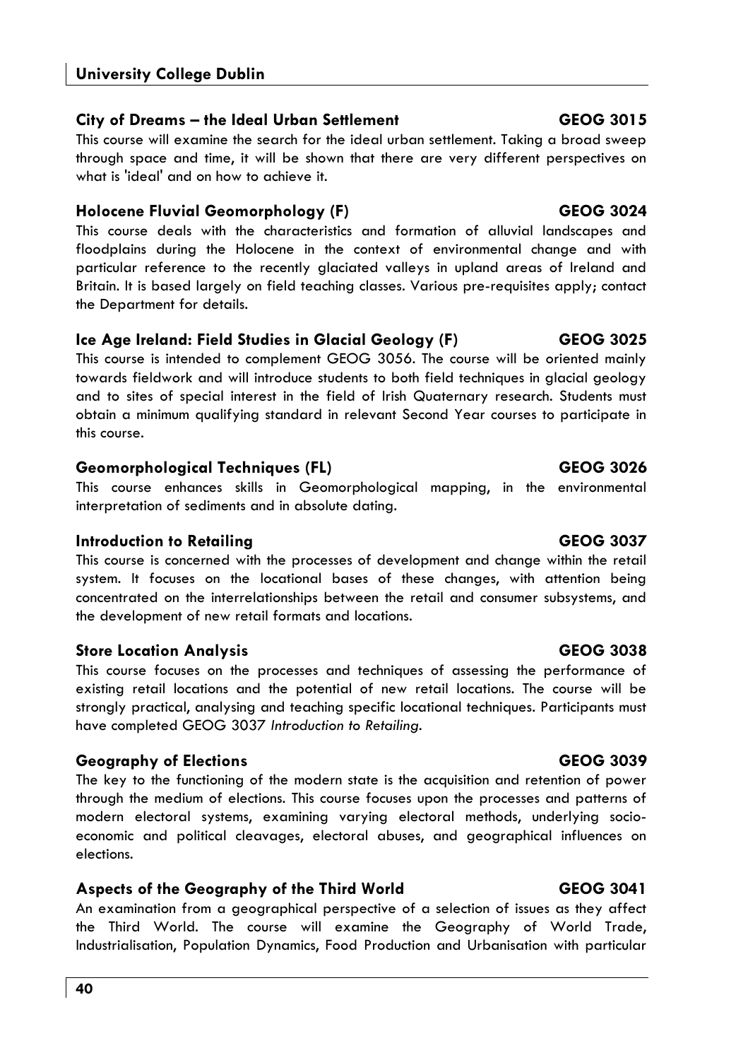### City of Dreams – the Ideal Urban Settlement — GEOG 3015

This course will examine the search for the ideal urban settlement. Taking a broad sweep through space and time, it will be shown that there are very different perspectives on what is 'ideal' and on how to achieve it.

### Holocene Fluvial Geomorphology (F) — GEOG 3024

This course deals with the characteristics and formation of alluvial landscapes and floodplains during the Holocene in the context of environmental change and with particular reference to the recently glaciated valleys in upland areas of Ireland and Britain. It is based largely on field teaching classes. Various pre-requisites apply; contact the Department for details.

### Ice Age Ireland: Field Studies in Glacial Geology (F) — GEOG 3025

This course is intended to complement GEOG 3056. The course will be oriented mainly towards fieldwork and will introduce students to both field techniques in glacial geology and to sites of special interest in the field of Irish Quaternary research. Students must obtain a minimum qualifying standard in relevant Second Year courses to participate in this course.

### Geomorphological Techniques (FL) — GEOG 3026

This course enhances skills in Geomorphological mapping, in the environmental interpretation of sediments and in absolute dating.

### Introduction to Retailing — GEOG 3037

This course is concerned with the processes of development and change within the retail system. It focuses on the locational bases of these changes, with attention being concentrated on the interrelationships between the retail and consumer subsystems, and the development of new retail formats and locations.

### Store Location Analysis — GEOG 3038

This course focuses on the processes and techniques of assessing the performance of existing retail locations and the potential of new retail locations. The course will be strongly practical, analysing and teaching specific locational techniques. Participants must have completed GEOG 3037 *Introduction to Retailing*.

### Geography of Elections — GEOG 3039

The key to the functioning of the modern state is the acquisition and retention of power through the medium of elections. This course focuses upon the processes and patterns of modern electoral systems, examining varying electoral methods, underlying socio-economic and political cleavages, electoral abuses, and geographical influences on elections.

### Aspects of the Geography of the Third World — GEOG 3041

An examination from a geographical perspective of a selection of issues as they affect the Third World. The course will examine the Geography of World Trade, Industrialisation, Population Dynamics, Food Production and Urbanisation with particular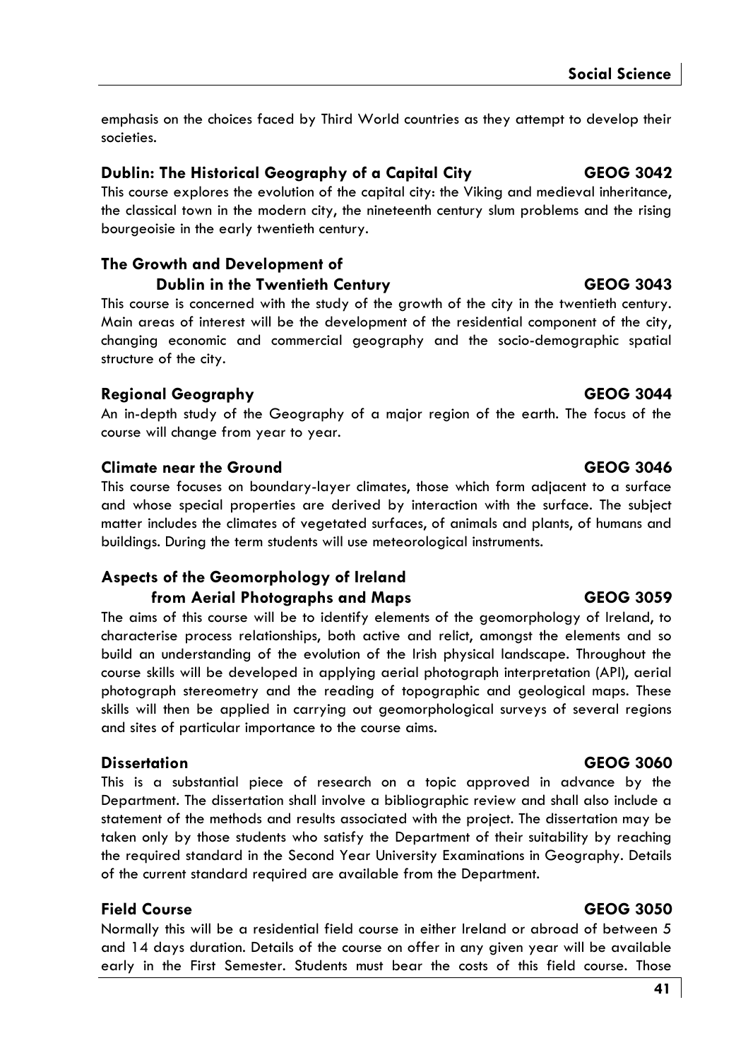emphasis on the choices faced by Third World countries as they attempt to develop their societies.

### Dublin: The Historical Geography of a Capital City — GEOG 3042

This course explores the evolution of the capital city: the Viking and medieval inheritance, the classical town in the modern city, the nineteenth century slum problems and the rising bourgeoisie in the early twentieth century.

### The Growth and Development of Dublin in the Twentieth Century — GEOG 3043

This course is concerned with the study of the growth of the city in the twentieth century. Main areas of interest will be the development of the residential component of the city, changing economic and commercial geography and the socio-demographic spatial structure of the city.

### Regional Geography — GEOG 3044

An in-depth study of the Geography of a major region of the earth. The focus of the course will change from year to year.

### Climate near the Ground — GEOG 3046

This course focuses on boundary-layer climates, those which form adjacent to a surface and whose special properties are derived by interaction with the surface. The subject matter includes the climates of vegetated surfaces, of animals and plants, of humans and buildings. During the term students will use meteorological instruments.

### Aspects of the Geomorphology of Ireland from Aerial Photographs and Maps — GEOG 3059

The aims of this course will be to identify elements of the geomorphology of Ireland, to characterise process relationships, both active and relict, amongst the elements and so build an understanding of the evolution of the Irish physical landscape. Throughout the course skills will be developed in applying aerial photograph interpretation (API), aerial photograph stereometry and the reading of topographic and geological maps. These skills will then be applied in carrying out geomorphological surveys of several regions and sites of particular importance to the course aims.

### Dissertation — GEOG 3060

This is a substantial piece of research on a topic approved in advance by the Department. The dissertation shall involve a bibliographic review and shall also include a statement of the methods and results associated with the project. The dissertation may be taken only by those students who satisfy the Department of their suitability by reaching the required standard in the Second Year University Examinations in Geography. Details of the current standard required are available from the Department.

### Field Course — GEOG 3050

Normally this will be a residential field course in either Ireland or abroad of between 5 and 14 days duration. Details of the course on offer in any given year will be available early in the First Semester. Students must bear the costs of this field course. Those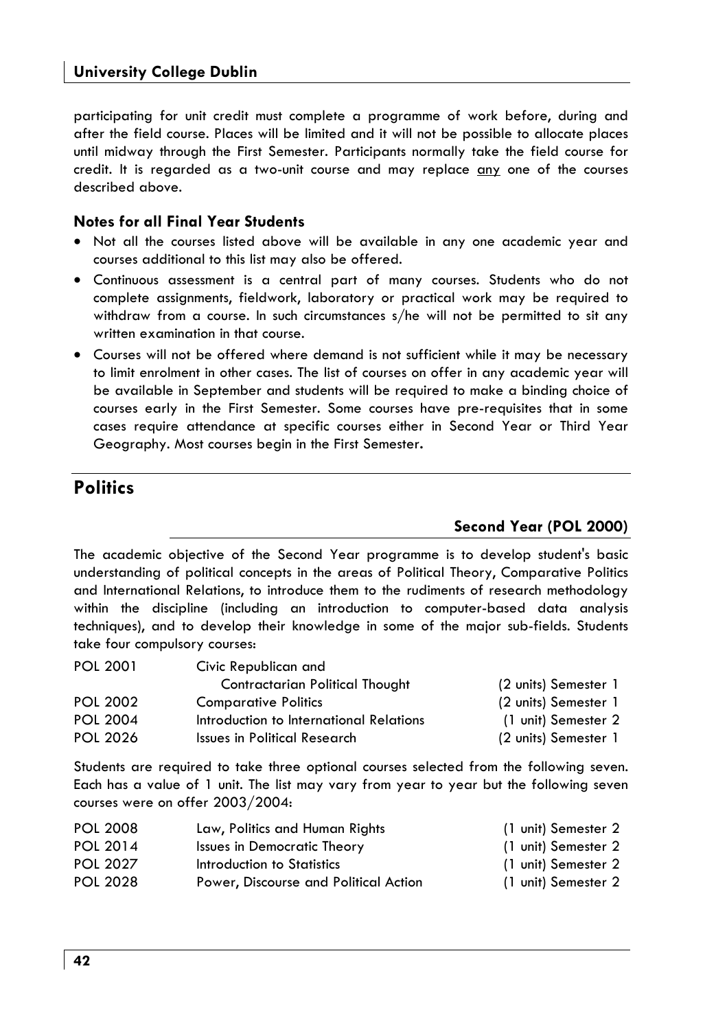participating for unit credit must complete a programme of work before, during and after the field course. Places will be limited and it will not be possible to allocate places until midway through the First Semester. Participants normally take the field course for credit. It is regarded as a two-unit course and may replace any one of the courses described above.

### Notes for all Final Year Students

- Not all the courses listed above will be available in any one academic year and courses additional to this list may also be offered.
- Continuous assessment is a central part of many courses. Students who do not complete assignments, fieldwork, laboratory or practical work may be required to withdraw from a course. In such circumstances s/he will not be permitted to sit any written examination in that course.
- Courses will not be offered where demand is not sufficient while it may be necessary to limit enrolment in other cases. The list of courses on offer in any academic year will be available in September and students will be required to make a binding choice of courses early in the First Semester. Some courses have pre-requisites that in some cases require attendance at specific courses either in Second Year or Third Year Geography. Most courses begin in the First Semester.

# Politics

### Second Year (POL 2000)

The academic objective of the Second Year programme is to develop student's basic understanding of political concepts in the areas of Political Theory, Comparative Politics and International Relations, to introduce them to the rudiments of research methodology within the discipline (including an introduction to computer-based data analysis techniques), and to develop their knowledge in some of the major sub-fields. Students take four compulsory courses:

| | | |
|---|---|---|
| POL 2001 | Civic Republican and Contractarian Political Thought | (2 units) Semester 1 |
| POL 2002 | Comparative Politics | (2 units) Semester 1 |
| POL 2004 | Introduction to International Relations | (1 unit) Semester 2 |
| POL 2026 | Issues in Political Research | (2 units) Semester 1 |

Students are required to take three optional courses selected from the following seven. Each has a value of 1 unit. The list may vary from year to year but the following seven courses were on offer 2003/2004:

| | | |
|---|---|---|
| POL 2008 | Law, Politics and Human Rights | (1 unit) Semester 2 |
| POL 2014 | Issues in Democratic Theory | (1 unit) Semester 2 |
| POL 2027 | Introduction to Statistics | (1 unit) Semester 2 |
| POL 2028 | Power, Discourse and Political Action | (1 unit) Semester 2 |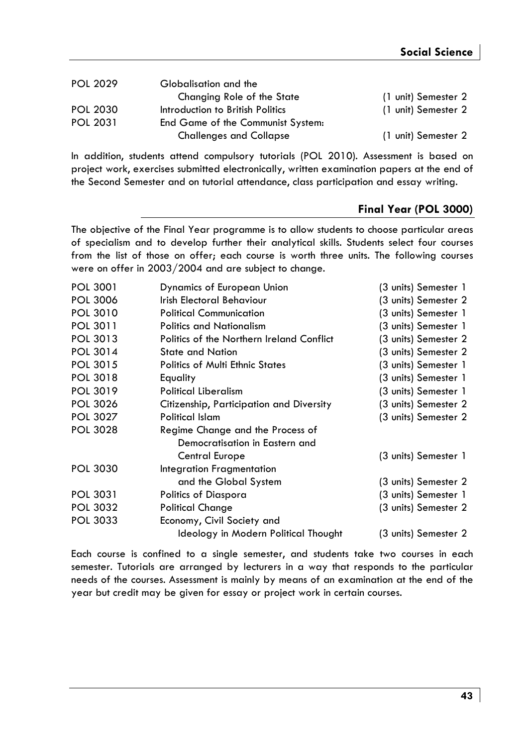| | | |
|---|---|---|
| POL 2029 | Globalisation and the Changing Role of the State | (1 unit) Semester 2 |
| POL 2030 | Introduction to British Politics | (1 unit) Semester 2 |
| POL 2031 | End Game of the Communist System: Challenges and Collapse | (1 unit) Semester 2 |

In addition, students attend compulsory tutorials (POL 2010). Assessment is based on project work, exercises submitted electronically, written examination papers at the end of the Second Semester and on tutorial attendance, class participation and essay writing.

### Final Year (POL 3000)

The objective of the Final Year programme is to allow students to choose particular areas of specialism and to develop further their analytical skills. Students select four courses from the list of those on offer; each course is worth three units. The following courses were on offer in 2003/2004 and are subject to change.

| | | |
|---|---|---|
| POL 3001 | Dynamics of European Union | (3 units) Semester 1 |
| POL 3006 | Irish Electoral Behaviour | (3 units) Semester 2 |
| POL 3010 | Political Communication | (3 units) Semester 1 |
| POL 3011 | Politics and Nationalism | (3 units) Semester 1 |
| POL 3013 | Politics of the Northern Ireland Conflict | (3 units) Semester 2 |
| POL 3014 | State and Nation | (3 units) Semester 2 |
| POL 3015 | Politics of Multi Ethnic States | (3 units) Semester 1 |
| POL 3018 | Equality | (3 units) Semester 1 |
| POL 3019 | Political Liberalism | (3 units) Semester 1 |
| POL 3026 | Citizenship, Participation and Diversity | (3 units) Semester 2 |
| POL 3027 | Political Islam | (3 units) Semester 2 |
| POL 3028 | Regime Change and the Process of Democratisation in Eastern and Central Europe | (3 units) Semester 1 |
| POL 3030 | Integration Fragmentation and the Global System | (3 units) Semester 2 |
| POL 3031 | Politics of Diaspora | (3 units) Semester 1 |
| POL 3032 | Political Change | (3 units) Semester 2 |
| POL 3033 | Economy, Civil Society and Ideology in Modern Political Thought | (3 units) Semester 2 |

Each course is confined to a single semester, and students take two courses in each semester. Tutorials are arranged by lecturers in a way that responds to the particular needs of the courses. Assessment is mainly by means of an examination at the end of the year but credit may be given for essay or project work in certain courses.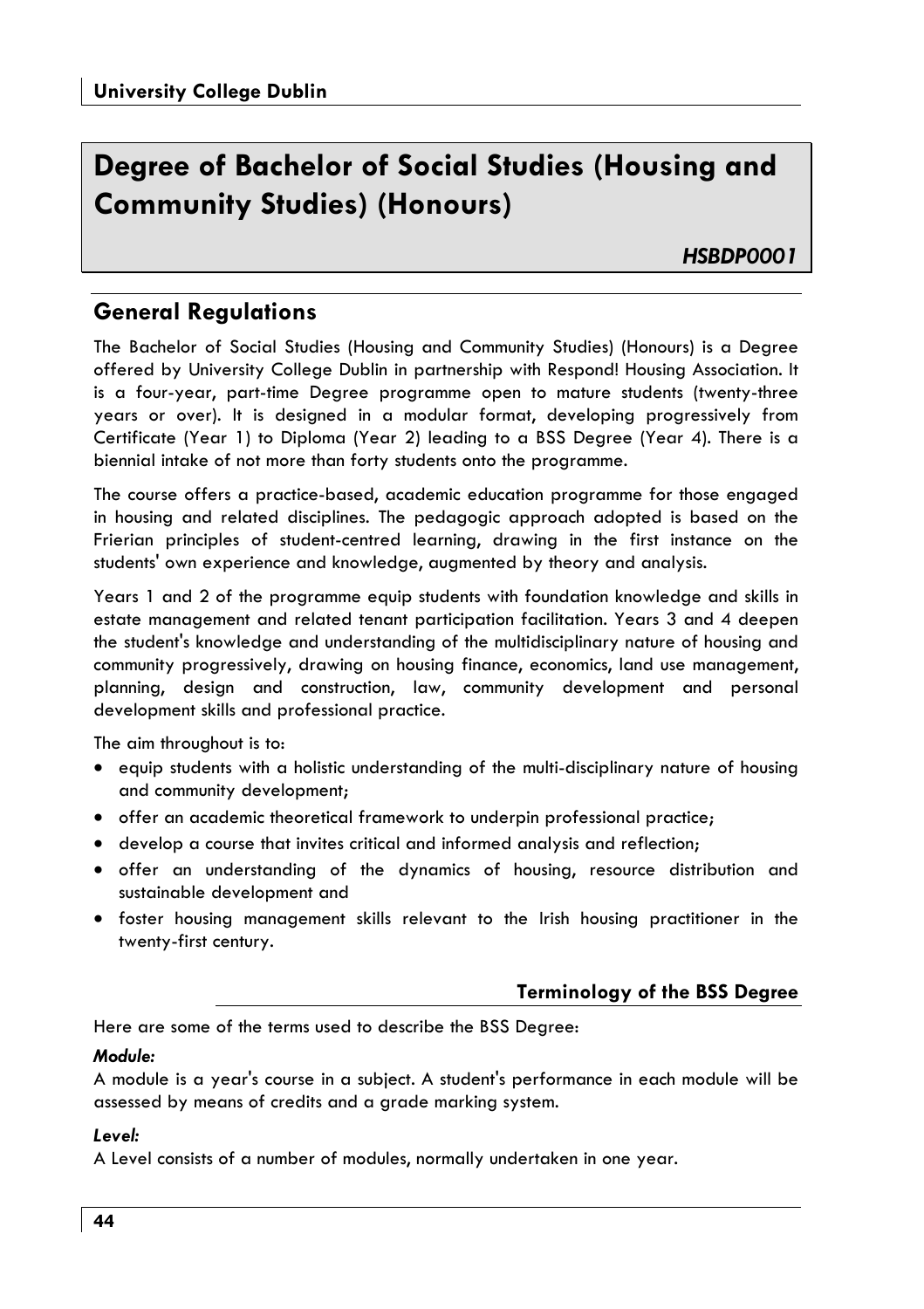# Degree of Bachelor of Social Studies (Housing and Community Studies) (Honours)

*HSBDP0001*

## General Regulations

The Bachelor of Social Studies (Housing and Community Studies) (Honours) is a Degree offered by University College Dublin in partnership with Respond! Housing Association. It is a four-year, part-time Degree programme open to mature students (twenty-three years or over). It is designed in a modular format, developing progressively from Certificate (Year 1) to Diploma (Year 2) leading to a BSS Degree (Year 4). There is a biennial intake of not more than forty students onto the programme.

The course offers a practice-based, academic education programme for those engaged in housing and related disciplines. The pedagogic approach adopted is based on the Frierian principles of student-centred learning, drawing in the first instance on the students' own experience and knowledge, augmented by theory and analysis.

Years 1 and 2 of the programme equip students with foundation knowledge and skills in estate management and related tenant participation facilitation. Years 3 and 4 deepen the student's knowledge and understanding of the multidisciplinary nature of housing and community progressively, drawing on housing finance, economics, land use management, planning, design and construction, law, community development and personal development skills and professional practice.

The aim throughout is to:

- equip students with a holistic understanding of the multi-disciplinary nature of housing and community development;
- offer an academic theoretical framework to underpin professional practice;
- develop a course that invites critical and informed analysis and reflection;
- offer an understanding of the dynamics of housing, resource distribution and sustainable development and
- foster housing management skills relevant to the Irish housing practitioner in the twenty-first century.

### Terminology of the BSS Degree

Here are some of the terms used to describe the BSS Degree:

***Module:***
A module is a year's course in a subject. A student's performance in each module will be assessed by means of credits and a grade marking system.

***Level:***
A Level consists of a number of modules, normally undertaken in one year.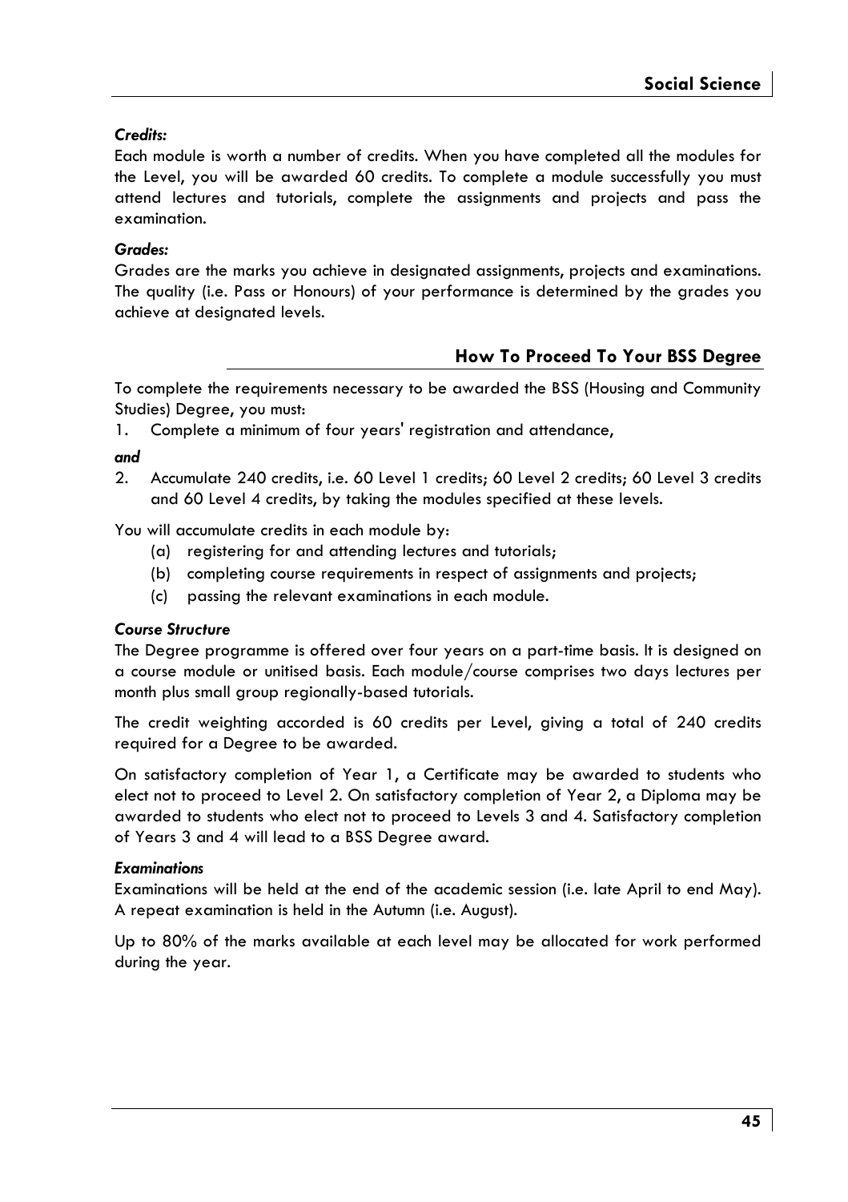***Credits:***

Each module is worth a number of credits. When you have completed all the modules for the Level, you will be awarded 60 credits. To complete a module successfully you must attend lectures and tutorials, complete the assignments and projects and pass the examination.

***Grades:***

Grades are the marks you achieve in designated assignments, projects and examinations. The quality (i.e. Pass or Honours) of your performance is determined by the grades you achieve at designated levels.

## How To Proceed To Your BSS Degree

To complete the requirements necessary to be awarded the BSS (Housing and Community Studies) Degree, you must:

1. Complete a minimum of four years' registration and attendance,

***and***

2. Accumulate 240 credits, i.e. 60 Level 1 credits; 60 Level 2 credits; 60 Level 3 credits and 60 Level 4 credits, by taking the modules specified at these levels.

You will accumulate credits in each module by:

(a) registering for and attending lectures and tutorials;

(b) completing course requirements in respect of assignments and projects;

(c) passing the relevant examinations in each module.

***Course Structure***

The Degree programme is offered over four years on a part-time basis. It is designed on a course module or unitised basis. Each module/course comprises two days lectures per month plus small group regionally-based tutorials.

The credit weighting accorded is 60 credits per Level, giving a total of 240 credits required for a Degree to be awarded.

On satisfactory completion of Year 1, a Certificate may be awarded to students who elect not to proceed to Level 2. On satisfactory completion of Year 2, a Diploma may be awarded to students who elect not to proceed to Levels 3 and 4. Satisfactory completion of Years 3 and 4 will lead to a BSS Degree award.

***Examinations***

Examinations will be held at the end of the academic session (i.e. late April to end May). A repeat examination is held in the Autumn (i.e. August).

Up to 80% of the marks available at each level may be allocated for work performed during the year.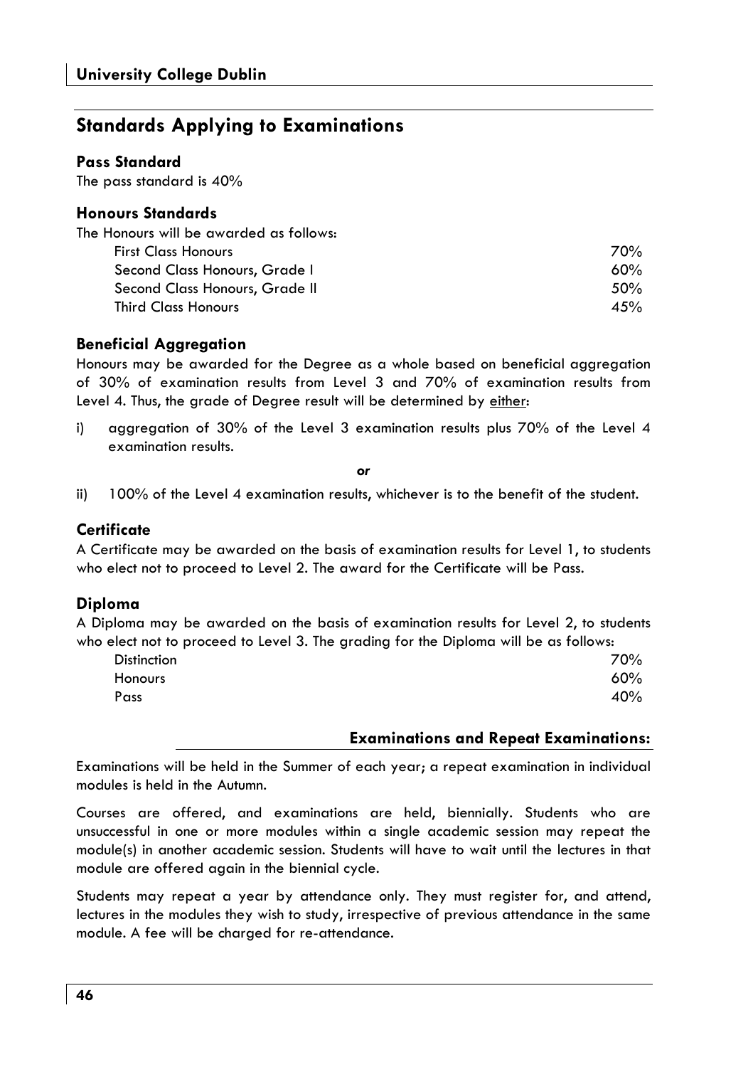## Standards Applying to Examinations

### Pass Standard

The pass standard is 40%

### Honours Standards

The Honours will be awarded as follows:

| | |
|---|---|
| First Class Honours | 70% |
| Second Class Honours, Grade I | 60% |
| Second Class Honours, Grade II | 50% |
| Third Class Honours | 45% |

### Beneficial Aggregation

Honours may be awarded for the Degree as a whole based on beneficial aggregation of 30% of examination results from Level 3 and 70% of examination results from Level 4. Thus, the grade of Degree result will be determined by either:

i) aggregation of 30% of the Level 3 examination results plus 70% of the Level 4 examination results.

***or***

ii) 100% of the Level 4 examination results, whichever is to the benefit of the student.

### Certificate

A Certificate may be awarded on the basis of examination results for Level 1, to students who elect not to proceed to Level 2. The award for the Certificate will be Pass.

### Diploma

A Diploma may be awarded on the basis of examination results for Level 2, to students who elect not to proceed to Level 3. The grading for the Diploma will be as follows:

| | |
|---|---|
| Distinction | 70% |
| Honours | 60% |
| Pass | 40% |

### Examinations and Repeat Examinations:

Examinations will be held in the Summer of each year; a repeat examination in individual modules is held in the Autumn.

Courses are offered, and examinations are held, biennially. Students who are unsuccessful in one or more modules within a single academic session may repeat the module(s) in another academic session. Students will have to wait until the lectures in that module are offered again in the biennial cycle.

Students may repeat a year by attendance only. They must register for, and attend, lectures in the modules they wish to study, irrespective of previous attendance in the same module. A fee will be charged for re-attendance.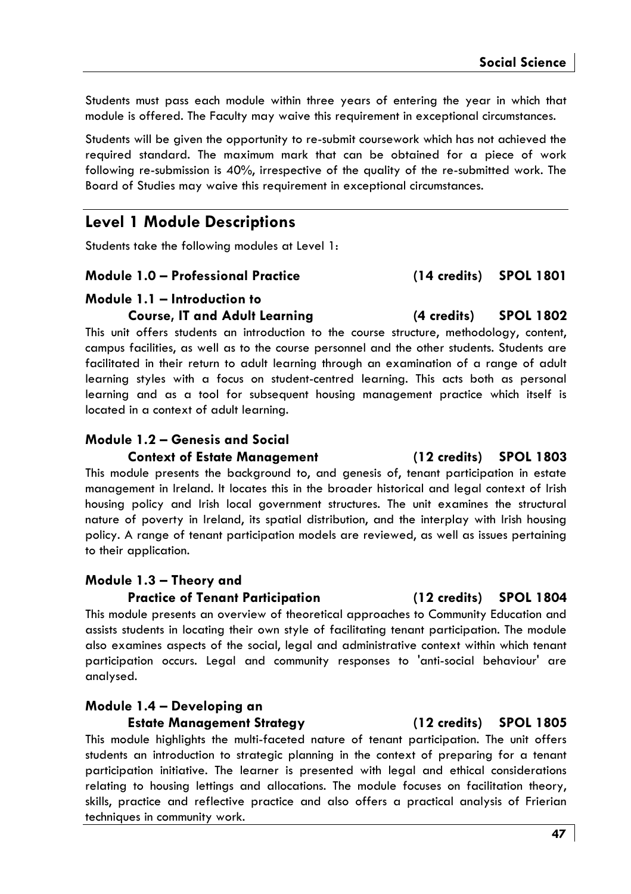Students must pass each module within three years of entering the year in which that module is offered. The Faculty may waive this requirement in exceptional circumstances.

Students will be given the opportunity to re-submit coursework which has not achieved the required standard. The maximum mark that can be obtained for a piece of work following re-submission is 40%, irrespective of the quality of the re-submitted work. The Board of Studies may waive this requirement in exceptional circumstances.

## Level 1 Module Descriptions

Students take the following modules at Level 1:

### Module 1.0 – Professional Practice (14 credits) SPOL 1801

### Module 1.1 – Introduction to Course, IT and Adult Learning (4 credits) SPOL 1802

This unit offers students an introduction to the course structure, methodology, content, campus facilities, as well as to the course personnel and the other students. Students are facilitated in their return to adult learning through an examination of a range of adult learning styles with a focus on student-centred learning. This acts both as personal learning and as a tool for subsequent housing management practice which itself is located in a context of adult learning.

### Module 1.2 – Genesis and Social Context of Estate Management (12 credits) SPOL 1803

This module presents the background to, and genesis of, tenant participation in estate management in Ireland. It locates this in the broader historical and legal context of Irish housing policy and Irish local government structures. The unit examines the structural nature of poverty in Ireland, its spatial distribution, and the interplay with Irish housing policy. A range of tenant participation models are reviewed, as well as issues pertaining to their application.

### Module 1.3 – Theory and Practice of Tenant Participation (12 credits) SPOL 1804

This module presents an overview of theoretical approaches to Community Education and assists students in locating their own style of facilitating tenant participation. The module also examines aspects of the social, legal and administrative context within which tenant participation occurs. Legal and community responses to 'anti-social behaviour' are analysed.

### Module 1.4 – Developing an Estate Management Strategy (12 credits) SPOL 1805

This module highlights the multi-faceted nature of tenant participation. The unit offers students an introduction to strategic planning in the context of preparing for a tenant participation initiative. The learner is presented with legal and ethical considerations relating to housing lettings and allocations. The module focuses on facilitation theory, skills, practice and reflective practice and also offers a practical analysis of Frierian techniques in community work.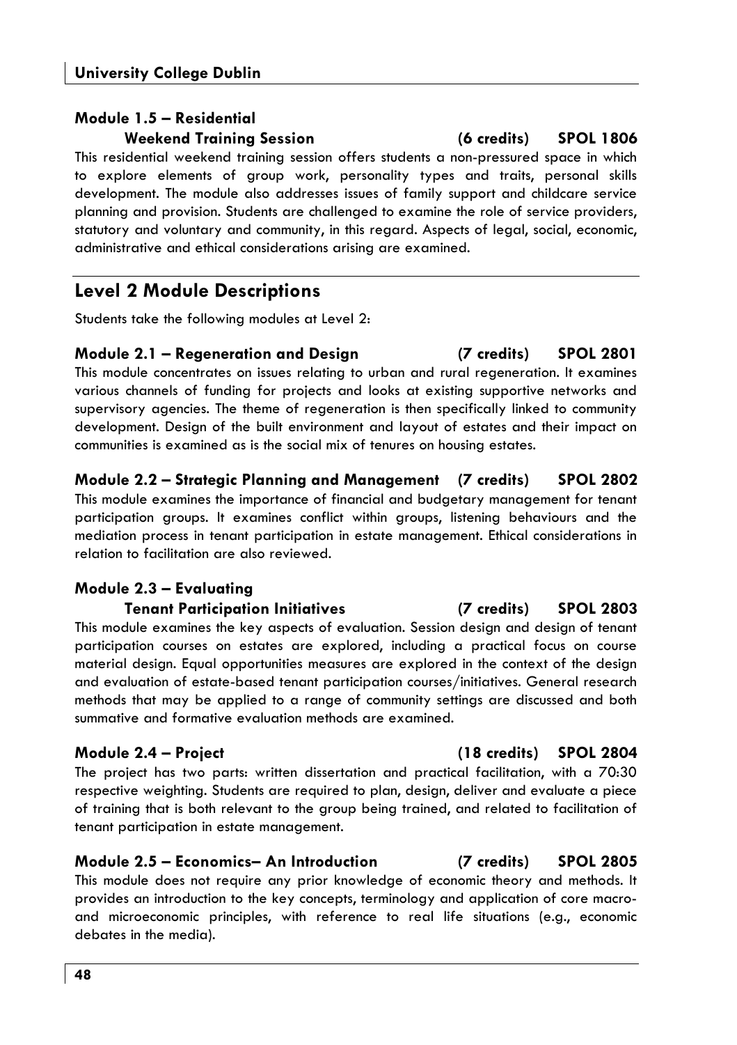#### Module 1.5 – Residential Weekend Training Session (6 credits) SPOL 1806

This residential weekend training session offers students a non-pressured space in which to explore elements of group work, personality types and traits, personal skills development. The module also addresses issues of family support and childcare service planning and provision. Students are challenged to examine the role of service providers, statutory and voluntary and community, in this regard. Aspects of legal, social, economic, administrative and ethical considerations arising are examined.

## Level 2 Module Descriptions

Students take the following modules at Level 2:

#### Module 2.1 – Regeneration and Design (7 credits) SPOL 2801

This module concentrates on issues relating to urban and rural regeneration. It examines various channels of funding for projects and looks at existing supportive networks and supervisory agencies. The theme of regeneration is then specifically linked to community development. Design of the built environment and layout of estates and their impact on communities is examined as is the social mix of tenures on housing estates.

#### Module 2.2 – Strategic Planning and Management (7 credits) SPOL 2802

This module examines the importance of financial and budgetary management for tenant participation groups. It examines conflict within groups, listening behaviours and the mediation process in tenant participation in estate management. Ethical considerations in relation to facilitation are also reviewed.

#### Module 2.3 – Evaluating Tenant Participation Initiatives (7 credits) SPOL 2803

This module examines the key aspects of evaluation. Session design and design of tenant participation courses on estates are explored, including a practical focus on course material design. Equal opportunities measures are explored in the context of the design and evaluation of estate-based tenant participation courses/initiatives. General research methods that may be applied to a range of community settings are discussed and both summative and formative evaluation methods are examined.

#### Module 2.4 – Project (18 credits) SPOL 2804

The project has two parts: written dissertation and practical facilitation, with a 70:30 respective weighting. Students are required to plan, design, deliver and evaluate a piece of training that is both relevant to the group being trained, and related to facilitation of tenant participation in estate management.

#### Module 2.5 – Economics– An Introduction (7 credits) SPOL 2805

This module does not require any prior knowledge of economic theory and methods. It provides an introduction to the key concepts, terminology and application of core macro- and microeconomic principles, with reference to real life situations (e.g., economic debates in the media).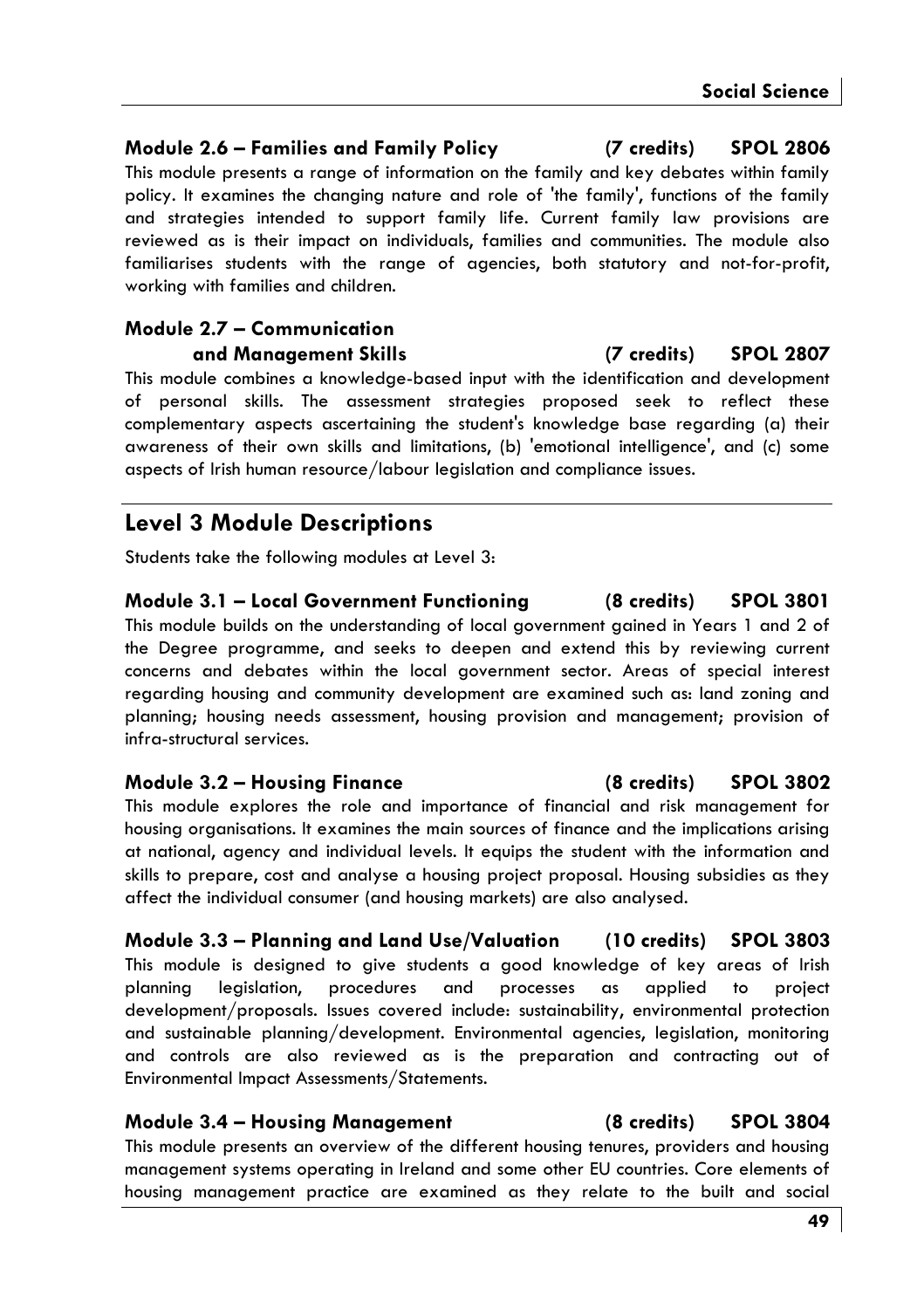### Module 2.6 – Families and Family Policy (7 credits) SPOL 2806

This module presents a range of information on the family and key debates within family policy. It examines the changing nature and role of 'the family', functions of the family and strategies intended to support family life. Current family law provisions are reviewed as is their impact on individuals, families and communities. The module also familiarises students with the range of agencies, both statutory and not-for-profit, working with families and children.

### Module 2.7 – Communication and Management Skills (7 credits) SPOL 2807

This module combines a knowledge-based input with the identification and development of personal skills. The assessment strategies proposed seek to reflect these complementary aspects ascertaining the student's knowledge base regarding (a) their awareness of their own skills and limitations, (b) 'emotional intelligence', and (c) some aspects of Irish human resource/labour legislation and compliance issues.

## Level 3 Module Descriptions

Students take the following modules at Level 3:

### Module 3.1 – Local Government Functioning (8 credits) SPOL 3801

This module builds on the understanding of local government gained in Years 1 and 2 of the Degree programme, and seeks to deepen and extend this by reviewing current concerns and debates within the local government sector. Areas of special interest regarding housing and community development are examined such as: land zoning and planning; housing needs assessment, housing provision and management; provision of infra-structural services.

### Module 3.2 – Housing Finance (8 credits) SPOL 3802

This module explores the role and importance of financial and risk management for housing organisations. It examines the main sources of finance and the implications arising at national, agency and individual levels. It equips the student with the information and skills to prepare, cost and analyse a housing project proposal. Housing subsidies as they affect the individual consumer (and housing markets) are also analysed.

### Module 3.3 – Planning and Land Use/Valuation (10 credits) SPOL 3803

This module is designed to give students a good knowledge of key areas of Irish planning legislation, procedures and processes as applied to project development/proposals. Issues covered include: sustainability, environmental protection and sustainable planning/development. Environmental agencies, legislation, monitoring and controls are also reviewed as is the preparation and contracting out of Environmental Impact Assessments/Statements.

### Module 3.4 – Housing Management (8 credits) SPOL 3804

This module presents an overview of the different housing tenures, providers and housing management systems operating in Ireland and some other EU countries. Core elements of housing management practice are examined as they relate to the built and social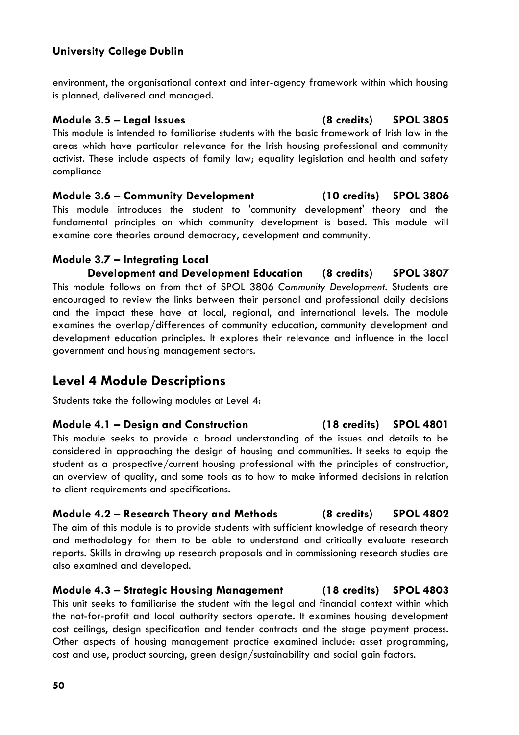environment, the organisational context and inter-agency framework within which housing is planned, delivered and managed.

### Module 3.5 – Legal Issues (8 credits) SPOL 3805

This module is intended to familiarise students with the basic framework of Irish law in the areas which have particular relevance for the Irish housing professional and community activist. These include aspects of family law; equality legislation and health and safety compliance

### Module 3.6 – Community Development (10 credits) SPOL 3806

This module introduces the student to 'community development' theory and the fundamental principles on which community development is based. This module will examine core theories around democracy, development and community.

### Module 3.7 – Integrating Local Development and Development Education (8 credits) SPOL 3807

This module follows on from that of SPOL 3806 *Community Development*. Students are encouraged to review the links between their personal and professional daily decisions and the impact these have at local, regional, and international levels. The module examines the overlap/differences of community education, community development and development education principles. It explores their relevance and influence in the local government and housing management sectors.

## Level 4 Module Descriptions

Students take the following modules at Level 4:

### Module 4.1 – Design and Construction (18 credits) SPOL 4801

This module seeks to provide a broad understanding of the issues and details to be considered in approaching the design of housing and communities. It seeks to equip the student as a prospective/current housing professional with the principles of construction, an overview of quality, and some tools as to how to make informed decisions in relation to client requirements and specifications.

### Module 4.2 – Research Theory and Methods (8 credits) SPOL 4802

The aim of this module is to provide students with sufficient knowledge of research theory and methodology for them to be able to understand and critically evaluate research reports. Skills in drawing up research proposals and in commissioning research studies are also examined and developed.

### Module 4.3 – Strategic Housing Management (18 credits) SPOL 4803

This unit seeks to familiarise the student with the legal and financial context within which the not-for-profit and local authority sectors operate. It examines housing development cost ceilings, design specification and tender contracts and the stage payment process. Other aspects of housing management practice examined include: asset programming, cost and use, product sourcing, green design/sustainability and social gain factors.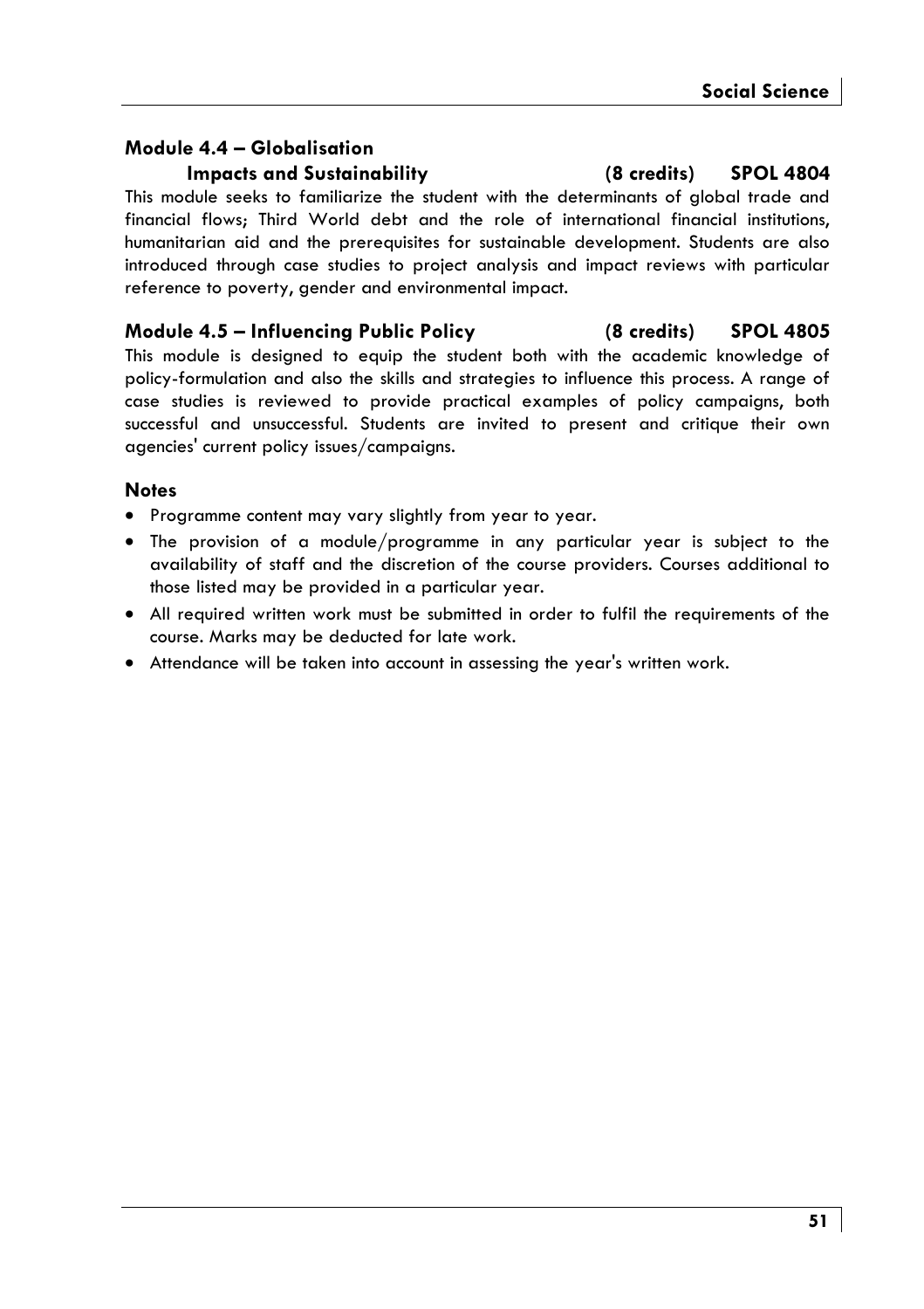### Module 4.4 – Globalisation Impacts and Sustainability (8 credits) SPOL 4804

This module seeks to familiarize the student with the determinants of global trade and financial flows; Third World debt and the role of international financial institutions, humanitarian aid and the prerequisites for sustainable development. Students are also introduced through case studies to project analysis and impact reviews with particular reference to poverty, gender and environmental impact.

### Module 4.5 – Influencing Public Policy (8 credits) SPOL 4805

This module is designed to equip the student both with the academic knowledge of policy-formulation and also the skills and strategies to influence this process. A range of case studies is reviewed to provide practical examples of policy campaigns, both successful and unsuccessful. Students are invited to present and critique their own agencies' current policy issues/campaigns.

### Notes

- Programme content may vary slightly from year to year.
- The provision of a module/programme in any particular year is subject to the availability of staff and the discretion of the course providers. Courses additional to those listed may be provided in a particular year.
- All required written work must be submitted in order to fulfil the requirements of the course. Marks may be deducted for late work.
- Attendance will be taken into account in assessing the year's written work.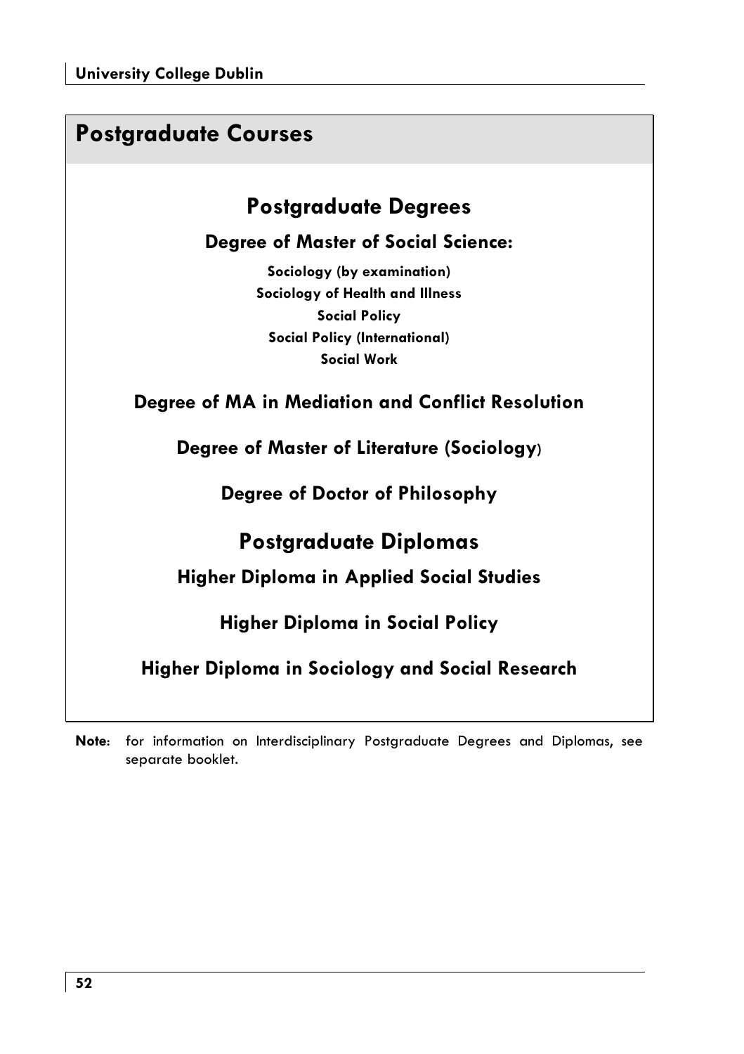# Postgraduate Courses

## Postgraduate Degrees

### Degree of Master of Social Science:

**Sociology (by examination)**
**Sociology of Health and Illness**
**Social Policy**
**Social Policy (International)**
**Social Work**

### Degree of MA in Mediation and Conflict Resolution

### Degree of Master of Literature (Sociology)

### Degree of Doctor of Philosophy

## Postgraduate Diplomas

### Higher Diploma in Applied Social Studies

### Higher Diploma in Social Policy

### Higher Diploma in Sociology and Social Research

**Note**: for information on Interdisciplinary Postgraduate Degrees and Diplomas, see separate booklet.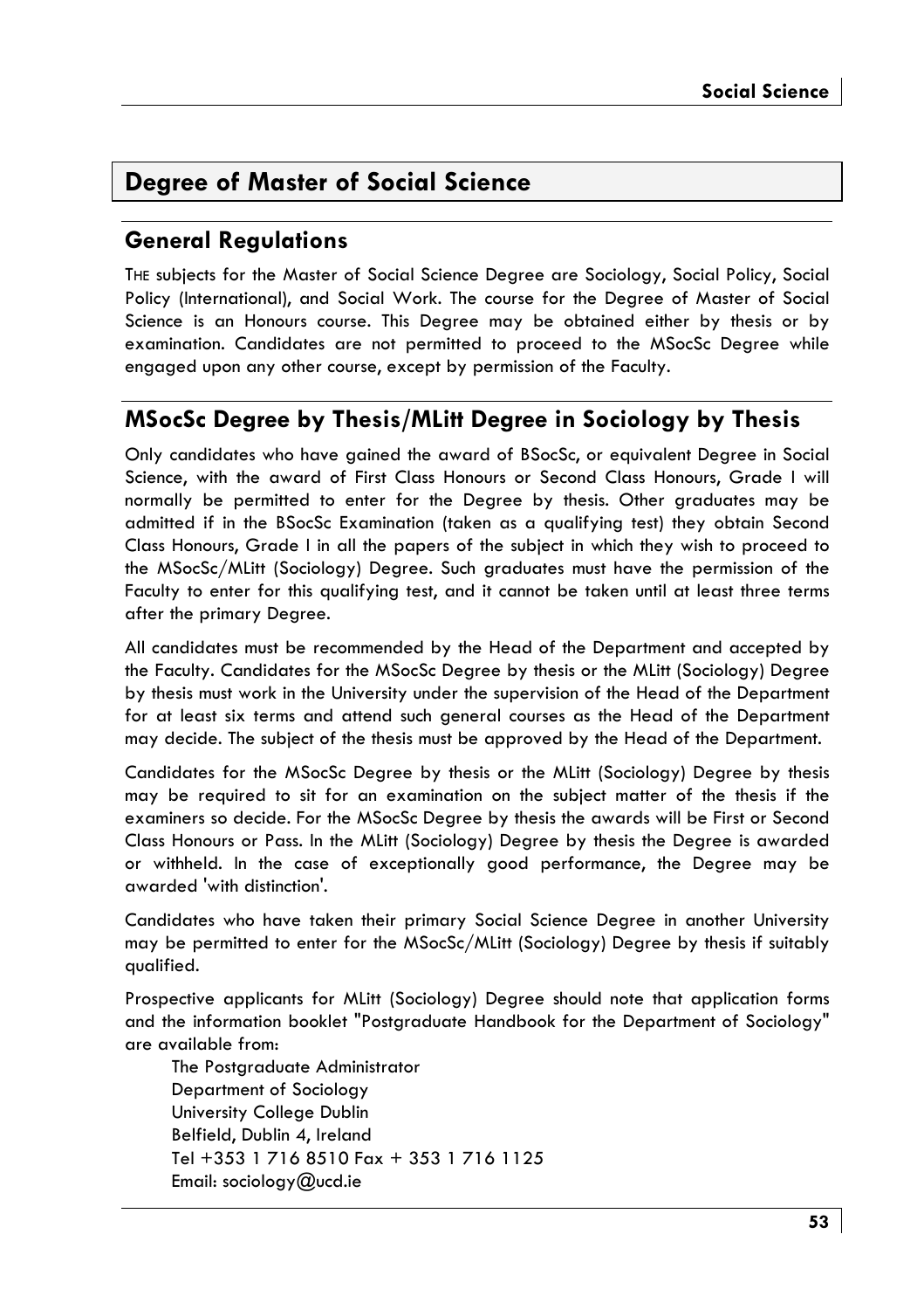## Degree of Master of Social Science

### General Regulations

THE subjects for the Master of Social Science Degree are Sociology, Social Policy, Social Policy (International), and Social Work. The course for the Degree of Master of Social Science is an Honours course. This Degree may be obtained either by thesis or by examination. Candidates are not permitted to proceed to the MSocSc Degree while engaged upon any other course, except by permission of the Faculty.

### MSocSc Degree by Thesis/MLitt Degree in Sociology by Thesis

Only candidates who have gained the award of BSocSc, or equivalent Degree in Social Science, with the award of First Class Honours or Second Class Honours, Grade I will normally be permitted to enter for the Degree by thesis. Other graduates may be admitted if in the BSocSc Examination (taken as a qualifying test) they obtain Second Class Honours, Grade I in all the papers of the subject in which they wish to proceed to the MSocSc/MLitt (Sociology) Degree. Such graduates must have the permission of the Faculty to enter for this qualifying test, and it cannot be taken until at least three terms after the primary Degree.

All candidates must be recommended by the Head of the Department and accepted by the Faculty. Candidates for the MSocSc Degree by thesis or the MLitt (Sociology) Degree by thesis must work in the University under the supervision of the Head of the Department for at least six terms and attend such general courses as the Head of the Department may decide. The subject of the thesis must be approved by the Head of the Department.

Candidates for the MSocSc Degree by thesis or the MLitt (Sociology) Degree by thesis may be required to sit for an examination on the subject matter of the thesis if the examiners so decide. For the MSocSc Degree by thesis the awards will be First or Second Class Honours or Pass. In the MLitt (Sociology) Degree by thesis the Degree is awarded or withheld. In the case of exceptionally good performance, the Degree may be awarded 'with distinction'.

Candidates who have taken their primary Social Science Degree in another University may be permitted to enter for the MSocSc/MLitt (Sociology) Degree by thesis if suitably qualified.

Prospective applicants for MLitt (Sociology) Degree should note that application forms and the information booklet "Postgraduate Handbook for the Department of Sociology" are available from:

The Postgraduate Administrator
Department of Sociology
University College Dublin
Belfield, Dublin 4, Ireland
Tel +353 1 716 8510 Fax + 353 1 716 1125
Email: sociology@ucd.ie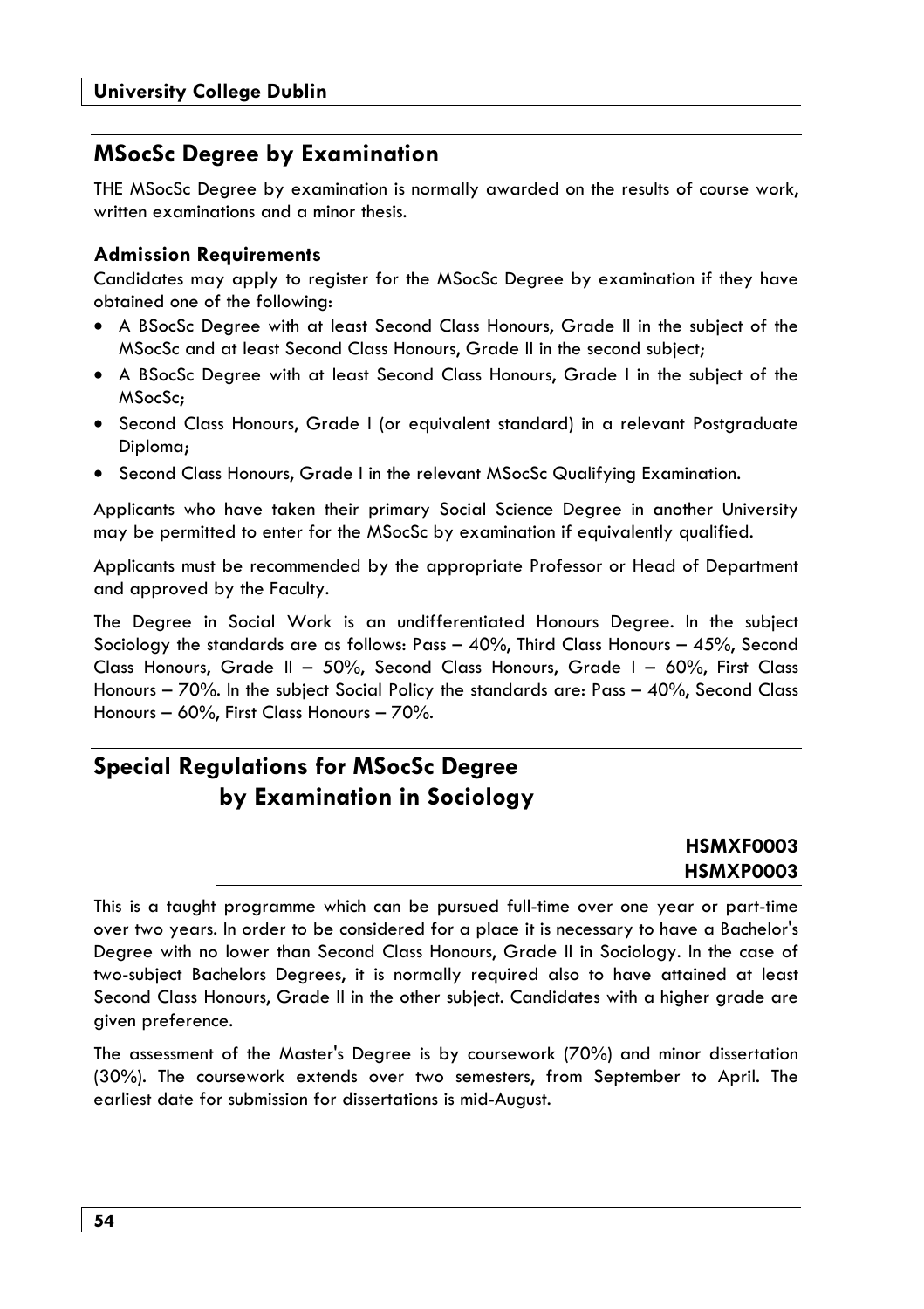## MSocSc Degree by Examination

THE MSocSc Degree by examination is normally awarded on the results of course work, written examinations and a minor thesis.

### Admission Requirements

Candidates may apply to register for the MSocSc Degree by examination if they have obtained one of the following:

- A BSocSc Degree with at least Second Class Honours, Grade II in the subject of the MSocSc and at least Second Class Honours, Grade II in the second subject;
- A BSocSc Degree with at least Second Class Honours, Grade I in the subject of the MSocSc;
- Second Class Honours, Grade I (or equivalent standard) in a relevant Postgraduate Diploma;
- Second Class Honours, Grade I in the relevant MSocSc Qualifying Examination.

Applicants who have taken their primary Social Science Degree in another University may be permitted to enter for the MSocSc by examination if equivalently qualified.

Applicants must be recommended by the appropriate Professor or Head of Department and approved by the Faculty.

The Degree in Social Work is an undifferentiated Honours Degree. In the subject Sociology the standards are as follows: Pass – 40%, Third Class Honours – 45%, Second Class Honours, Grade II – 50%, Second Class Honours, Grade I – 60%, First Class Honours – 70%. In the subject Social Policy the standards are: Pass – 40%, Second Class Honours – 60%, First Class Honours – 70%.

## Special Regulations for MSocSc Degree by Examination in Sociology

**HSMXF0003**
**HSMXP0003**

This is a taught programme which can be pursued full-time over one year or part-time over two years. In order to be considered for a place it is necessary to have a Bachelor's Degree with no lower than Second Class Honours, Grade II in Sociology. In the case of two-subject Bachelors Degrees, it is normally required also to have attained at least Second Class Honours, Grade II in the other subject. Candidates with a higher grade are given preference.

The assessment of the Master's Degree is by coursework (70%) and minor dissertation (30%). The coursework extends over two semesters, from September to April. The earliest date for submission for dissertations is mid-August.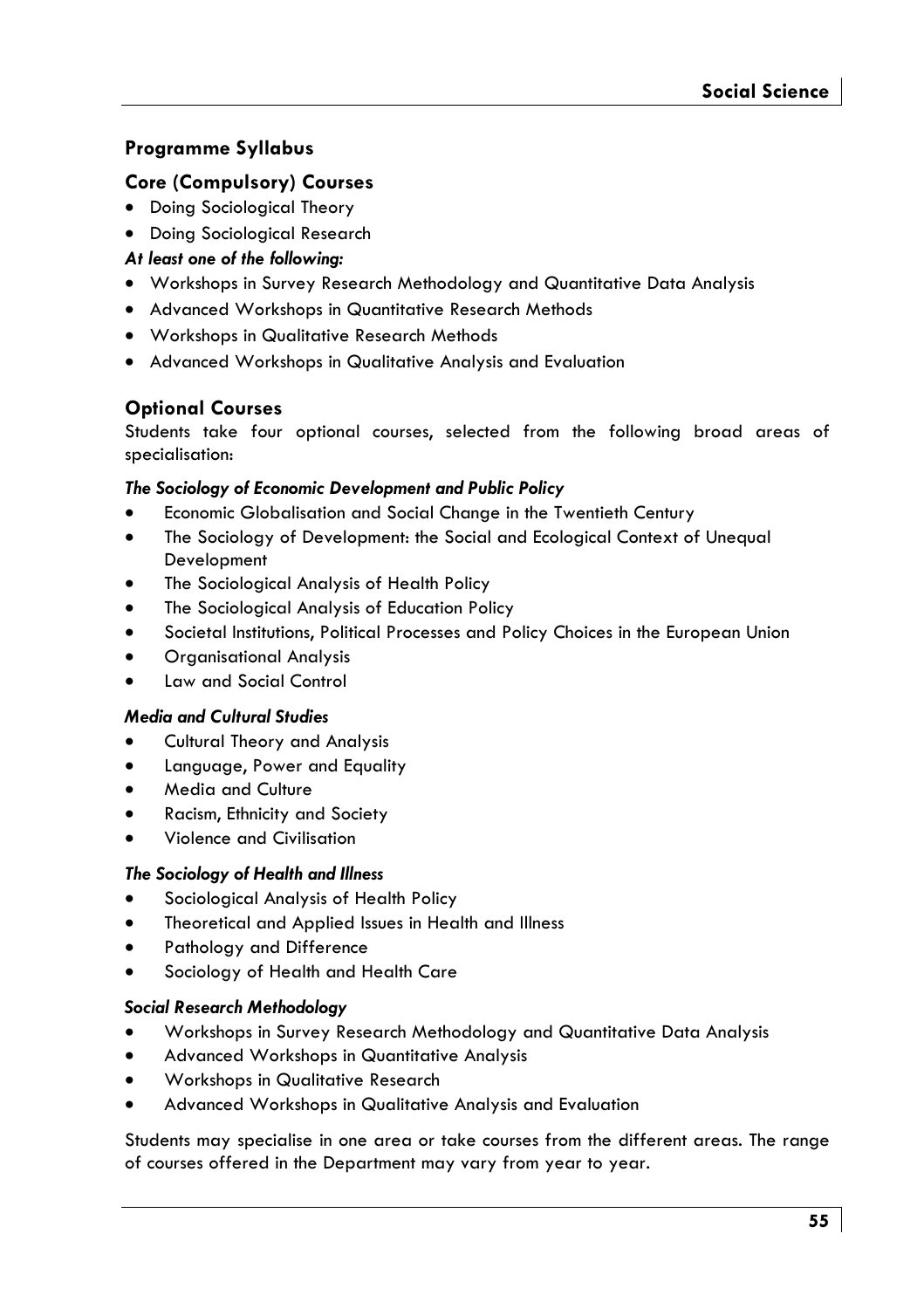## Programme Syllabus

### Core (Compulsory) Courses

- Doing Sociological Theory
- Doing Sociological Research

***At least one of the following:***

- Workshops in Survey Research Methodology and Quantitative Data Analysis
- Advanced Workshops in Quantitative Research Methods
- Workshops in Qualitative Research Methods
- Advanced Workshops in Qualitative Analysis and Evaluation

### Optional Courses

Students take four optional courses, selected from the following broad areas of specialisation:

***The Sociology of Economic Development and Public Policy***

- Economic Globalisation and Social Change in the Twentieth Century
- The Sociology of Development: the Social and Ecological Context of Unequal Development
- The Sociological Analysis of Health Policy
- The Sociological Analysis of Education Policy
- Societal Institutions, Political Processes and Policy Choices in the European Union
- Organisational Analysis
- Law and Social Control

***Media and Cultural Studies***

- Cultural Theory and Analysis
- Language, Power and Equality
- Media and Culture
- Racism, Ethnicity and Society
- Violence and Civilisation

***The Sociology of Health and Illness***

- Sociological Analysis of Health Policy
- Theoretical and Applied Issues in Health and Illness
- Pathology and Difference
- Sociology of Health and Health Care

***Social Research Methodology***

- Workshops in Survey Research Methodology and Quantitative Data Analysis
- Advanced Workshops in Quantitative Analysis
- Workshops in Qualitative Research
- Advanced Workshops in Qualitative Analysis and Evaluation

Students may specialise in one area or take courses from the different areas. The range of courses offered in the Department may vary from year to year.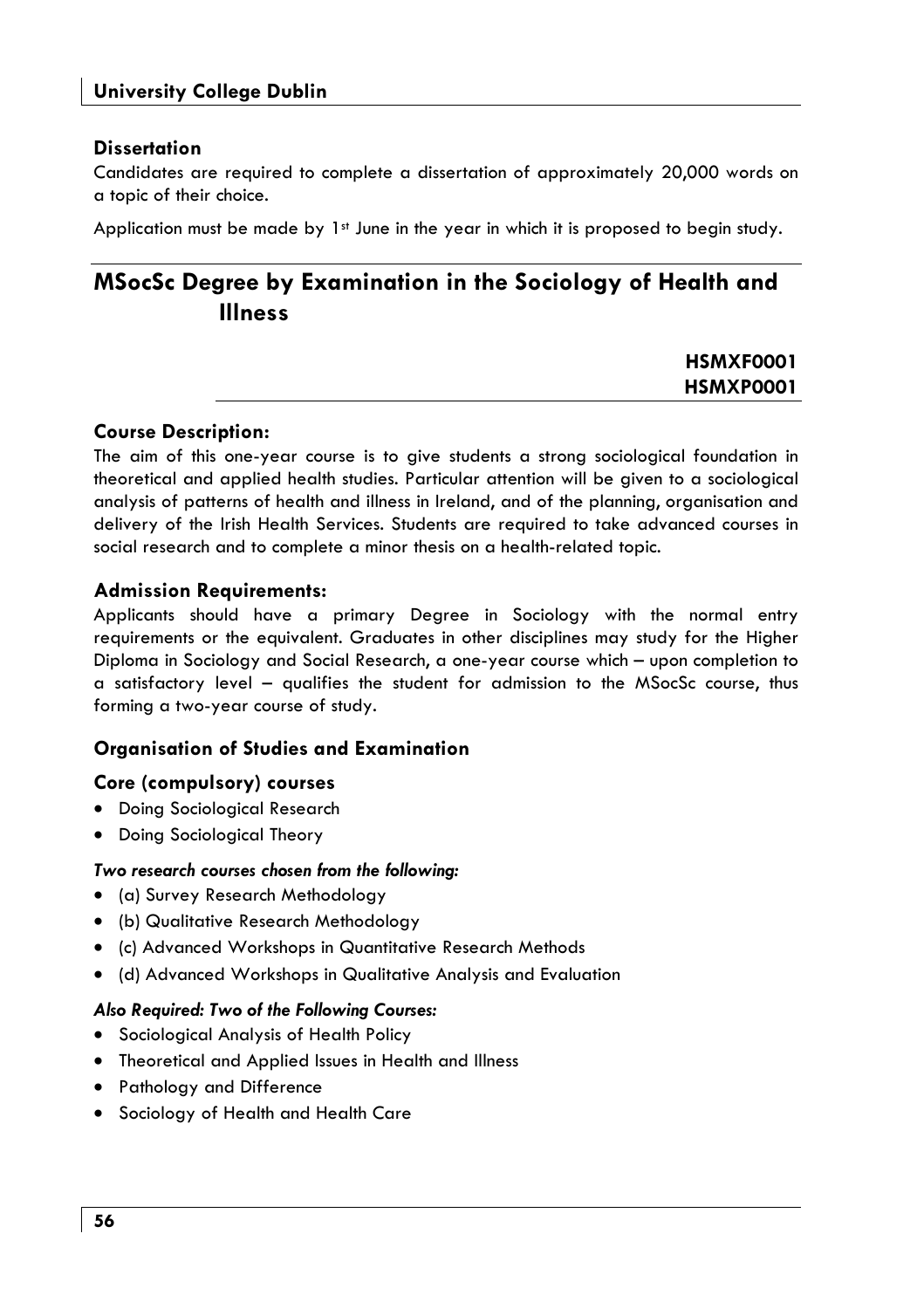### Dissertation

Candidates are required to complete a dissertation of approximately 20,000 words on a topic of their choice.

Application must be made by 1st June in the year in which it is proposed to begin study.

## MSocSc Degree by Examination in the Sociology of Health and Illness

**HSMXF0001**
**HSMXP0001**

### Course Description:

The aim of this one-year course is to give students a strong sociological foundation in theoretical and applied health studies. Particular attention will be given to a sociological analysis of patterns of health and illness in Ireland, and of the planning, organisation and delivery of the Irish Health Services. Students are required to take advanced courses in social research and to complete a minor thesis on a health-related topic.

### Admission Requirements:

Applicants should have a primary Degree in Sociology with the normal entry requirements or the equivalent. Graduates in other disciplines may study for the Higher Diploma in Sociology and Social Research, a one-year course which – upon completion to a satisfactory level – qualifies the student for admission to the MSocSc course, thus forming a two-year course of study.

### Organisation of Studies and Examination

### Core (compulsory) courses

- Doing Sociological Research
- Doing Sociological Theory

#### *Two research courses chosen from the following:*

- (a) Survey Research Methodology
- (b) Qualitative Research Methodology
- (c) Advanced Workshops in Quantitative Research Methods
- (d) Advanced Workshops in Qualitative Analysis and Evaluation

#### *Also Required: Two of the Following Courses:*

- Sociological Analysis of Health Policy
- Theoretical and Applied Issues in Health and Illness
- Pathology and Difference
- Sociology of Health and Health Care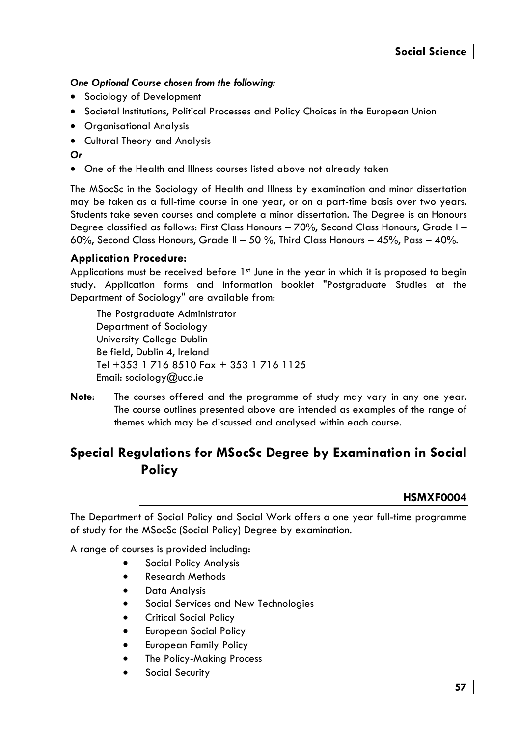***One Optional Course chosen from the following:***

- Sociology of Development
- Societal Institutions, Political Processes and Policy Choices in the European Union
- Organisational Analysis
- Cultural Theory and Analysis

***Or***

- One of the Health and Illness courses listed above not already taken

The MSocSc in the Sociology of Health and Illness by examination and minor dissertation may be taken as a full-time course in one year, or on a part-time basis over two years. Students take seven courses and complete a minor dissertation. The Degree is an Honours Degree classified as follows: First Class Honours – 70%, Second Class Honours, Grade I – 60%, Second Class Honours, Grade II – 50 %, Third Class Honours – 45%, Pass – 40%.

### Application Procedure:

Applications must be received before 1st June in the year in which it is proposed to begin study. Application forms and information booklet "Postgraduate Studies at the Department of Sociology" are available from:

The Postgraduate Administrator
Department of Sociology
University College Dublin
Belfield, Dublin 4, Ireland
Tel +353 1 716 8510 Fax + 353 1 716 1125
Email: sociology@ucd.ie

**Note**: The courses offered and the programme of study may vary in any one year. The course outlines presented above are intended as examples of the range of themes which may be discussed and analysed within each course.

## Special Regulations for MSocSc Degree by Examination in Social Policy

**HSMXF0004**

The Department of Social Policy and Social Work offers a one year full-time programme of study for the MSocSc (Social Policy) Degree by examination.

A range of courses is provided including:

- Social Policy Analysis
- Research Methods
- Data Analysis
- Social Services and New Technologies
- Critical Social Policy
- European Social Policy
- European Family Policy
- The Policy-Making Process
- Social Security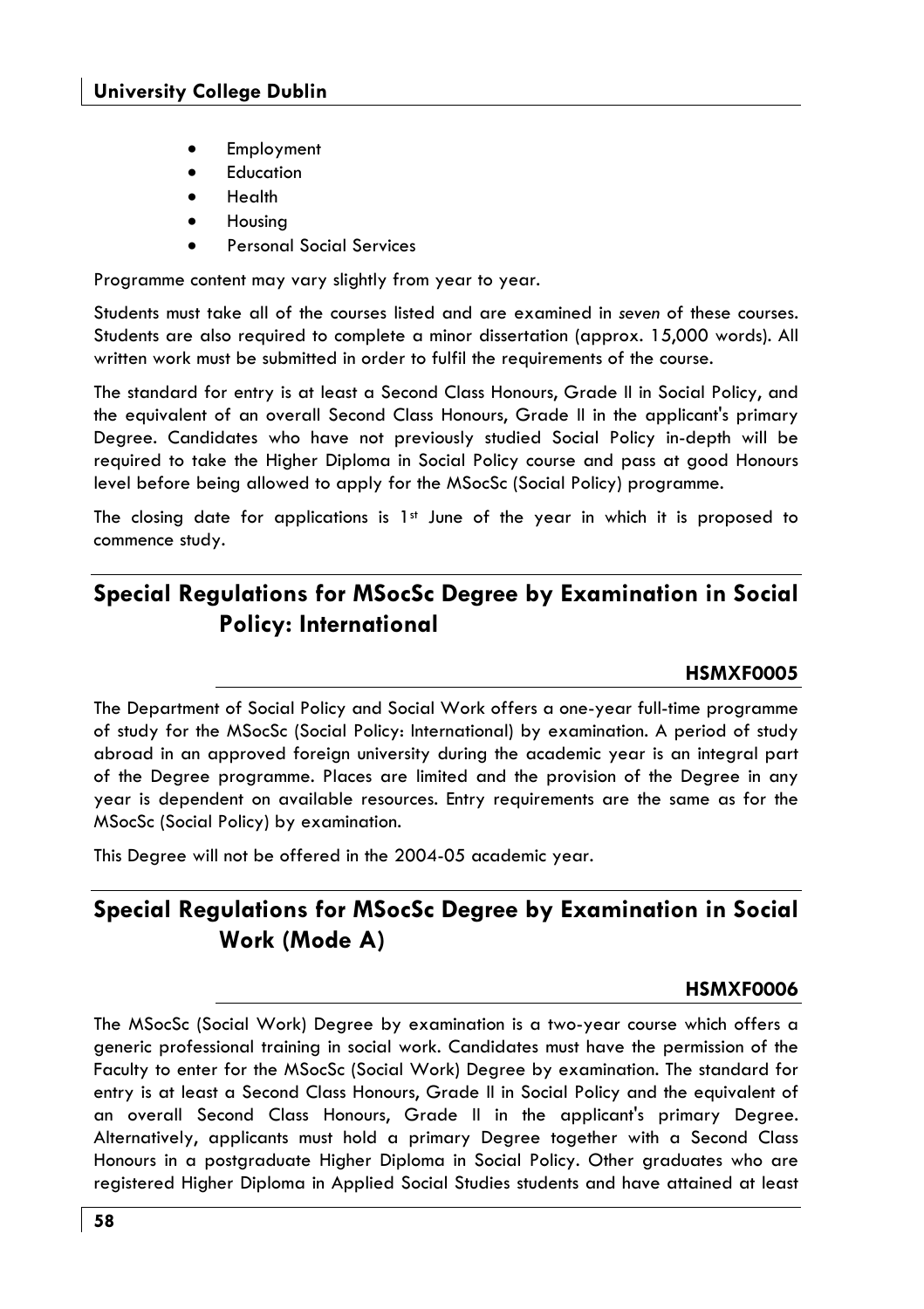- Employment
- Education
- Health
- Housing
- Personal Social Services

Programme content may vary slightly from year to year.

Students must take all of the courses listed and are examined in *seven* of these courses. Students are also required to complete a minor dissertation (approx. 15,000 words). All written work must be submitted in order to fulfil the requirements of the course.

The standard for entry is at least a Second Class Honours, Grade II in Social Policy, and the equivalent of an overall Second Class Honours, Grade II in the applicant's primary Degree. Candidates who have not previously studied Social Policy in-depth will be required to take the Higher Diploma in Social Policy course and pass at good Honours level before being allowed to apply for the MSocSc (Social Policy) programme.

The closing date for applications is 1st June of the year in which it is proposed to commence study.

## Special Regulations for MSocSc Degree by Examination in Social Policy: International

**HSMXF0005**

The Department of Social Policy and Social Work offers a one-year full-time programme of study for the MSocSc (Social Policy: International) by examination. A period of study abroad in an approved foreign university during the academic year is an integral part of the Degree programme. Places are limited and the provision of the Degree in any year is dependent on available resources. Entry requirements are the same as for the MSocSc (Social Policy) by examination.

This Degree will not be offered in the 2004-05 academic year.

## Special Regulations for MSocSc Degree by Examination in Social Work (Mode A)

**HSMXF0006**

The MSocSc (Social Work) Degree by examination is a two-year course which offers a generic professional training in social work. Candidates must have the permission of the Faculty to enter for the MSocSc (Social Work) Degree by examination. The standard for entry is at least a Second Class Honours, Grade II in Social Policy and the equivalent of an overall Second Class Honours, Grade II in the applicant's primary Degree. Alternatively, applicants must hold a primary Degree together with a Second Class Honours in a postgraduate Higher Diploma in Social Policy. Other graduates who are registered Higher Diploma in Applied Social Studies students and have attained at least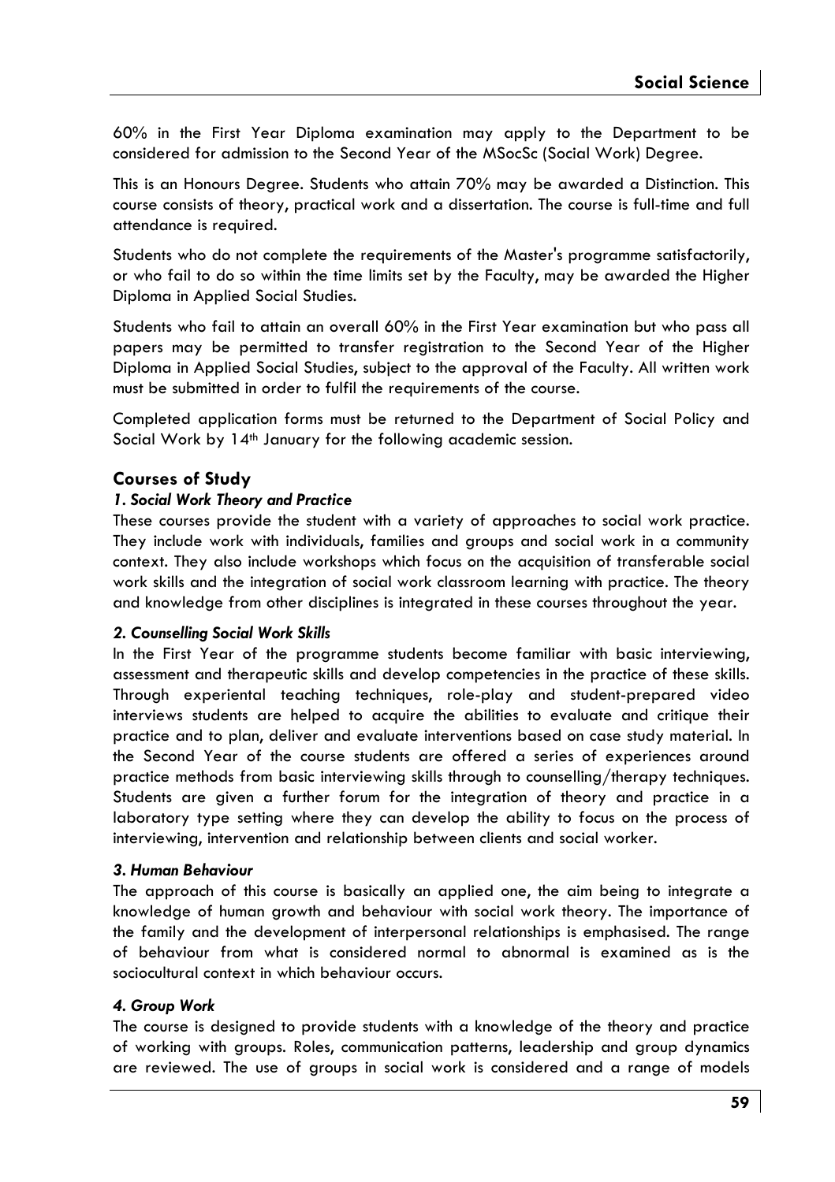60% in the First Year Diploma examination may apply to the Department to be considered for admission to the Second Year of the MSocSc (Social Work) Degree.

This is an Honours Degree. Students who attain 70% may be awarded a Distinction. This course consists of theory, practical work and a dissertation. The course is full-time and full attendance is required.

Students who do not complete the requirements of the Master's programme satisfactorily, or who fail to do so within the time limits set by the Faculty, may be awarded the Higher Diploma in Applied Social Studies.

Students who fail to attain an overall 60% in the First Year examination but who pass all papers may be permitted to transfer registration to the Second Year of the Higher Diploma in Applied Social Studies, subject to the approval of the Faculty. All written work must be submitted in order to fulfil the requirements of the course.

Completed application forms must be returned to the Department of Social Policy and Social Work by 14th January for the following academic session.

## Courses of Study

### *1. Social Work Theory and Practice*

These courses provide the student with a variety of approaches to social work practice. They include work with individuals, families and groups and social work in a community context. They also include workshops which focus on the acquisition of transferable social work skills and the integration of social work classroom learning with practice. The theory and knowledge from other disciplines is integrated in these courses throughout the year.

### *2. Counselling Social Work Skills*

In the First Year of the programme students become familiar with basic interviewing, assessment and therapeutic skills and develop competencies in the practice of these skills. Through experiental teaching techniques, role-play and student-prepared video interviews students are helped to acquire the abilities to evaluate and critique their practice and to plan, deliver and evaluate interventions based on case study material. In the Second Year of the course students are offered a series of experiences around practice methods from basic interviewing skills through to counselling/therapy techniques. Students are given a further forum for the integration of theory and practice in a laboratory type setting where they can develop the ability to focus on the process of interviewing, intervention and relationship between clients and social worker.

### *3. Human Behaviour*

The approach of this course is basically an applied one, the aim being to integrate a knowledge of human growth and behaviour with social work theory. The importance of the family and the development of interpersonal relationships is emphasised. The range of behaviour from what is considered normal to abnormal is examined as is the sociocultural context in which behaviour occurs.

### *4. Group Work*

The course is designed to provide students with a knowledge of the theory and practice of working with groups. Roles, communication patterns, leadership and group dynamics are reviewed. The use of groups in social work is considered and a range of models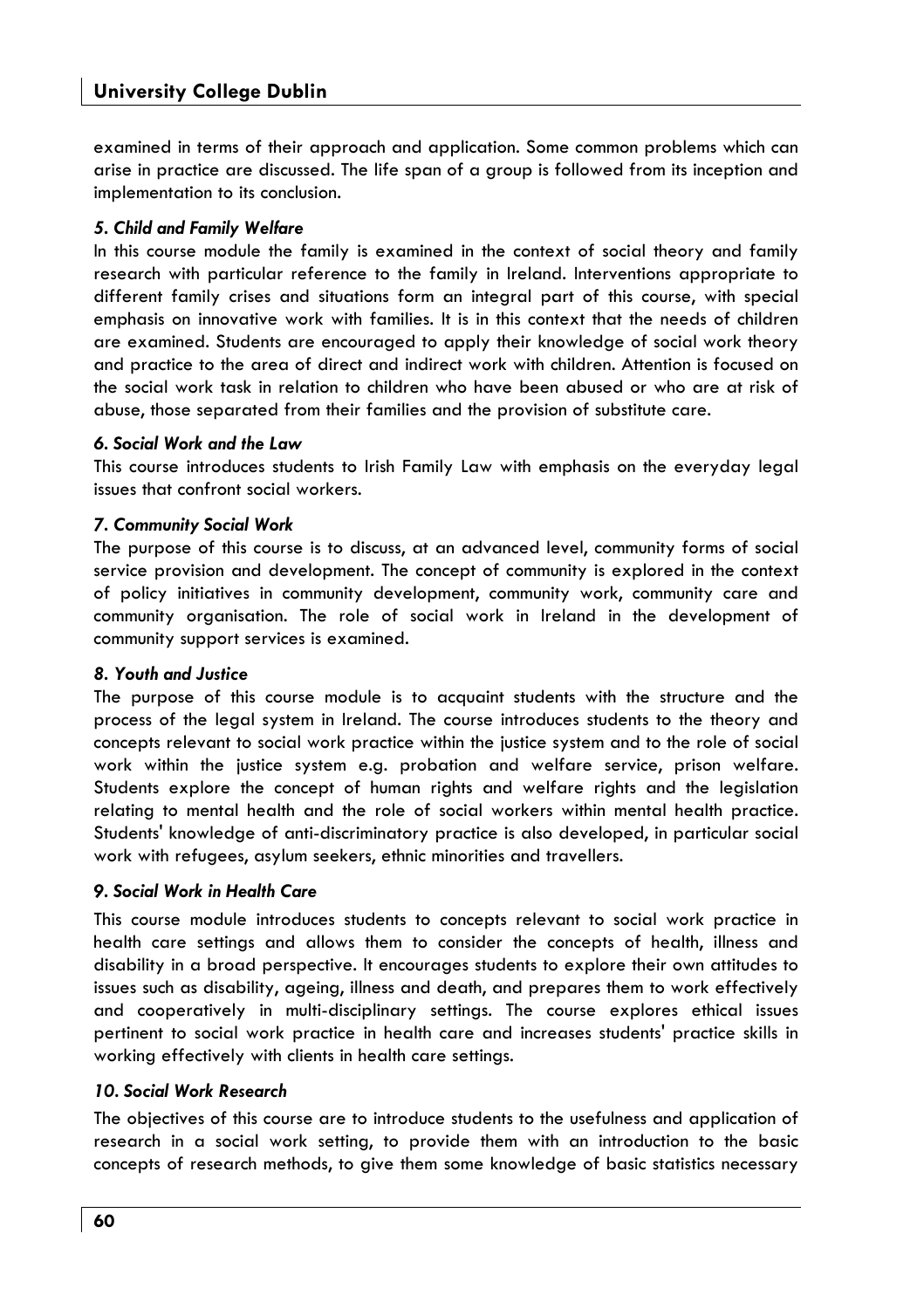examined in terms of their approach and application. Some common problems which can arise in practice are discussed. The life span of a group is followed from its inception and implementation to its conclusion.

### *5. Child and Family Welfare*

In this course module the family is examined in the context of social theory and family research with particular reference to the family in Ireland. Interventions appropriate to different family crises and situations form an integral part of this course, with special emphasis on innovative work with families. It is in this context that the needs of children are examined. Students are encouraged to apply their knowledge of social work theory and practice to the area of direct and indirect work with children. Attention is focused on the social work task in relation to children who have been abused or who are at risk of abuse, those separated from their families and the provision of substitute care.

### *6. Social Work and the Law*

This course introduces students to Irish Family Law with emphasis on the everyday legal issues that confront social workers.

### *7. Community Social Work*

The purpose of this course is to discuss, at an advanced level, community forms of social service provision and development. The concept of community is explored in the context of policy initiatives in community development, community work, community care and community organisation. The role of social work in Ireland in the development of community support services is examined.

### *8. Youth and Justice*

The purpose of this course module is to acquaint students with the structure and the process of the legal system in Ireland. The course introduces students to the theory and concepts relevant to social work practice within the justice system and to the role of social work within the justice system e.g. probation and welfare service, prison welfare. Students explore the concept of human rights and welfare rights and the legislation relating to mental health and the role of social workers within mental health practice. Students' knowledge of anti-discriminatory practice is also developed, in particular social work with refugees, asylum seekers, ethnic minorities and travellers.

### *9. Social Work in Health Care*

This course module introduces students to concepts relevant to social work practice in health care settings and allows them to consider the concepts of health, illness and disability in a broad perspective. It encourages students to explore their own attitudes to issues such as disability, ageing, illness and death, and prepares them to work effectively and cooperatively in multi-disciplinary settings. The course explores ethical issues pertinent to social work practice in health care and increases students' practice skills in working effectively with clients in health care settings.

### *10. Social Work Research*

The objectives of this course are to introduce students to the usefulness and application of research in a social work setting, to provide them with an introduction to the basic concepts of research methods, to give them some knowledge of basic statistics necessary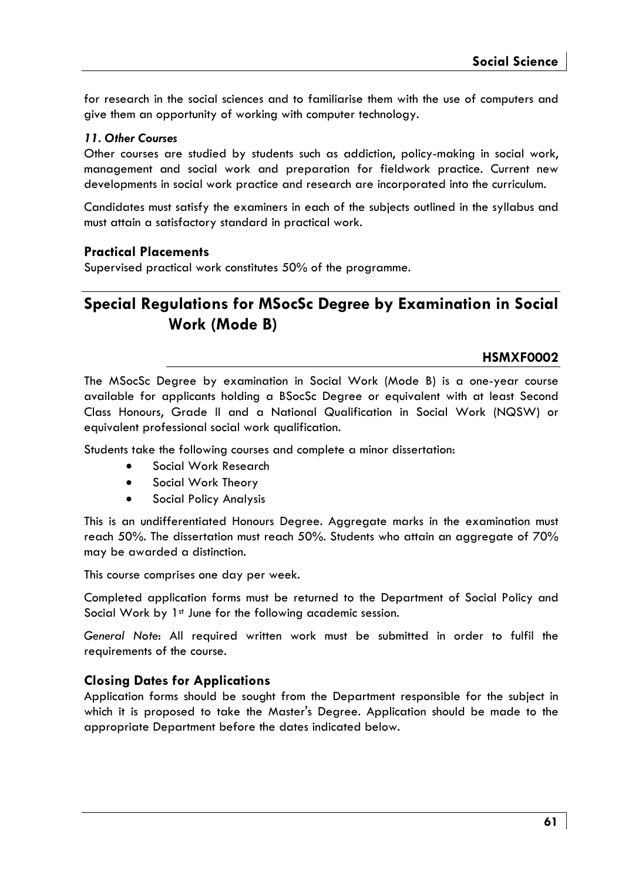for research in the social sciences and to familiarise them with the use of computers and give them an opportunity of working with computer technology.

#### *11. Other Courses*

Other courses are studied by students such as addiction, policy-making in social work, management and social work and preparation for fieldwork practice. Current new developments in social work practice and research are incorporated into the curriculum.

Candidates must satisfy the examiners in each of the subjects outlined in the syllabus and must attain a satisfactory standard in practical work.

### Practical Placements

Supervised practical work constitutes 50% of the programme.

## Special Regulations for MSocSc Degree by Examination in Social Work (Mode B)

**HSMXF0002**

The MSocSc Degree by examination in Social Work (Mode B) is a one-year course available for applicants holding a BSocSc Degree or equivalent with at least Second Class Honours, Grade II and a National Qualification in Social Work (NQSW) or equivalent professional social work qualification.

Students take the following courses and complete a minor dissertation:

- Social Work Research
- Social Work Theory
- Social Policy Analysis

This is an undifferentiated Honours Degree. Aggregate marks in the examination must reach 50%. The dissertation must reach 50%. Students who attain an aggregate of 70% may be awarded a distinction.

This course comprises one day per week.

Completed application forms must be returned to the Department of Social Policy and Social Work by 1st June for the following academic session.

*General Note*: All required written work must be submitted in order to fulfil the requirements of the course.

### Closing Dates for Applications

Application forms should be sought from the Department responsible for the subject in which it is proposed to take the Master's Degree. Application should be made to the appropriate Department before the dates indicated below.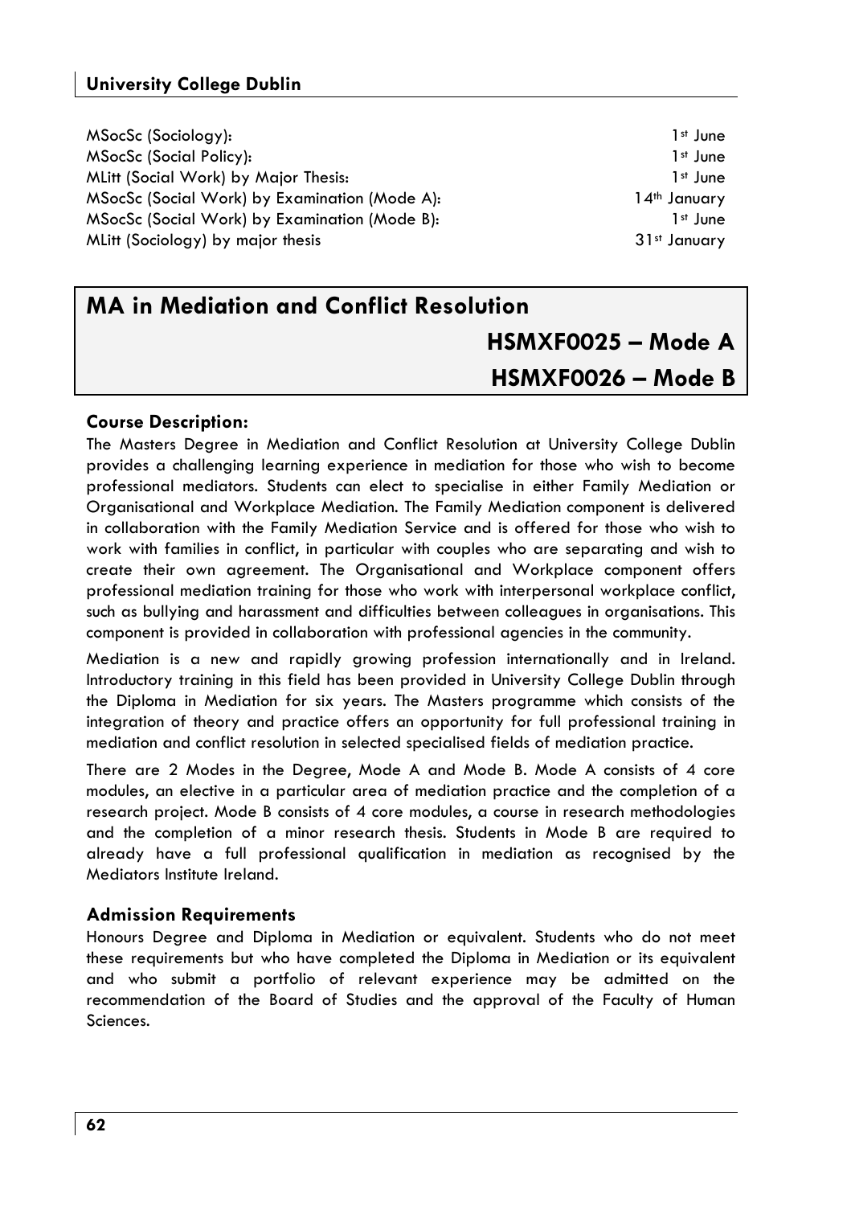| | |
|---|---|
| MSocSc (Sociology): | 1st June |
| MSocSc (Social Policy): | 1st June |
| MLitt (Social Work) by Major Thesis: | 1st June |
| MSocSc (Social Work) by Examination (Mode A): | 14th January |
| MSocSc (Social Work) by Examination (Mode B): | 1st June |
| MLitt (Sociology) by major thesis | 31st January |

## MA in Mediation and Conflict Resolution

**HSMXF0025 – Mode A**

**HSMXF0026 – Mode B**

### Course Description:

The Masters Degree in Mediation and Conflict Resolution at University College Dublin provides a challenging learning experience in mediation for those who wish to become professional mediators. Students can elect to specialise in either Family Mediation or Organisational and Workplace Mediation. The Family Mediation component is delivered in collaboration with the Family Mediation Service and is offered for those who wish to work with families in conflict, in particular with couples who are separating and wish to create their own agreement. The Organisational and Workplace component offers professional mediation training for those who work with interpersonal workplace conflict, such as bullying and harassment and difficulties between colleagues in organisations. This component is provided in collaboration with professional agencies in the community.

Mediation is a new and rapidly growing profession internationally and in Ireland. Introductory training in this field has been provided in University College Dublin through the Diploma in Mediation for six years. The Masters programme which consists of the integration of theory and practice offers an opportunity for full professional training in mediation and conflict resolution in selected specialised fields of mediation practice.

There are 2 Modes in the Degree, Mode A and Mode B. Mode A consists of 4 core modules, an elective in a particular area of mediation practice and the completion of a research project. Mode B consists of 4 core modules, a course in research methodologies and the completion of a minor research thesis. Students in Mode B are required to already have a full professional qualification in mediation as recognised by the Mediators Institute Ireland.

### Admission Requirements

Honours Degree and Diploma in Mediation or equivalent. Students who do not meet these requirements but who have completed the Diploma in Mediation or its equivalent and who submit a portfolio of relevant experience may be admitted on the recommendation of the Board of Studies and the approval of the Faculty of Human Sciences.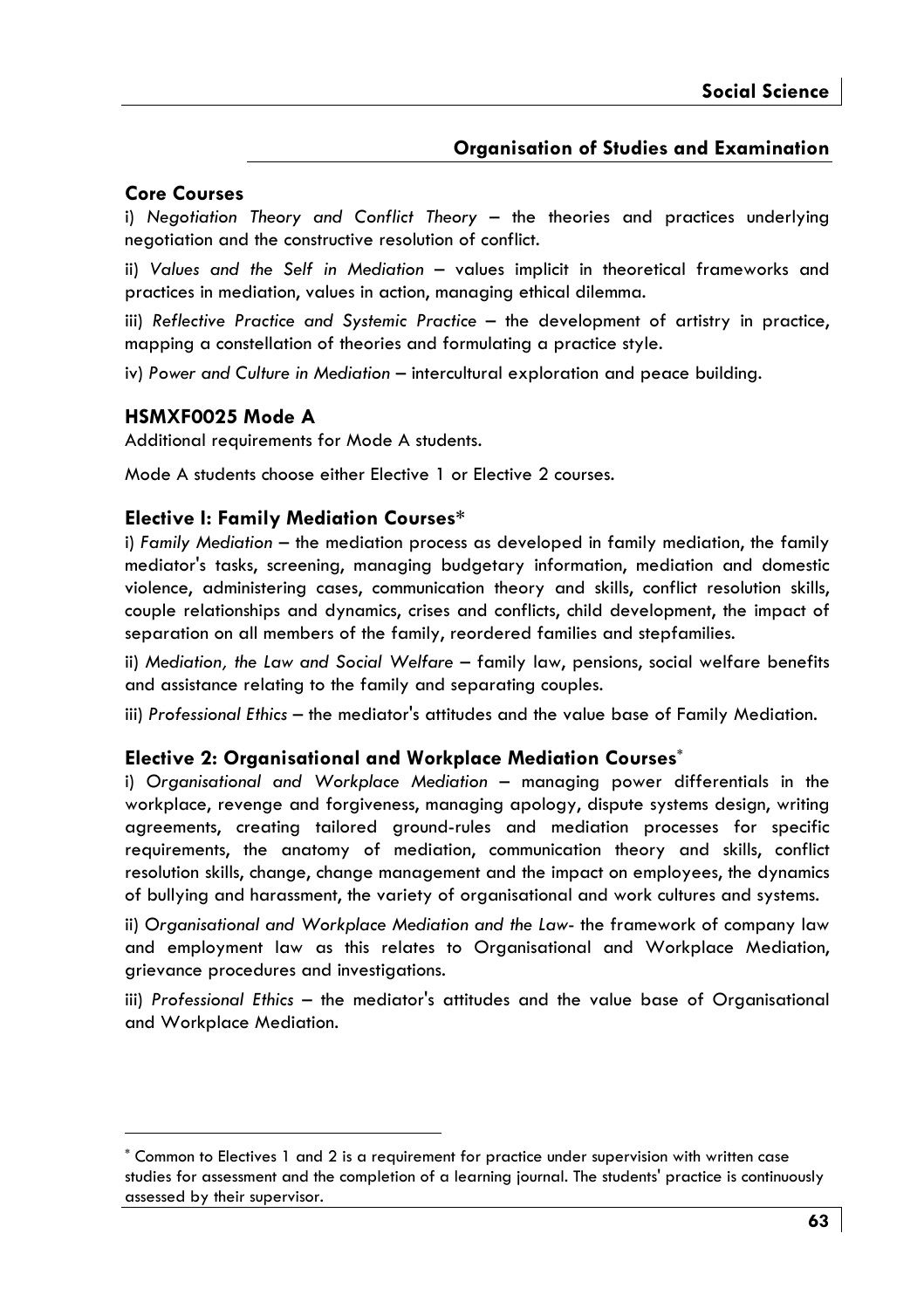## Organisation of Studies and Examination

### Core Courses

i) *Negotiation Theory and Conflict Theory* – the theories and practices underlying negotiation and the constructive resolution of conflict.

ii) *Values and the Self in Mediation* – values implicit in theoretical frameworks and practices in mediation, values in action, managing ethical dilemma.

iii) *Reflective Practice and Systemic Practice* – the development of artistry in practice, mapping a constellation of theories and formulating a practice style.

iv) *Power and Culture in Mediation* – intercultural exploration and peace building.

### HSMXF0025 Mode A

Additional requirements for Mode A students.

Mode A students choose either Elective 1 or Elective 2 courses.

### Elective I: Family Mediation Courses*

i) *Family Mediation* – the mediation process as developed in family mediation, the family mediator's tasks, screening, managing budgetary information, mediation and domestic violence, administering cases, communication theory and skills, conflict resolution skills, couple relationships and dynamics, crises and conflicts, child development, the impact of separation on all members of the family, reordered families and stepfamilies.

ii) *Mediation, the Law and Social Welfare* – family law, pensions, social welfare benefits and assistance relating to the family and separating couples.

iii) *Professional Ethics* – the mediator's attitudes and the value base of Family Mediation.

### Elective 2: Organisational and Workplace Mediation Courses*

i) *Organisational and Workplace Mediation* – managing power differentials in the workplace, revenge and forgiveness, managing apology, dispute systems design, writing agreements, creating tailored ground-rules and mediation processes for specific requirements, the anatomy of mediation, communication theory and skills, conflict resolution skills, change, change management and the impact on employees, the dynamics of bullying and harassment, the variety of organisational and work cultures and systems.

ii) *Organisational and Workplace Mediation and the Law*- the framework of company law and employment law as this relates to Organisational and Workplace Mediation, grievance procedures and investigations.

iii) *Professional Ethics* – the mediator's attitudes and the value base of Organisational and Workplace Mediation.

---

* Common to Electives 1 and 2 is a requirement for practice under supervision with written case studies for assessment and the completion of a learning journal. The students' practice is continuously assessed by their supervisor.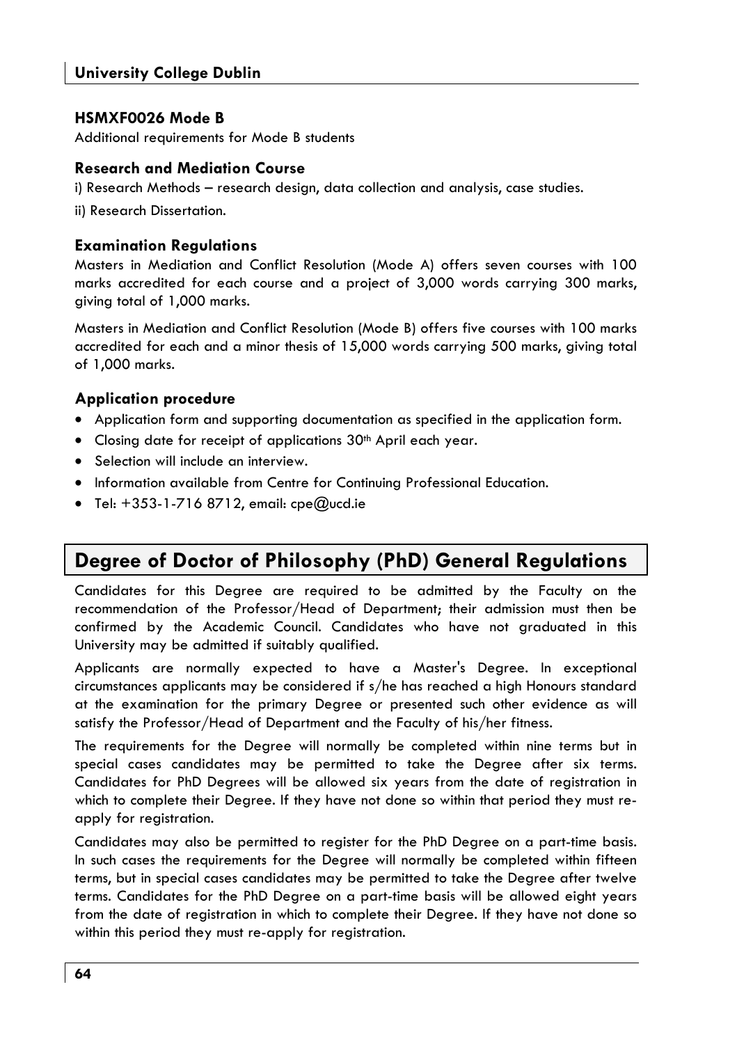### HSMXF0026 Mode B

Additional requirements for Mode B students

### Research and Mediation Course

i) Research Methods – research design, data collection and analysis, case studies.

ii) Research Dissertation.

### Examination Regulations

Masters in Mediation and Conflict Resolution (Mode A) offers seven courses with 100 marks accredited for each course and a project of 3,000 words carrying 300 marks, giving total of 1,000 marks.

Masters in Mediation and Conflict Resolution (Mode B) offers five courses with 100 marks accredited for each and a minor thesis of 15,000 words carrying 500 marks, giving total of 1,000 marks.

### Application procedure

- Application form and supporting documentation as specified in the application form.
- Closing date for receipt of applications 30th April each year.
- Selection will include an interview.
- Information available from Centre for Continuing Professional Education.
- Tel: +353-1-716 8712, email: cpe@ucd.ie

## Degree of Doctor of Philosophy (PhD) General Regulations

Candidates for this Degree are required to be admitted by the Faculty on the recommendation of the Professor/Head of Department; their admission must then be confirmed by the Academic Council. Candidates who have not graduated in this University may be admitted if suitably qualified.

Applicants are normally expected to have a Master's Degree. In exceptional circumstances applicants may be considered if s/he has reached a high Honours standard at the examination for the primary Degree or presented such other evidence as will satisfy the Professor/Head of Department and the Faculty of his/her fitness.

The requirements for the Degree will normally be completed within nine terms but in special cases candidates may be permitted to take the Degree after six terms. Candidates for PhD Degrees will be allowed six years from the date of registration in which to complete their Degree. If they have not done so within that period they must re-apply for registration.

Candidates may also be permitted to register for the PhD Degree on a part-time basis. In such cases the requirements for the Degree will normally be completed within fifteen terms, but in special cases candidates may be permitted to take the Degree after twelve terms. Candidates for the PhD Degree on a part-time basis will be allowed eight years from the date of registration in which to complete their Degree. If they have not done so within this period they must re-apply for registration.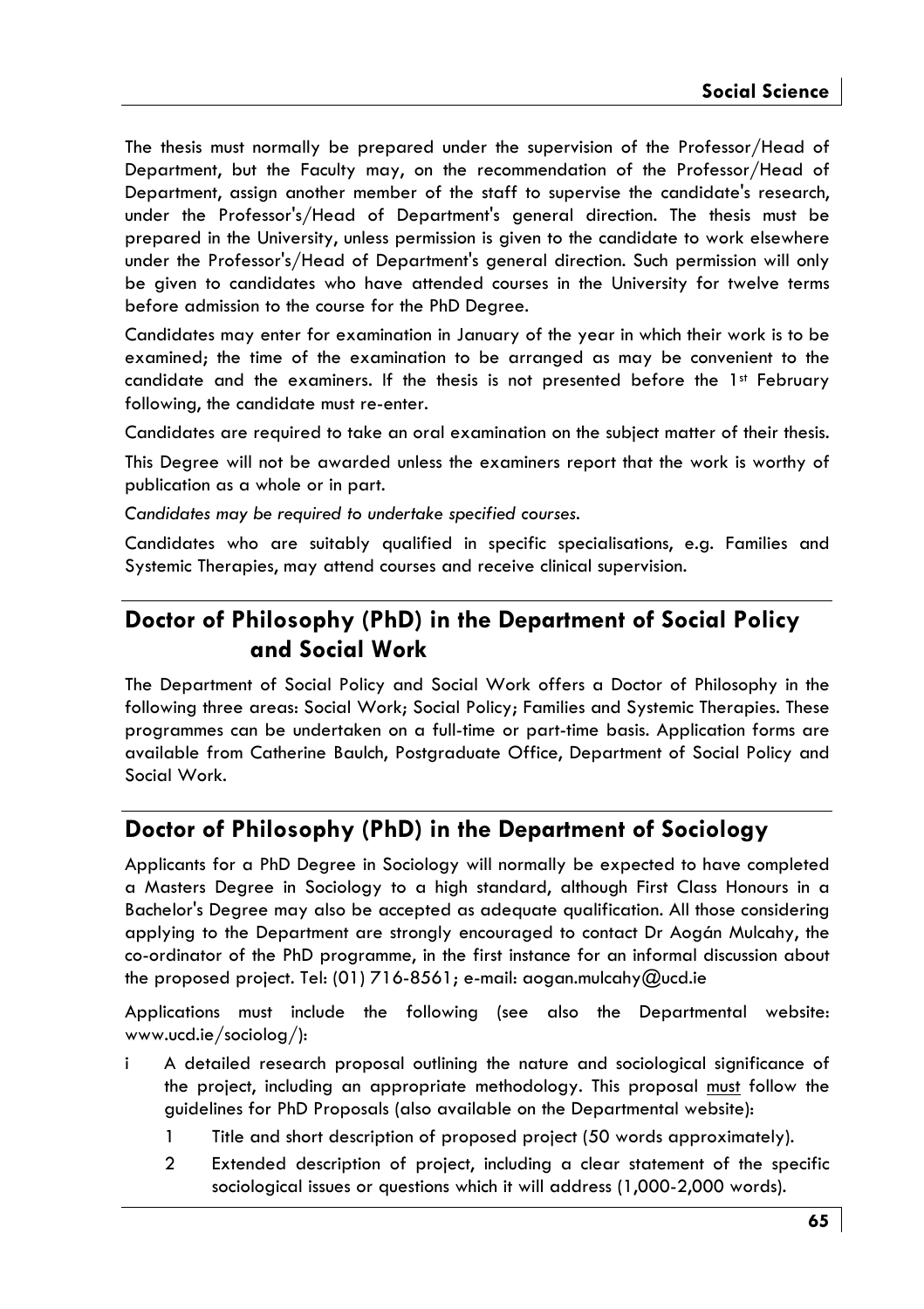The thesis must normally be prepared under the supervision of the Professor/Head of Department, but the Faculty may, on the recommendation of the Professor/Head of Department, assign another member of the staff to supervise the candidate's research, under the Professor's/Head of Department's general direction. The thesis must be prepared in the University, unless permission is given to the candidate to work elsewhere under the Professor's/Head of Department's general direction. Such permission will only be given to candidates who have attended courses in the University for twelve terms before admission to the course for the PhD Degree.

Candidates may enter for examination in January of the year in which their work is to be examined; the time of the examination to be arranged as may be convenient to the candidate and the examiners. If the thesis is not presented before the 1st February following, the candidate must re-enter.

Candidates are required to take an oral examination on the subject matter of their thesis.

This Degree will not be awarded unless the examiners report that the work is worthy of publication as a whole or in part.

*Candidates may be required to undertake specified courses.*

Candidates who are suitably qualified in specific specialisations, e.g. Families and Systemic Therapies, may attend courses and receive clinical supervision.

## Doctor of Philosophy (PhD) in the Department of Social Policy and Social Work

The Department of Social Policy and Social Work offers a Doctor of Philosophy in the following three areas: Social Work; Social Policy; Families and Systemic Therapies. These programmes can be undertaken on a full-time or part-time basis. Application forms are available from Catherine Baulch, Postgraduate Office, Department of Social Policy and Social Work.

## Doctor of Philosophy (PhD) in the Department of Sociology

Applicants for a PhD Degree in Sociology will normally be expected to have completed a Masters Degree in Sociology to a high standard, although First Class Honours in a Bachelor's Degree may also be accepted as adequate qualification. All those considering applying to the Department are strongly encouraged to contact Dr Aogán Mulcahy, the co-ordinator of the PhD programme, in the first instance for an informal discussion about the proposed project. Tel: (01) 716-8561; e-mail: aogan.mulcahy@ucd.ie

Applications must include the following (see also the Departmental website: www.ucd.ie/sociolog/):

i A detailed research proposal outlining the nature and sociological significance of the project, including an appropriate methodology. This proposal must follow the guidelines for PhD Proposals (also available on the Departmental website):

   1 Title and short description of proposed project (50 words approximately).

   2 Extended description of project, including a clear statement of the specific sociological issues or questions which it will address (1,000-2,000 words).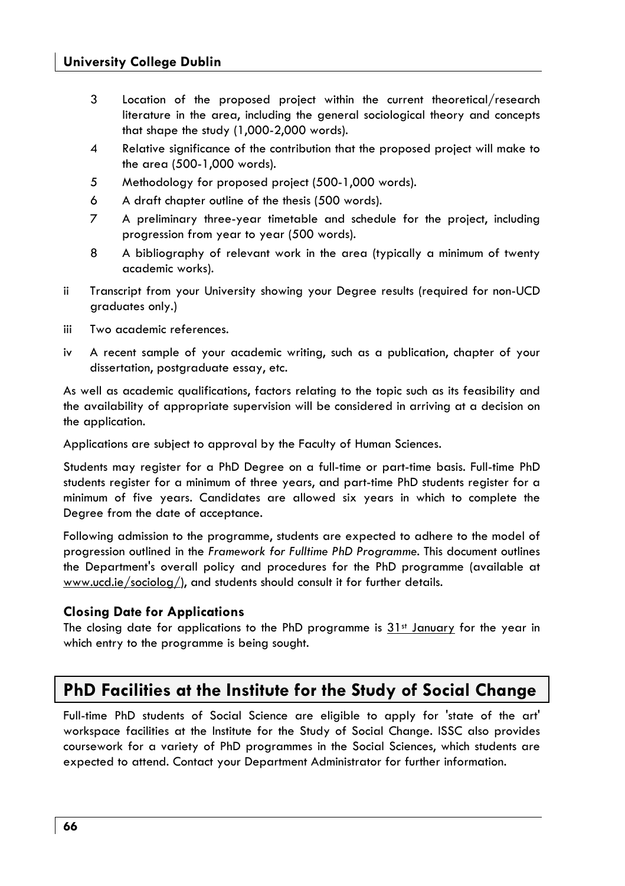3. Location of the proposed project within the current theoretical/research literature in the area, including the general sociological theory and concepts that shape the study (1,000-2,000 words).
4. Relative significance of the contribution that the proposed project will make to the area (500-1,000 words).
5. Methodology for proposed project (500-1,000 words).
6. A draft chapter outline of the thesis (500 words).
7. A preliminary three-year timetable and schedule for the project, including progression from year to year (500 words).
8. A bibliography of relevant work in the area (typically a minimum of twenty academic works).

ii Transcript from your University showing your Degree results (required for non-UCD graduates only.)

iii Two academic references.

iv A recent sample of your academic writing, such as a publication, chapter of your dissertation, postgraduate essay, etc.

As well as academic qualifications, factors relating to the topic such as its feasibility and the availability of appropriate supervision will be considered in arriving at a decision on the application.

Applications are subject to approval by the Faculty of Human Sciences.

Students may register for a PhD Degree on a full-time or part-time basis. Full-time PhD students register for a minimum of three years, and part-time PhD students register for a minimum of five years. Candidates are allowed six years in which to complete the Degree from the date of acceptance.

Following admission to the programme, students are expected to adhere to the model of progression outlined in the *Framework for Fulltime PhD Programme*. This document outlines the Department's overall policy and procedures for the PhD programme (available at www.ucd.ie/sociolog/), and students should consult it for further details.

### Closing Date for Applications

The closing date for applications to the PhD programme is 31st January for the year in which entry to the programme is being sought.

## PhD Facilities at the Institute for the Study of Social Change

Full-time PhD students of Social Science are eligible to apply for 'state of the art' workspace facilities at the Institute for the Study of Social Change. ISSC also provides coursework for a variety of PhD programmes in the Social Sciences, which students are expected to attend. Contact your Department Administrator for further information.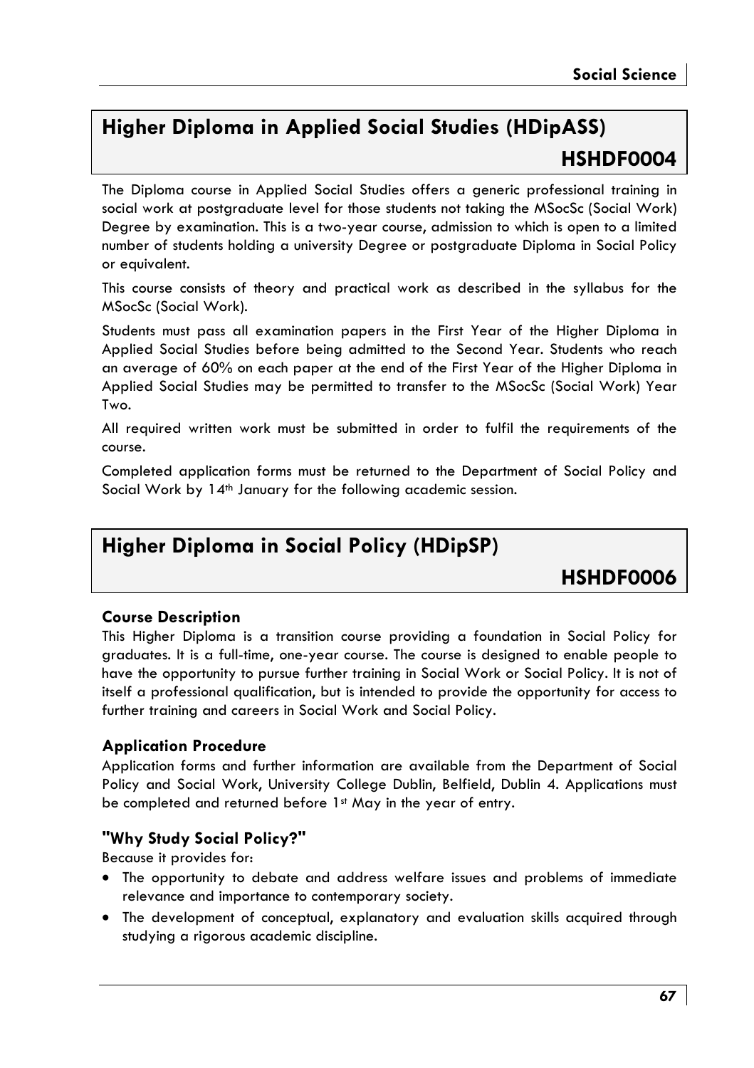## Higher Diploma in Applied Social Studies (HDipASS)

## HSHDF0004

The Diploma course in Applied Social Studies offers a generic professional training in social work at postgraduate level for those students not taking the MSocSc (Social Work) Degree by examination. This is a two-year course, admission to which is open to a limited number of students holding a university Degree or postgraduate Diploma in Social Policy or equivalent.

This course consists of theory and practical work as described in the syllabus for the MSocSc (Social Work).

Students must pass all examination papers in the First Year of the Higher Diploma in Applied Social Studies before being admitted to the Second Year. Students who reach an average of 60% on each paper at the end of the First Year of the Higher Diploma in Applied Social Studies may be permitted to transfer to the MSocSc (Social Work) Year Two.

All required written work must be submitted in order to fulfil the requirements of the course.

Completed application forms must be returned to the Department of Social Policy and Social Work by 14th January for the following academic session.

## Higher Diploma in Social Policy (HDipSP)

## HSHDF0006

### Course Description

This Higher Diploma is a transition course providing a foundation in Social Policy for graduates. It is a full-time, one-year course. The course is designed to enable people to have the opportunity to pursue further training in Social Work or Social Policy. It is not of itself a professional qualification, but is intended to provide the opportunity for access to further training and careers in Social Work and Social Policy.

### Application Procedure

Application forms and further information are available from the Department of Social Policy and Social Work, University College Dublin, Belfield, Dublin 4. Applications must be completed and returned before 1st May in the year of entry.

### "Why Study Social Policy?"

Because it provides for:

- The opportunity to debate and address welfare issues and problems of immediate relevance and importance to contemporary society.
- The development of conceptual, explanatory and evaluation skills acquired through studying a rigorous academic discipline.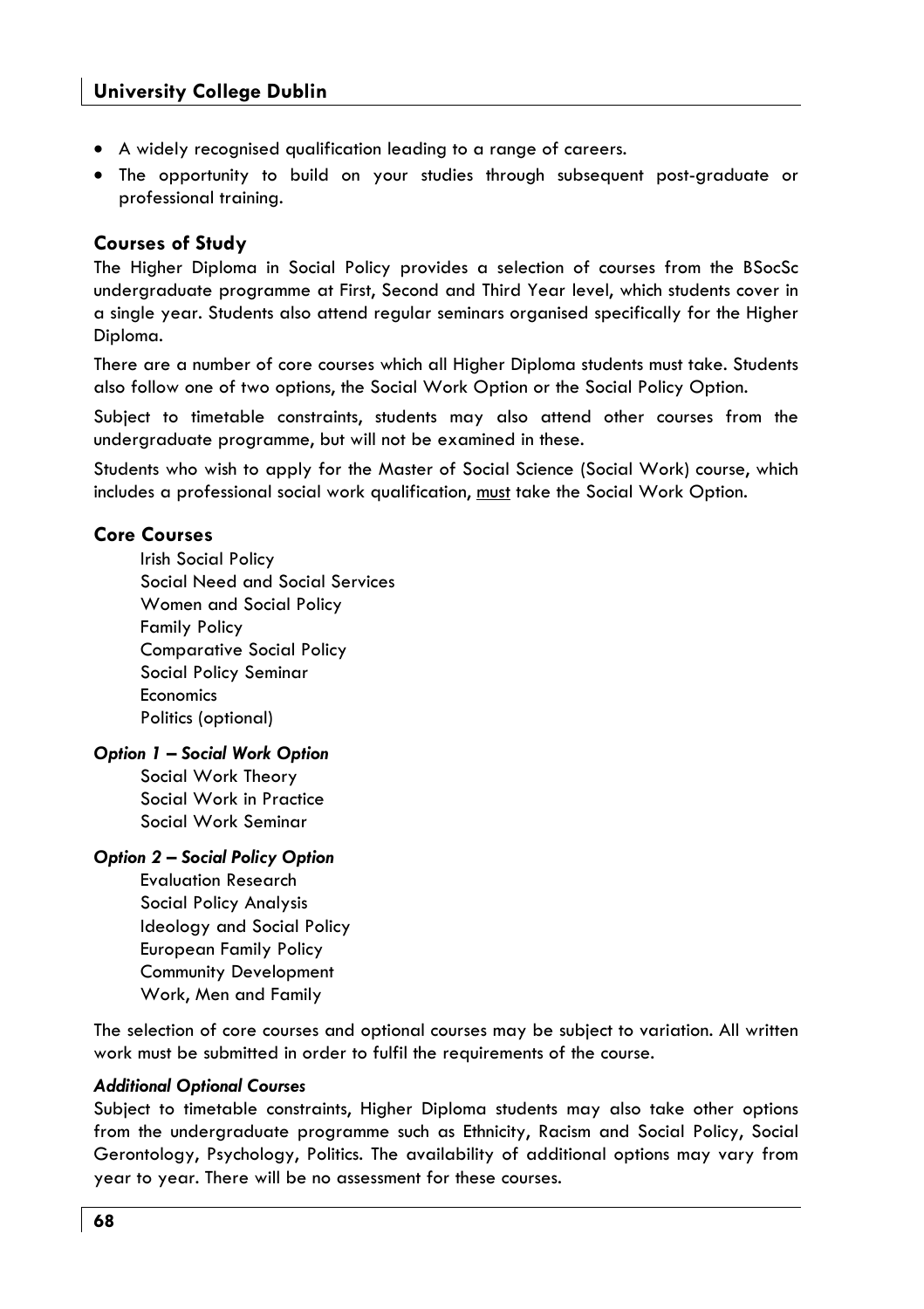- A widely recognised qualification leading to a range of careers.
- The opportunity to build on your studies through subsequent post-graduate or professional training.

### Courses of Study

The Higher Diploma in Social Policy provides a selection of courses from the BSocSc undergraduate programme at First, Second and Third Year level, which students cover in a single year. Students also attend regular seminars organised specifically for the Higher Diploma.

There are a number of core courses which all Higher Diploma students must take. Students also follow one of two options, the Social Work Option or the Social Policy Option.

Subject to timetable constraints, students may also attend other courses from the undergraduate programme, but will not be examined in these.

Students who wish to apply for the Master of Social Science (Social Work) course, which includes a professional social work qualification, <u>must</u> take the Social Work Option.

### Core Courses

Irish Social Policy
Social Need and Social Services
Women and Social Policy
Family Policy
Comparative Social Policy
Social Policy Seminar
Economics
Politics (optional)

#### *Option 1 – Social Work Option*

Social Work Theory
Social Work in Practice
Social Work Seminar

#### *Option 2 – Social Policy Option*

Evaluation Research
Social Policy Analysis
Ideology and Social Policy
European Family Policy
Community Development
Work, Men and Family

The selection of core courses and optional courses may be subject to variation. All written work must be submitted in order to fulfil the requirements of the course.

#### *Additional Optional Courses*

Subject to timetable constraints, Higher Diploma students may also take other options from the undergraduate programme such as Ethnicity, Racism and Social Policy, Social Gerontology, Psychology, Politics. The availability of additional options may vary from year to year. There will be no assessment for these courses.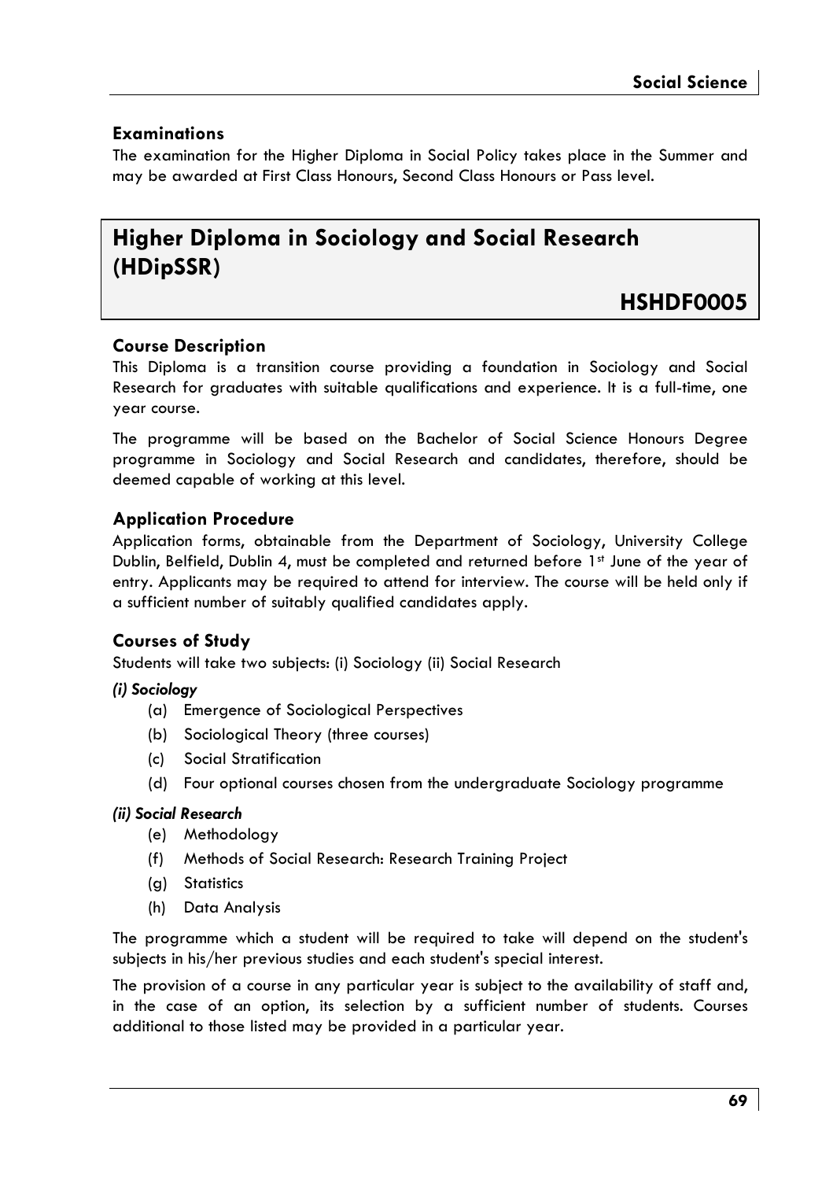### Examinations

The examination for the Higher Diploma in Social Policy takes place in the Summer and may be awarded at First Class Honours, Second Class Honours or Pass level.

## Higher Diploma in Sociology and Social Research (HDipSSR)

## HSHDF0005

### Course Description

This Diploma is a transition course providing a foundation in Sociology and Social Research for graduates with suitable qualifications and experience. It is a full-time, one year course.

The programme will be based on the Bachelor of Social Science Honours Degree programme in Sociology and Social Research and candidates, therefore, should be deemed capable of working at this level.

### Application Procedure

Application forms, obtainable from the Department of Sociology, University College Dublin, Belfield, Dublin 4, must be completed and returned before 1st June of the year of entry. Applicants may be required to attend for interview. The course will be held only if a sufficient number of suitably qualified candidates apply.

### Courses of Study

Students will take two subjects: (i) Sociology (ii) Social Research

***(i) Sociology***

- (a) Emergence of Sociological Perspectives
- (b) Sociological Theory (three courses)
- (c) Social Stratification
- (d) Four optional courses chosen from the undergraduate Sociology programme

***(ii) Social Research***

- (e) Methodology
- (f) Methods of Social Research: Research Training Project
- (g) Statistics
- (h) Data Analysis

The programme which a student will be required to take will depend on the student's subjects in his/her previous studies and each student's special interest.

The provision of a course in any particular year is subject to the availability of staff and, in the case of an option, its selection by a sufficient number of students. Courses additional to those listed may be provided in a particular year.